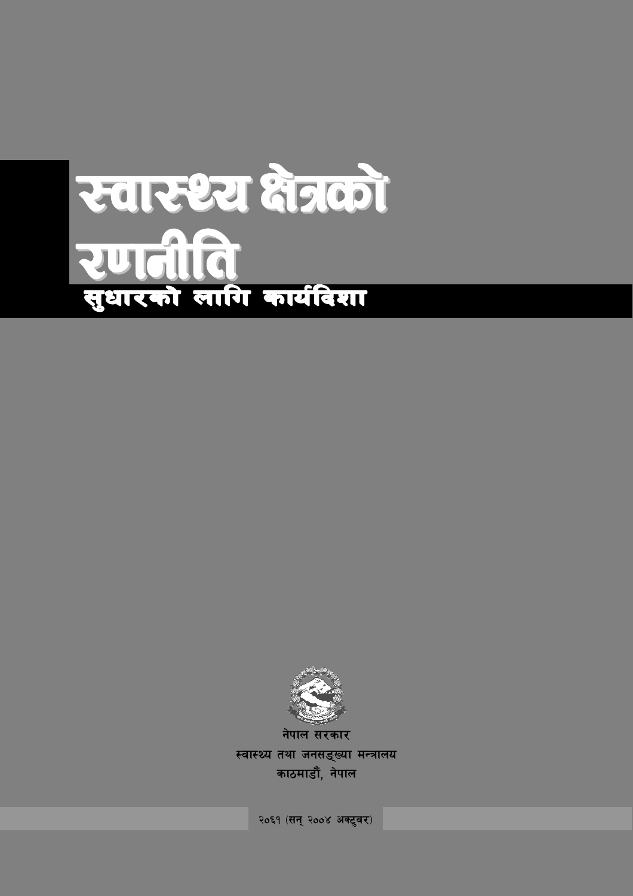# स्वास्थ्य क्षेत्रको रणनीति

## सुधारको लागि कार्यदिशा

नेपाल सरकार

स्वास्थ्य तथा जनसङ्ख्या मन्त्रालय

काठमाडौं, नेपाल

२०६१ (सन् २००४ अक्टुवर)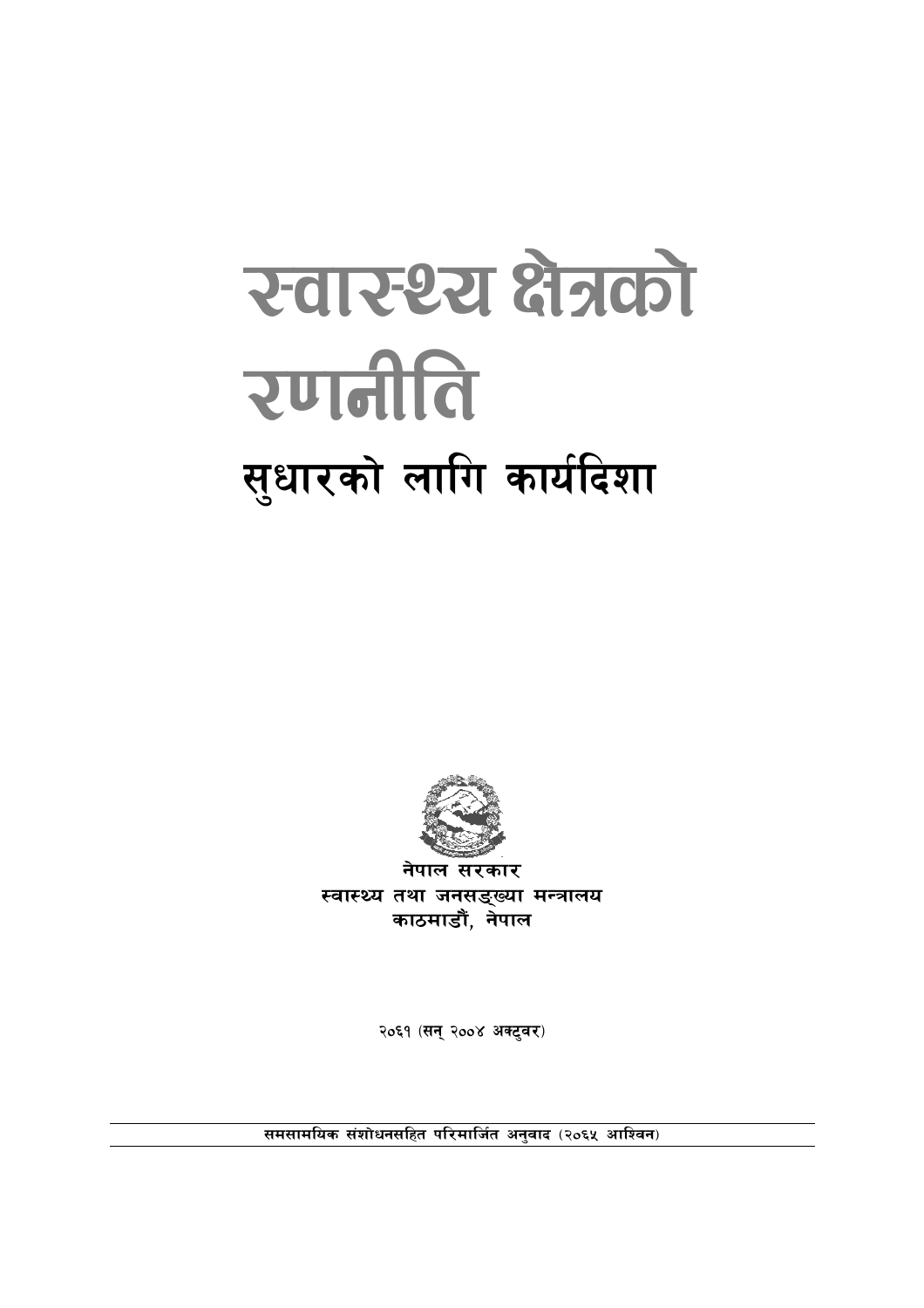# स्वास्थ्य क्षेत्रको रणनीति

## सुधारको लागि कार्यदिशा

नेपाल सरकार
स्वास्थ्य तथा जनसङ्ख्या मन्त्रालय
काठमाडौं, नेपाल

२०६१ (सन् २००४ अक्टुबर)

**समसामयिक संशोधनसहित परिमार्जित अनुवाद (२०६५ आश्विन)**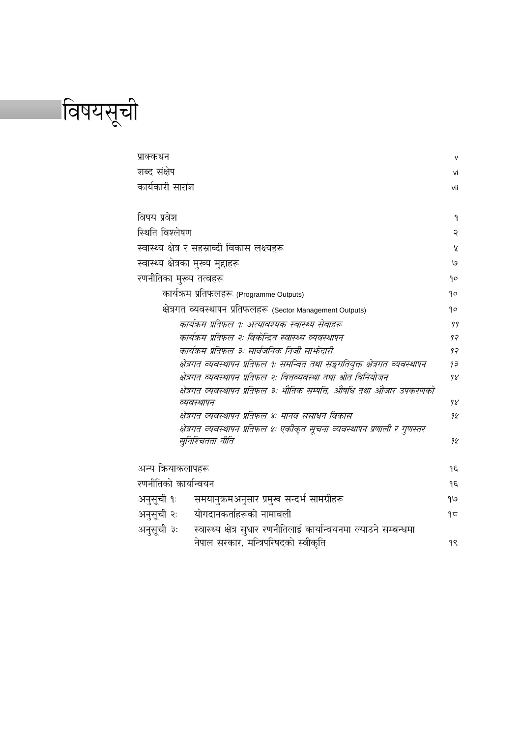# विषयसूची

| | |
|---|---|
| प्राक्कथन | v |
| शब्द संक्षेप | vi |
| कार्यकारी सारांश | vii |
| | |
| विषय प्रवेश | १ |
| स्थिति विश्लेषण | २ |
| स्वास्थ्य क्षेत्र र सहस्राब्दी विकास लक्ष्यहरू | ५ |
| स्वास्थ्य क्षेत्रका मुख्य मुद्दाहरू | ७ |
| रणनीतिका मुख्य तत्वहरू | १० |
| कार्यक्रम प्रतिफलहरू (Programme Outputs) | १० |
| क्षेत्रगत व्यवस्थापन प्रतिफलहरू (Sector Management Outputs) | १० |
| *कार्यक्रम प्रतिफल १ः अत्यावश्यक स्वास्थ्य सेवाहरू* | *११* |
| *कार्यक्रम प्रतिफल २ः विकेन्द्रित स्वास्थ्य व्यवस्थापन* | *१२* |
| *कार्यक्रम प्रतिफल ३ः सार्वजनिक निजी साझेदारी* | *१२* |
| *क्षेत्रगत व्यवस्थापन प्रतिफल १ः समन्वित तथा सङ्गतियुक्त क्षेत्रगत व्यवस्थापन* | *१३* |
| *क्षेत्रगत व्यवस्थापन प्रतिफल २ः वित्तव्यवस्था तथा श्रोत विनियोजन* | *१४* |
| *क्षेत्रगत व्यवस्थापन प्रतिफल ३ः भौतिक सम्पत्ति, औषधि तथा औजार उपकरणको व्यवस्थापन* | *१४* |
| *क्षेत्रगत व्यवस्थापन प्रतिफल ४ः मानव संसाधन विकास* | *१५* |
| *क्षेत्रगत व्यवस्थापन प्रतिफल ५ः एकीकृत सूचना व्यवस्थापन प्रणाली र गुणस्तर सुनिश्चितता नीति* | *१५* |
| | |
| अन्य क्रियाकलापहरू | १६ |
| रणनीतिको कार्यान्वयन | १६ |
| अनुसूची १ः समयानुक्रमअनुसार प्रमुख सन्दर्भ सामग्रीहरू | १७ |
| अनुसूची २ः योगदानकर्ताहरूको नामावली | १८ |
| अनुसूची ३ः स्वास्थ्य क्षेत्र सुधार रणनीतिलाई कार्यान्वयनमा ल्याउने सम्बन्धमा नेपाल सरकार, मन्त्रिपरिषदको स्वीकृति | १९ |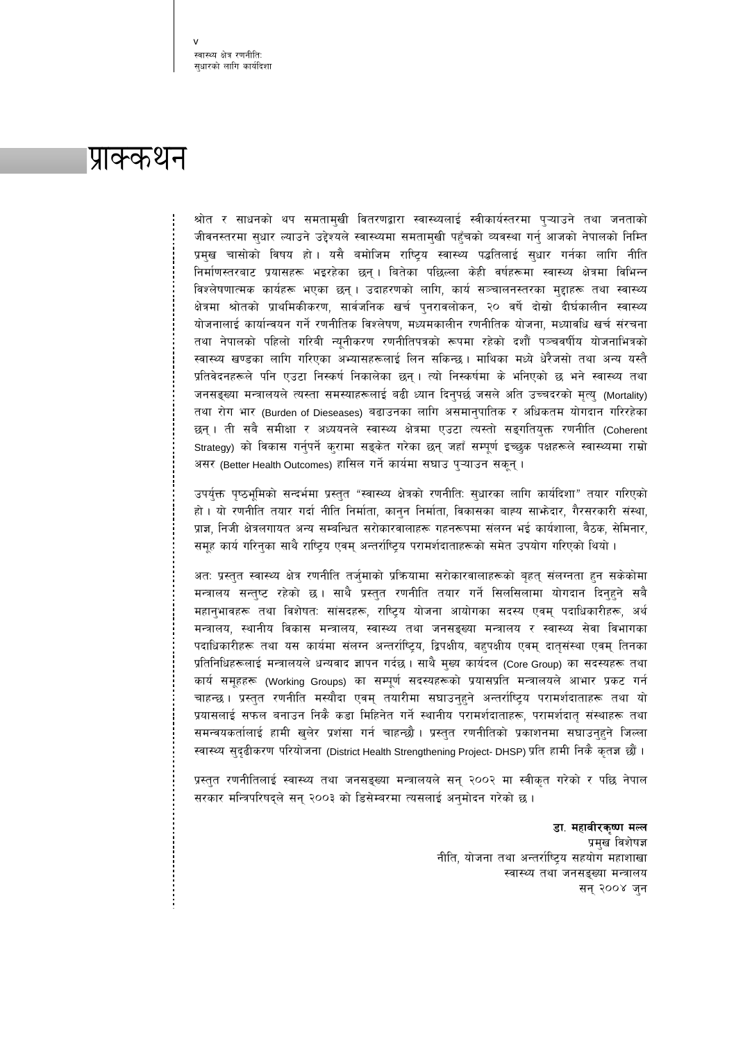# प्राक्कथन

श्रोत र साधनको थप समतामुखी वितरणद्वारा स्वास्थ्यलाई स्वीकार्यस्तरमा पुऱ्याउने तथा जनताको जीवनस्तरमा सुधार ल्याउने उद्देश्यले स्वास्थ्यमा समतामुखी पहुँचको व्यवस्था गर्नु आजको नेपालको निम्ति प्रमुख चासोको विषय हो। यसै बमोजिम राष्ट्रिय स्वास्थ्य पद्धतिलाई सुधार गर्नका लागि नीति निर्माणस्तरबाट प्रयासहरू भइरहेका छन्। बितेका पछिल्ला केही वर्षहरूमा स्वास्थ्य क्षेत्रमा विभिन्न विश्लेषणात्मक कार्यहरू भएका छन्। उदाहरणको लागि, कार्य सञ्चालनस्तरका मुद्दाहरू तथा स्वास्थ्य क्षेत्रमा श्रोतको प्राथमिकीकरण, सार्वजनिक खर्च पुनरावलोकन, २० वर्षे दोस्रो दीर्घकालीन स्वास्थ्य योजनालाई कार्यान्वयन गर्ने रणनीतिक विश्लेषण, मध्यमकालीन रणनीतिक योजना, मध्यावधि खर्च संरचना तथा नेपालको पहिलो गरिबी न्यूनीकरण रणनीतिपत्रको रूपमा रहेको दशौं पञ्चवर्षीय योजनाभित्रको स्वास्थ्य खण्डका लागि गरिएका अभ्यासहरूलाई लिन सकिन्छ। माथिका मध्ये धेरैजसो तथा अन्य यस्तै प्रतिवेदनहरूले पनि एउटा निस्कर्ष निकालेका छन्। त्यो निस्कर्षमा के भनिएको छ भने स्वास्थ्य तथा जनसङ्ख्या मन्त्रालयले त्यस्ता समस्याहरूलाई बढी ध्यान दिनुपर्छ जसले अति उच्चदरको मृत्यु (Mortality) तथा रोग भार (Burden of Dieseases) बढाउनका लागि असमानुपातिक र अधिकतम योगदान गरिरहेका छन्। ती सबै समीक्षा र अध्ययनले स्वास्थ्य क्षेत्रमा एउटा त्यस्तो सङ्गतियुक्त रणनीति (Coherent Strategy) को विकास गर्नुपर्ने कुरामा सङ्केत गरेका छन् जहाँ सम्पूर्ण इच्छुक पक्षहरूले स्वास्थ्यमा राम्रो असर (Better Health Outcomes) हासिल गर्ने कार्यमा सघाउ पुऱ्याउन सकून्।

उपर्युक्त पृष्ठभूमिको सन्दर्भमा प्रस्तुत "स्वास्थ्य क्षेत्रको रणनीतिः सुधारका लागि कार्यदिशा" तयार गरिएको हो। यो रणनीति तयार गर्दा नीति निर्माता, कानुन निर्माता, विकासका बाह्य साझेदार, गैरसरकारी संस्था, प्राज्ञ, निजी क्षेत्रलगायत अन्य सम्बन्धित सरोकारवालाहरू गहनरूपमा संलग्न भई कार्यशाला, बैठक, सेमिनार, समूह कार्य गरिनुका साथै राष्ट्रिय एवम् अन्तर्राष्ट्रिय परामर्शदाताहरूको समेत उपयोग गरिएको थियो।

अतः प्रस्तुत स्वास्थ्य क्षेत्र रणनीति तर्जुमाको प्रक्रियामा सरोकारवालाहरूको बृहत् संलग्नता हुन सकेकोमा मन्त्रालय सन्तुष्ट रहेको छ। साथै प्रस्तुत रणनीति तयार गर्ने सिलसिलामा योगदान दिनुहुने सबै महानुभावहरू तथा विशेषतः सांसदहरू, राष्ट्रिय योजना आयोगका सदस्य एवम् पदाधिकारीहरू, अर्थ मन्त्रालय, स्थानीय विकास मन्त्रालय, स्वास्थ्य तथा जनसङ्ख्या मन्त्रालय र स्वास्थ्य सेवा विभागका पदाधिकारीहरू तथा यस कार्यमा संलग्न अन्तर्राष्ट्रिय, द्विपक्षीय, बहुपक्षीय एवम् दातृसंस्था एवम् तिनका प्रतिनिधिहरूलाई मन्त्रालयले धन्यवाद ज्ञापन गर्दछ। साथै मुख्य कार्यदल (Core Group) का सदस्यहरू तथा कार्य समूहहरू (Working Groups) का सम्पूर्ण सदस्यहरूको प्रयासप्रति मन्त्रालयले आभार प्रकट गर्न चाहन्छ। प्रस्तुत रणनीति मस्यौदा एवम् तयारीमा सघाउनुहुने अन्तर्राष्ट्रिय परामर्शदाताहरू तथा यो प्रयासलाई सफल बनाउन निकै कडा मिहिनेत गर्ने स्थानीय परामर्शदाताहरू, परामर्शदातृ संस्थाहरू तथा समन्वयकर्तालाई हामी खुलेर प्रशंसा गर्न चाहन्छौं। प्रस्तुत रणनीतिको प्रकाशनमा सघाउनुहुने जिल्ला स्वास्थ्य सुदृढीकरण परियोजना (District Health Strengthening Project- DHSP) प्रति हामी निकै कृतज्ञ छौं।

प्रस्तुत रणनीतिलाई स्वास्थ्य तथा जनसङ्ख्या मन्त्रालयले सन् २००२ मा स्वीकृत गरेको र पछि नेपाल सरकार मन्त्रिपरिषद्ले सन् २००३ को डिसेम्बरमा त्यसलाई अनुमोदन गरेको छ।

**डा. महावीरकृष्ण मल्ल**
प्रमुख विशेषज्ञ
नीति, योजना तथा अन्तर्राष्ट्रिय सहयोग महाशाखा
स्वास्थ्य तथा जनसङ्ख्या मन्त्रालय
सन् २००४ जुन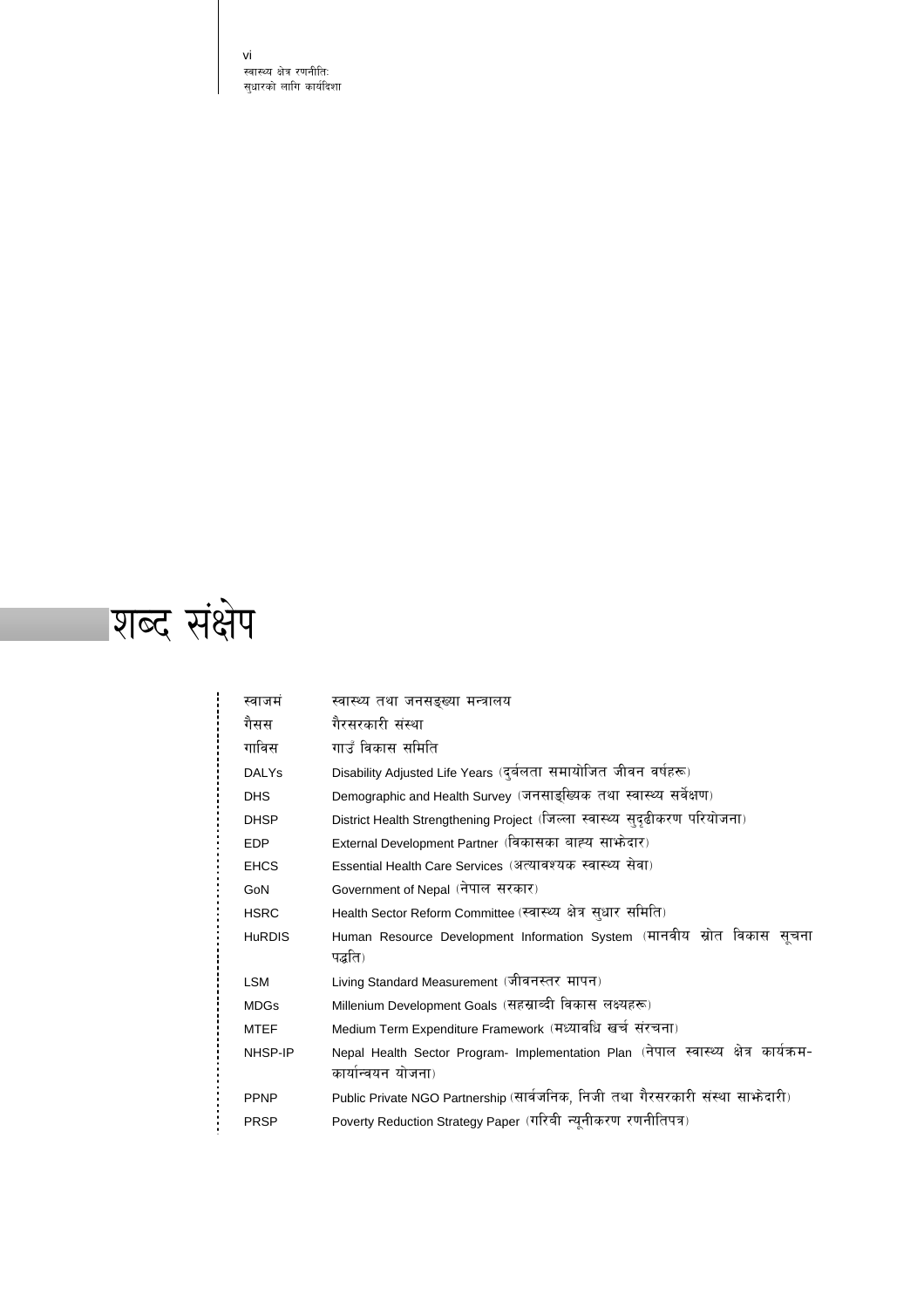# शब्द संक्षेप

| | |
|---|---|
| स्वाजमं | स्वास्थ्य तथा जनसङ्ख्या मन्त्रालय |
| गैसस | गैरसरकारी संस्था |
| गाविस | गाउँ विकास समिति |
| DALYs | Disability Adjusted Life Years (दुर्बलता समायोजित जीवन वर्षहरू) |
| DHS | Demographic and Health Survey (जनसाङ्ख्यिक तथा स्वास्थ्य सर्वेक्षण) |
| DHSP | District Health Strengthening Project (जिल्ला स्वास्थ्य सुदृढीकरण परियोजना) |
| EDP | External Development Partner (विकासका बाह्य साझेदार) |
| EHCS | Essential Health Care Services (अत्यावश्यक स्वास्थ्य सेवा) |
| GoN | Government of Nepal (नेपाल सरकार) |
| HSRC | Health Sector Reform Committee (स्वास्थ्य क्षेत्र सुधार समिति) |
| HuRDIS | Human Resource Development Information System (मानवीय स्रोत विकास सूचना पद्धति) |
| LSM | Living Standard Measurement (जीवनस्तर मापन) |
| MDGs | Millenium Development Goals (सहस्राब्दी विकास लक्ष्यहरू) |
| MTEF | Medium Term Expenditure Framework (मध्यावधि खर्च संरचना) |
| NHSP-IP | Nepal Health Sector Program- Implementation Plan (नेपाल स्वास्थ्य क्षेत्र कार्यक्रम-कार्यान्वयन योजना) |
| PPNP | Public Private NGO Partnership (सार्वजनिक, निजी तथा गैरसरकारी संस्था साझेदारी) |
| PRSP | Poverty Reduction Strategy Paper (गरिबी न्यूनीकरण रणनीतिपत्र) |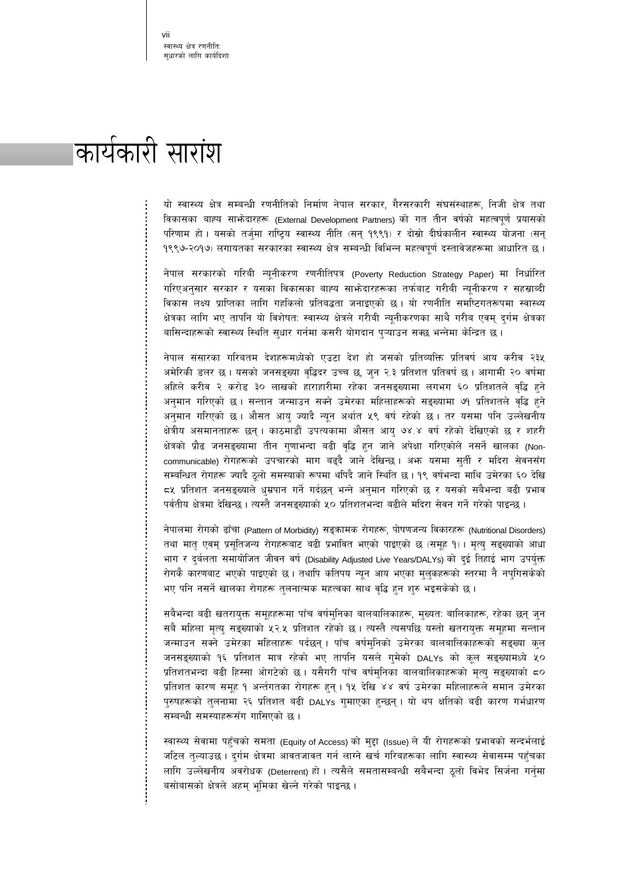# कार्यकारी सारांश

यो स्वास्थ्य क्षेत्र सम्बन्धी रणनीतिको निर्माण नेपाल सरकार, गैरसरकारी संघसंस्थाहरू, निजी क्षेत्र तथा विकासका बाह्य साझेदारहरू (External Development Partners) को गत तीन वर्षको महत्वपूर्ण प्रयासको परिणाम हो। यसको तर्जुमा राष्ट्रिय स्वास्थ्य नीति (सन् १९९१) र दोस्रो दीर्घकालीन स्वास्थ्य योजना (सन् १९९७-२०१७) लगायतका सरकारका स्वास्थ्य क्षेत्र सम्बन्धी विभिन्न महत्वपूर्ण दस्तावेजहरूमा आधारित छ।

नेपाल सरकारको गरिबी न्यूनीकरण रणनीतिपत्र (Poverty Reduction Strategy Paper) मा निर्धारित गरिएअनुसार सरकार र यसका विकासका बाह्य साझेदारहरूका तर्फबाट गरीबी न्यूनीकरण र सहस्राब्दी विकास लक्ष्य प्राप्तिका लागि गहकिलो प्रतिबद्धता जनाइएको छ। यो रणनीति समष्टिगतरूपमा स्वास्थ्य क्षेत्रका लागि भए तापनि यो विशेषतः स्वास्थ्य क्षेत्रले गरीबी न्यूनीकरणका साथै गरीब एवम् दुर्गम क्षेत्रका बासिन्दाहरूको स्वास्थ्य स्थिति सुधार गर्नमा कसरी योगदान पुऱ्याउन सक्छ भन्नेमा केन्द्रित छ।

नेपाल संसारका गरिबतम देशहरूमध्येको एउटा देश हो जसको प्रतिव्यक्ति प्रतिवर्ष आय करीव २३५ अमेरिकी डलर छ। यसको जनसङ्ख्या वृद्धिदर उच्च छ, जुन २.३ प्रतिशत प्रतिवर्ष छ। आगामी २० वर्षमा अहिले करीव २ करोड ३० लाखको हाराहारीमा रहेका जनसङ्ख्यामा लगभग ६० प्रतिशतले वृद्धि हुने अनुमान गरिएको छ। सन्तान जन्माउन सक्ने उमेरका महिलाहरूको सङ्ख्यामा ७१ प्रतिशतले वृद्धि हुने अनुमान गरिएको छ। औसत आयु ज्यादै न्यून अर्थात ५९ वर्ष रहेको छ। तर यसमा पनि उल्लेखनीय क्षेत्रीय असमानताहरू छन्। काठमाडौं उपत्यकामा औसत आयु ७४.४ वर्ष रहेको देखिएको छ र शहरी क्षेत्रको प्रौढ जनसङ्ख्यामा तीन गुणाभन्दा बढी वृद्धि हुन जाने अपेक्षा गरिएकोले नसर्ने खालका (Non-communicable) रोगहरूको उपचारको माग बढ्दै जाने देखिन्छ। अझ यसमा सुर्ती र मदिरा सेवनसँग सम्बन्धित रोगहरू ज्यादै ठूलो समस्याको रूपमा थपिदै जाने स्थिति छ। १९ वर्षभन्दा माथि उमेरका ६० देखि ८५ प्रतिशत जनसङ्ख्याले धुम्रपान गर्ने गर्दछन् भन्ने अनुमान गरिएको छ र यसको सबैभन्दा बढी प्रभाव पर्वतीय क्षेत्रमा देखिन्छ। त्यस्तै जनसङ्ख्याको ५० प्रतिशतभन्दा बढीले मदिरा सेवन गर्ने गरेको पाइन्छ।

नेपालमा रोगको ढाँचा (Pattern of Morbidity) सङ्क्रामक रोगहरू, पोषणजन्य विकारहरू (Nutritional Disorders) तथा मातृ एवम् प्रसूतिजन्य रोगहरूबाट बढी प्रभावित भएको पाइएको छ (समूह १)। मृत्यु सङ्ख्याको आधा भाग र दुर्बलता समायोजित जीवन वर्ष (Disability Adjusted Live Years/DALYs) को दुई तिहाई भाग उपर्युक्त रोगकै कारणबाट भएको पाइएको छ। तथापि कतिपय न्यून आय भएका मुलुकहरूको स्तरमा नै नपुगिसकेको भए पनि नसर्ने खालका रोगहरू तुलनात्मक महत्वका साथ वृद्धि हुन शुरु भइसकेको छ।

सबैभन्दा बढी खतरायुक्त समूहहरूमा पाँच वर्षमुनिका बालबालिकाहरू, मुख्यतः बालिकाहरू, रहेका छन् जुन सबै महिला मृत्यु सङ्ख्याको ५२.५ प्रतिशत रहेको छ। त्यस्तै त्यसपछि यस्तो खतरायुक्त समूहमा सन्तान जन्माउन सक्ने उमेरका महिलाहरू पर्दछन्। पाँच वर्षमुनिको उमेरका बालबालिकाहरूको सङ्ख्या कुल जनसङ्ख्याको १६ प्रतिशत मात्र रहेको भए तापनि यसले गुमेको DALYs को कूल सङ्ख्यामध्ये ५० प्रतिशतभन्दा बढी हिस्सा ओगटेको छ। यसैगरी पाँच वर्षमुनिका बालबालिकाहरूको मृत्यु सङ्ख्याको ८० प्रतिशत कारण समूह १ अन्तर्गतका रोगहरू हुन्। १५ देखि ४४ वर्ष उमेरका महिलाहरूले समान उमेरका पुरुषहरूको तुलनामा २६ प्रतिशत बढी DALYs गुमाएका हुन्छन्। यो थप क्षतिको बढी कारण गर्भधारण सम्बन्धी समस्याहरूसँग गासिएको छ।

स्वास्थ्य सेवामा पहुँचको समता (Equity of Access) को मुद्दा (Issue) ले यी रोगहरूको प्रभावको सन्दर्भलाई जटिल तुल्याउछ। दुर्गम क्षेत्रमा आवतजावत गर्न लाग्ने खर्च गरिबहरूका लागि स्वास्थ्य सेवासम्म पहुँचका लागि उल्लेखनीय अवरोधक (Deterrent) हो। त्यसैले समतासम्बन्धी सबैभन्दा ठूलो विभेद सिर्जना गर्नुमा बसोबासको क्षेत्रले अहम् भूमिका खेल्ने गरेको पाइन्छ।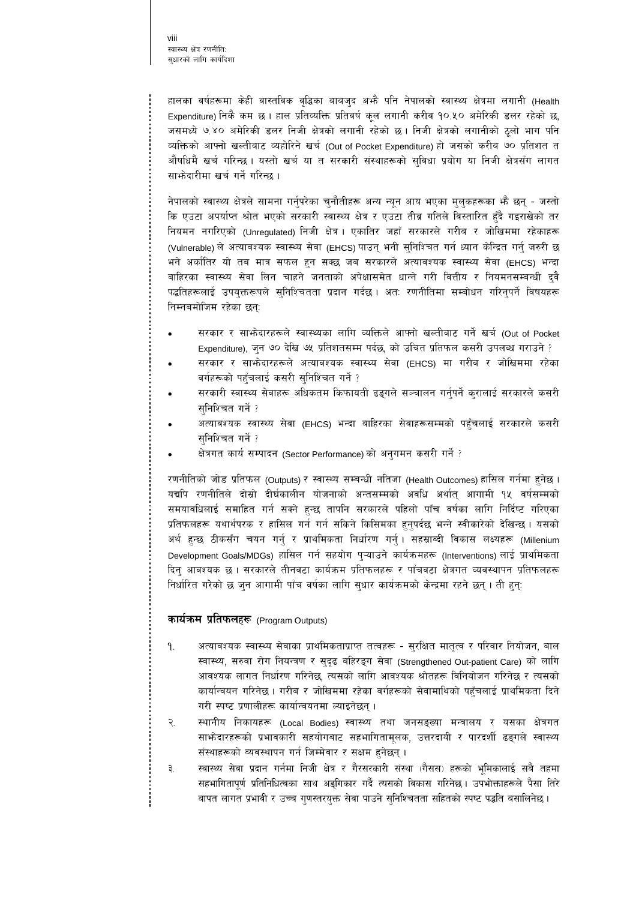हालका वर्षहरूमा केही वास्तविक वृद्धिका बाबजुद अझै पनि नेपालको स्वास्थ्य क्षेत्रमा लगानी (Health Expenditure) निकै कम छ। हाल प्रतिव्यक्ति प्रतिवर्ष कूल लगानी करीव १०.५० अमेरिकी डलर रहेको छ, जसमध्ये ७.४० अमेरिकी डलर निजी क्षेत्रको लगानी रहेको छ। निजी क्षेत्रको लगानीको ठूलो भाग पनि व्यक्तिको आफ्नो खल्तीबाट व्यहोरिने खर्च (Out of Pocket Expenditure) हो जसको करीब ७० प्रतिशत त औषधिमै खर्च गरिन्छ। यस्तो खर्च या त सरकारी संस्थाहरूको सुविधा प्रयोग या निजी क्षेत्रसँग लागत साझेदारीमा खर्च गर्ने गरिन्छ।

नेपालको स्वास्थ्य क्षेत्रले सामना गर्नुपरेका चुनौतीहरू अन्य न्यून आय भएका मुलुकहरूका झैं छन् - जस्तो कि एउटा अपर्याप्त श्रोत भएको सरकारी स्वास्थ्य क्षेत्र र एउटा तीव्र गतिले विस्तारित हुँदै गइराखेको तर नियमन नगरिएको (Unregulated) निजी क्षेत्र। एकातिर जहाँ सरकारले गरीब र जोखिममा रहेकाहरू (Vulnerable) ले अत्यावश्यक स्वास्थ्य सेवा (EHCS) पाउन् भनी सुनिश्चित गर्न ध्यान केन्द्रित गर्नु जरुरी छ भने अर्कातिर यो तब मात्र सफल हुन सक्छ जब सरकारले अत्यावश्यक स्वास्थ्य सेवा (EHCS) भन्दा बाहिरका स्वास्थ्य सेवा लिन चाहने जनताको अपेक्षासमेत धान्ने गरी वित्तीय र नियमनसम्बन्धी दुवै पद्धतिहरूलाई उपयुक्तरूपले सुनिश्चितता प्रदान गर्दछ। अतः रणनीतिमा सम्बोधन गरिनुपर्ने विषयहरू निम्नबमोजिम रहेका छन्:

- सरकार र साझेदारहरूले स्वास्थ्यका लागि व्यक्तिले आफ्नो खल्तीबाट गर्ने खर्च (Out of Pocket Expenditure), जुन ७० देखि ७५ प्रतिशतसम्म पर्दछ, को उचित प्रतिफल कसरी उपलब्ध गराउने ?
- सरकार र साझेदारहरूले अत्यावश्यक स्वास्थ्य सेवा (EHCS) मा गरीब र जोखिममा रहेका वर्गहरूको पहुँचलाई कसरी सुनिश्चित गर्ने ?
- सरकारी स्वास्थ्य सेवाहरू अधिकतम किफायती ढङ्गले सञ्चालन गर्नुपर्ने कुरालाई सरकारले कसरी सुनिश्चित गर्ने ?
- अत्यावश्यक स्वास्थ्य सेवा (EHCS) भन्दा बाहिरका सेवाहरूसम्मको पहुँचलाई सरकारले कसरी सुनिश्चित गर्ने ?
- क्षेत्रगत कार्य सम्पादन (Sector Performance) को अनुगमन कसरी गर्ने ?

रणनीतिको जोड प्रतिफल (Outputs) र स्वास्थ्य सम्बन्धी नतिजा (Health Outcomes) हासिल गर्नमा हुनेछ। यद्यपि रणनीतिले दोस्रो दीर्घकालीन योजनाको अन्तसम्मको अवधि अर्थात् आगामी १५ वर्षसम्मको समयावधिलाई समाहित गर्न सक्ने हुन्छ तापनि सरकारले पहिलो पाँच वर्षका लागि निर्दिष्ट गरिएका प्रतिफलहरू यथार्थपरक र हासिल गर्न गर्न सकिने किसिमका हुनुपर्दछ भन्ने स्वीकारेको देखिन्छ। यसको अर्थ हुन्छ ठीकसँग चयन गर्नु र प्राथमिकता निर्धारण गर्नु। सहस्राब्दी विकास लक्ष्यहरू (Millenium Development Goals/MDGs) हासिल गर्न सहयोग पुऱ्याउने कार्यक्रमहरू (Interventions) लाई प्राथमिकता दिनु आवश्यक छ। सरकारले तीनवटा कार्यक्रम प्रतिफलहरू र पाँचवटा क्षेत्रगत व्यवस्थापन प्रतिफलहरू निर्धारित गरेको छ जुन आगामी पाँच वर्षका लागि सुधार कार्यक्रमको केन्द्रमा रहने छन्। ती हुन्:

### कार्यक्रम प्रतिफलहरू (Program Outputs)

१. अत्यावश्यक स्वास्थ्य सेवाका प्राथमिकताप्राप्त तत्वहरू - सुरक्षित मातृत्व र परिवार नियोजन, बाल स्वास्थ्य, सरुवा रोग नियन्त्रण र सुदृढ बहिरङ्ग सेवा (Strengthened Out-patient Care) को लागि आवश्यक लागत निर्धारण गरिनेछ, त्यसको लागि आवश्यक श्रोतहरू विनियोजन गरिनेछ र त्यसको कार्यान्वयन गरिनेछ। गरीब र जोखिममा रहेका वर्गहरूको सेवामाथिको पहुँचलाई प्राथमिकता दिने गरी स्पष्ट प्रणालीहरू कार्यान्वयनमा ल्याइनेछन्।

२. स्थानीय निकायहरू (Local Bodies) स्वास्थ्य तथा जनसङ्ख्या मन्त्रालय र यसका क्षेत्रगत साझेदारहरूको प्रभावकारी सहयोगबाट सहभागितामूलक, उत्तरदायी र पारदर्शी ढङ्गले स्वास्थ्य संस्थाहरूको व्यवस्थापन गर्न जिम्मेवार र सक्षम हुनेछन्।

३. स्वास्थ्य सेवा प्रदान गर्नमा निजी क्षेत्र र गैरसरकारी संस्था (गैसस) हरूको भूमिकालाई सबै तहमा सहभागितापूर्ण प्रतिनिधित्वका साथ अङ्गिकार गर्दै त्यसको विकास गरिनेछ। उपभोक्ताहरूले पैसा तिरे बापत लागत प्रभावी र उच्च गुणस्तरयुक्त सेवा पाउने सुनिश्चितता सहितको स्पष्ट पद्धति बसालिनेछ।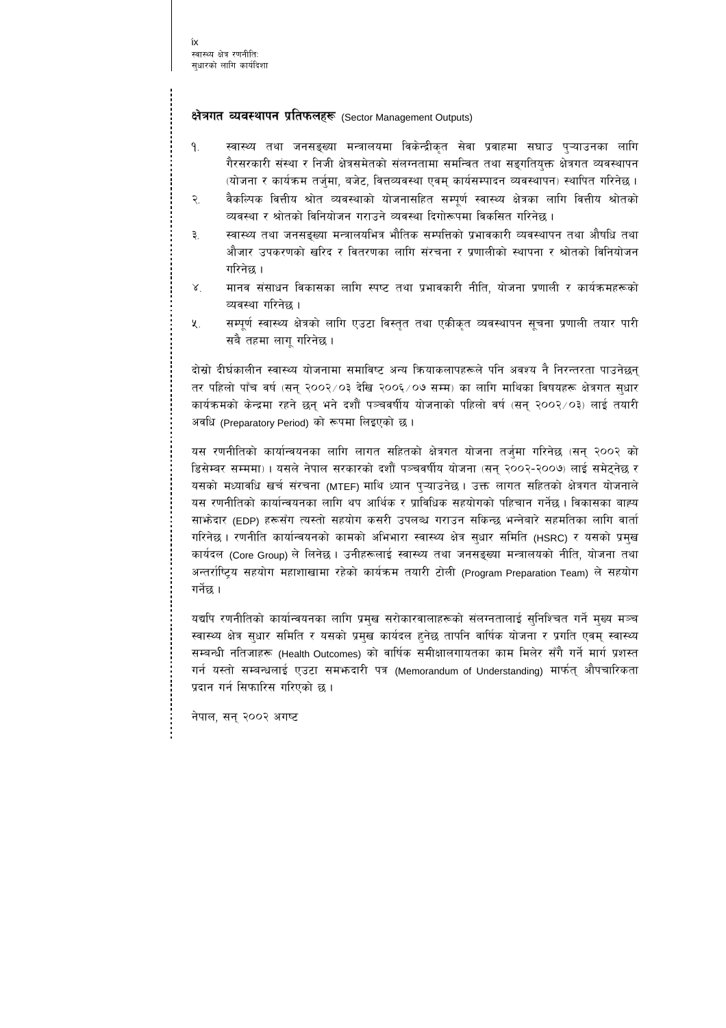**क्षेत्रगत व्यवस्थापन प्रतिफलहरू** (Sector Management Outputs)

१. स्वास्थ्य तथा जनसङ्ख्या मन्त्रालयमा विकेन्द्रीकृत सेवा प्रवाहमा सघाउ पुऱ्याउनका लागि गैरसरकारी संस्था र निजी क्षेत्रसमेतको संलग्नतामा समन्वित तथा सङ्गतियुक्त क्षेत्रगत व्यवस्थापन (योजना र कार्यक्रम तर्जुमा, बजेट, वित्तव्यवस्था एवम् कार्यसम्पादन व्यवस्थापन) स्थापित गरिनेछ ।

२. वैकल्पिक वित्तीय श्रोत व्यवस्थाको योजनासहित सम्पूर्ण स्वास्थ्य क्षेत्रका लागि वित्तीय श्रोतको व्यवस्था र श्रोतको विनियोजन गराउने व्यवस्था दिगोरूपमा विकसित गरिनेछ ।

३. स्वास्थ्य तथा जनसङ्ख्या मन्त्रालयभित्र भौतिक सम्पत्तिको प्रभावकारी व्यवस्थापन तथा औषधि तथा औजार उपकरणको खरिद र वितरणका लागि संरचना र प्रणालीको स्थापना र श्रोतको विनियोजन गरिनेछ ।

४. मानव संसाधन विकासका लागि स्पष्ट तथा प्रभावकारी नीति, योजना प्रणाली र कार्यक्रमहरूको व्यवस्था गरिनेछ ।

५. सम्पूर्ण स्वास्थ्य क्षेत्रको लागि एउटा विस्तृत तथा एकीकृत व्यवस्थापन सूचना प्रणाली तयार पारी सबै तहमा लागू गरिनेछ ।

दोस्रो दीर्घकालीन स्वास्थ्य योजनामा समाविष्ट अन्य क्रियाकलापहरूले पनि अवश्य नै निरन्तरता पाउनेछन् तर पहिलो पाँच वर्ष (सन् २००२/०३ देखि २००६/०७ सम्म) का लागि माथिका विषयहरू क्षेत्रगत सुधार कार्यक्रमको केन्द्रमा रहने छन् भने दशौं पञ्चवर्षीय योजनाको पहिलो वर्ष (सन् २००२/०३) लाई तयारी अवधि (Preparatory Period) को रूपमा लिइएको छ ।

यस रणनीतिको कार्यान्वयनका लागि लागत सहितको क्षेत्रगत योजना तर्जुमा गरिनेछ (सन् २००२ को डिसेम्बर सम्ममा) । यसले नेपाल सरकारको दशौं पञ्चवर्षीय योजना (सन् २००२-२००७) लाई समेट्नेछ र यसको मध्यावधि खर्च संरचना (MTEF) माथि ध्यान पुऱ्याउनेछ । उक्त लागत सहितको क्षेत्रगत योजनाले यस रणनीतिको कार्यान्वयनका लागि थप आर्थिक र प्राविधिक सहयोगको पहिचान गर्नेछ । विकासका बाह्य साझेदार (EDP) हरूसँग त्यस्तो सहयोग कसरी उपलब्ध गराउन सकिन्छ भन्नेबारे सहमतिका लागि वार्ता गरिनेछ । रणनीति कार्यान्वयनको कामको अभिभारा स्वास्थ्य क्षेत्र सुधार समिति (HSRC) र यसको प्रमुख कार्यदल (Core Group) ले लिनेछ । उनीहरूलाई स्वास्थ्य तथा जनसङ्ख्या मन्त्रालयको नीति, योजना तथा अन्तर्राष्ट्रिय सहयोग महाशाखामा रहेको कार्यक्रम तयारी टोली (Program Preparation Team) ले सहयोग गर्नेछ ।

यद्यपि रणनीतिको कार्यान्वयनका लागि प्रमुख सरोकारवालाहरूको संलग्नतालाई सुनिश्चित गर्ने मुख्य मञ्च स्वास्थ्य क्षेत्र सुधार समिति र यसको प्रमुख कार्यदल हुनेछ तापनि वार्षिक योजना र प्रगति एवम् स्वास्थ्य सम्बन्धी नतिजाहरू (Health Outcomes) को वार्षिक समीक्षालगायतका काम मिलेर सँगै गर्ने मार्ग प्रशस्त गर्न यस्तो सम्बन्धलाई एउटा समझदारी पत्र (Memorandum of Understanding) मार्फत् औपचारिकता प्रदान गर्न सिफारिस गरिएको छ ।

नेपाल, सन् २००२ अगष्ट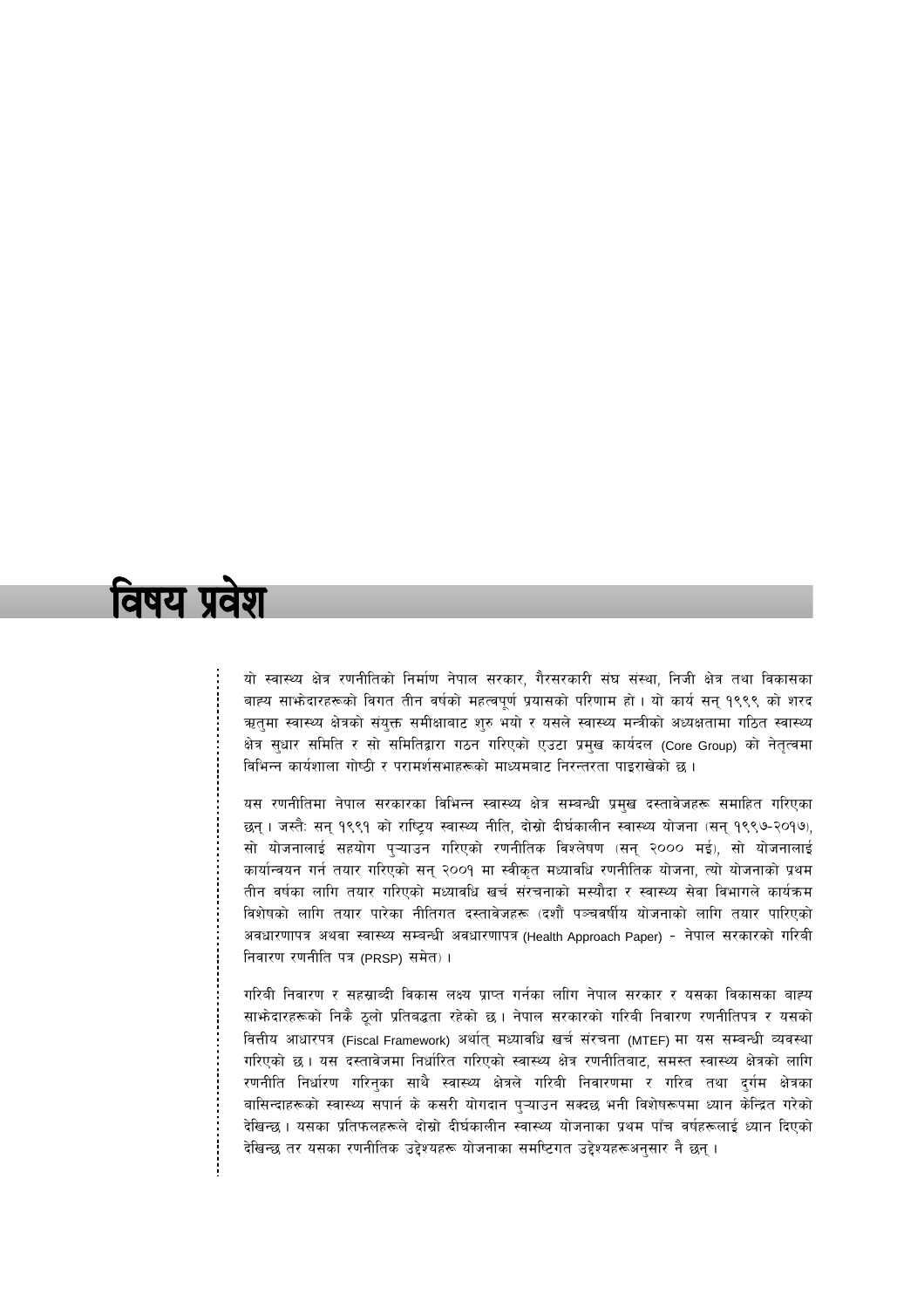# विषय प्रवेश

यो स्वास्थ्य क्षेत्र रणनीतिको निर्माण नेपाल सरकार, गैरसरकारी संघ संस्था, निजी क्षेत्र तथा विकासका बाह्य साझेदारहरूको विगत तीन वर्षको महत्वपूर्ण प्रयासको परिणाम हो । यो कार्य सन् १९९९ को शरद ऋतुमा स्वास्थ्य क्षेत्रको संयुक्त समीक्षाबाट शुरु भयो र यसले स्वास्थ्य मन्त्रीको अध्यक्षतामा गठित स्वास्थ्य क्षेत्र सुधार समिति र सो समितिद्वारा गठन गरिएको एउटा प्रमुख कार्यदल (Core Group) को नेतृत्वमा विभिन्न कार्यशाला गोष्ठी र परामर्शसभाहरूको माध्यमबाट निरन्तरता पाइराखेको छ ।

यस रणनीतिमा नेपाल सरकारका विभिन्न स्वास्थ्य क्षेत्र सम्बन्धी प्रमुख दस्तावेजहरू समाहित गरिएका छन् । जस्तैः सन् १९९१ को राष्ट्रिय स्वास्थ्य नीति, दोस्रो दीर्घकालीन स्वास्थ्य योजना (सन् १९९७-२०१७), सो योजनालाई सहयोग पुऱ्याउन गरिएको रणनीतिक विश्लेषण (सन् २००० मई), सो योजनालाई कार्यान्वयन गर्न तयार गरिएको सन् २००१ मा स्वीकृत मध्यावधि रणनीतिक योजना, त्यो योजनाको प्रथम तीन वर्षका लागि तयार गरिएको मध्यावधि खर्च संरचनाको मस्यौदा र स्वास्थ्य सेवा विभागले कार्यक्रम विशेषको लागि तयार पारेका नीतिगत दस्तावेजहरू (दशौं पञ्चवर्षीय योजनाको लागि तयार पारिएको अवधारणापत्र अथवा स्वास्थ्य सम्बन्धी अवधारणापत्र (Health Approach Paper) - नेपाल सरकारको गरिबी निवारण रणनीति पत्र (PRSP) समेत) ।

गरिबी निवारण र सहस्राब्दी विकास लक्ष्य प्राप्त गर्नका लागि नेपाल सरकार र यसका विकासका बाह्य साझेदारहरूको निकै ठूलो प्रतिबद्धता रहेको छ । नेपाल सरकारको गरिबी निवारण रणनीतिपत्र र यसको वित्तीय आधारपत्र (Fiscal Framework) अर्थात् मध्यावधि खर्च संरचना (MTEF) मा यस सम्बन्धी व्यवस्था गरिएको छ । यस दस्तावेजमा निर्धारित गरिएको स्वास्थ्य क्षेत्र रणनीतिबाट, समस्त स्वास्थ्य क्षेत्रको लागि रणनीति निर्धारण गरिनुका साथै स्वास्थ्य क्षेत्रले गरिबी निवारणमा र गरिब तथा दुर्गम क्षेत्रका बासिन्दाहरूको स्वास्थ्य सपार्न के कसरी योगदान पुऱ्याउन सक्दछ भनी विशेषरूपमा ध्यान केन्द्रित गरेको देखिन्छ । यसका प्रतिफलहरूले दोस्रो दीर्घकालीन स्वास्थ्य योजनाका प्रथम पाँच वर्षहरूलाई ध्यान दिएको देखिन्छ तर यसका रणनीतिक उद्देश्यहरू योजनाका समष्टिगत उद्देश्यहरूअनुसार नै छन् ।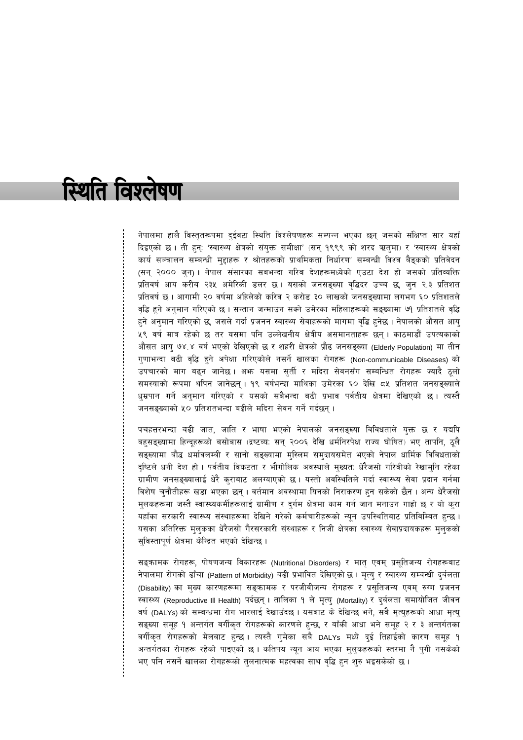# स्थिति विश्लेषण

नेपालमा हालै विस्तृतरूपमा दुईवटा स्थिति विश्लेषणहरू सम्पन्न भएका छन् जसको संक्षिप्त सार यहाँ दिइएको छ। ती हुन्: 'स्वास्थ्य क्षेत्रको संयुक्त समीक्षा' (सन् १९९९ को शरद ऋतुमा) र 'स्वास्थ्य क्षेत्रको कार्य सञ्चालन सम्बन्धी मुद्दाहरू र श्रोतहरूको प्राथमिकता निर्धारण' सम्बन्धी विश्व बैङ्कको प्रतिवेदन (सन् २००० जुन)। नेपाल संसारका सबभन्दा गरिब देशहरूमध्येको एउटा देश हो जसको प्रतिव्यक्ति प्रतिवर्ष आय करीब २३५ अमेरिकी डलर छ। यसको जनसङ्ख्या वृद्धिदर उच्च छ, जुन २.३ प्रतिशत प्रतिवर्ष छ। आगामी २० वर्षमा अहिलेको करिव २ करोड ३० लाखको जनसङ्ख्यामा लगभग ६० प्रतिशतले वृद्धि हुने अनुमान गरिएको छ। सन्तान जन्माउन सक्ने उमेरका महिलाहरूको सङ्ख्यामा ७१ प्रतिशतले वृद्धि हुने अनुमान गरिएको छ, जसले गर्दा प्रजनन स्वास्थ्य सेवाहरूको मागमा वृद्धि हुनेछ। नेपालको औसत आयु ५९ वर्ष मात्र रहेको छ तर यसमा पनि उल्लेखनीय क्षेत्रीय असमानताहरू छन्। काठमाडौं उपत्यकाको औसत आयु ७४.४ वर्ष भएको देखिएको छ र शहरी क्षेत्रको प्रौढ जनसङ्ख्या (Elderly Population) मा तीन गुणाभन्दा बढी वृद्धि हुने अपेक्षा गरिएकोले नसर्ने खालका रोगहरू (Non-communicable Diseases) को उपचारको माग बढ्न जानेछ। अझ यसमा सुर्ती र मदिरा सेवनसँग सम्बन्धित रोगहरू ज्यादै ठूलो समस्याको रूपमा थपिन जानेछन्। १९ वर्षभन्दा माथिका उमेरका ६० देखि ८५ प्रतिशत जनसङ्ख्याले धुम्रपान गर्ने अनुमान गरिएको र यसको सबैभन्दा बढी प्रभाव पर्वतीय क्षेत्रमा देखिएको छ। त्यस्तै जनसङ्ख्याको ५० प्रतिशतभन्दा बढीले मदिरा सेवन गर्ने गर्दछन्।

पचहत्तरभन्दा बढी जात, जाति र भाषा भएको नेपालको जनसङ्ख्या विविधताले युक्त छ र यद्यपि बहुसङ्ख्यामा हिन्दूहरूको बसोबास (द्रष्टव्यः सन् २००६ देखि धर्मनिरपेक्ष राज्य घोषित) भए तापनि, ठूलै सङ्ख्यामा बौद्ध धर्मावलम्बी र सानो सङ्ख्यामा मुस्लिम समुदायसमेत भएको नेपाल धार्मिक विविधताको दृष्टिले धनी देश हो। पर्वतीय विकटता र भौगोलिक अवस्थाले मुख्यतः धेरैजसो गरिबीको रेखामुनि रहेका ग्रामीण जनसङ्ख्यालाई धेरै कुराबाट अलग्याएको छ। यस्तो अवस्थितिले गर्दा स्वास्थ्य सेवा प्रदान गर्नमा विशेष चुनौतीहरू खडा भएका छन्। वर्तमान अवस्थामा यिनको निराकरण हुन सकेको छैन। अन्य धेरैजसो मुलकहरूमा जस्तै स्वास्थ्यकर्मीहरूलाई ग्रामीण र दुर्गम क्षेत्रमा काम गर्न जान मनाउन गाह्रो छ र यो कुरा यहाँका सरकारी स्वास्थ्य संस्थाहरूमा देखिने गरेको कर्मचारीहरूको न्यून उपस्थितिबाट प्रतिबिम्बित हुन्छ। यसका अतिरिक्त मुलुकका धेरैजसो गैरसरकारी संस्थाहरू र निजी क्षेत्रका स्वास्थ्य सेवाप्रदायकहरू मुलुकको सुविस्तापूर्ण क्षेत्रमा केन्द्रित भएको देखिन्छ।

सङ्क्रामक रोगहरू, पोषणजन्य विकारहरू (Nutritional Disorders) र मातृ एवम् प्रसूतिजन्य रोगहरूबाट नेपालमा रोगको ढाँचा (Pattern of Morbidity) बढी प्रभावित देखिएको छ। मृत्यु र स्वास्थ्य सम्बन्धी दुर्बलता (Disability) का मुख्य कारणहरूमा सङ्क्रामक र परजीवीजन्य रोगहरू र प्रसूतिजन्य एवम् रुग्ण प्रजनन स्वास्थ्य (Reproductive Ill Health) पर्दछन्। तालिका १ ले मृत्यु (Mortality) र दुर्बलता समायोजित जीवन वर्ष (DALYs) को सम्बन्धमा रोग भारलाई देखाउँदछ। यसबाट के देखिन्छ भने, सबै मृत्युहरूको आधा मृत्यु सङ्ख्या समूह १ अन्तर्गत वर्गीकृत रोगहरूको कारणले हुन्छ, र बाँकी आधा भने समूह २ र ३ अन्तर्गतका वर्गीकृत रोगहरूको मेलबाट हुन्छ। त्यस्तै गुमेका सबै DALYs मध्ये दुई तिहाईको कारण समूह १ अन्तर्गतका रोगहरू रहेको पाइएको छ। कतिपय न्यून आय भएका मुलुकहरूको स्तरमा नै पुगी नसकेको भए पनि नसर्ने खालका रोगहरूको तुलनात्मक महत्वका साथ वृद्धि हुन शुरु भइसकेको छ।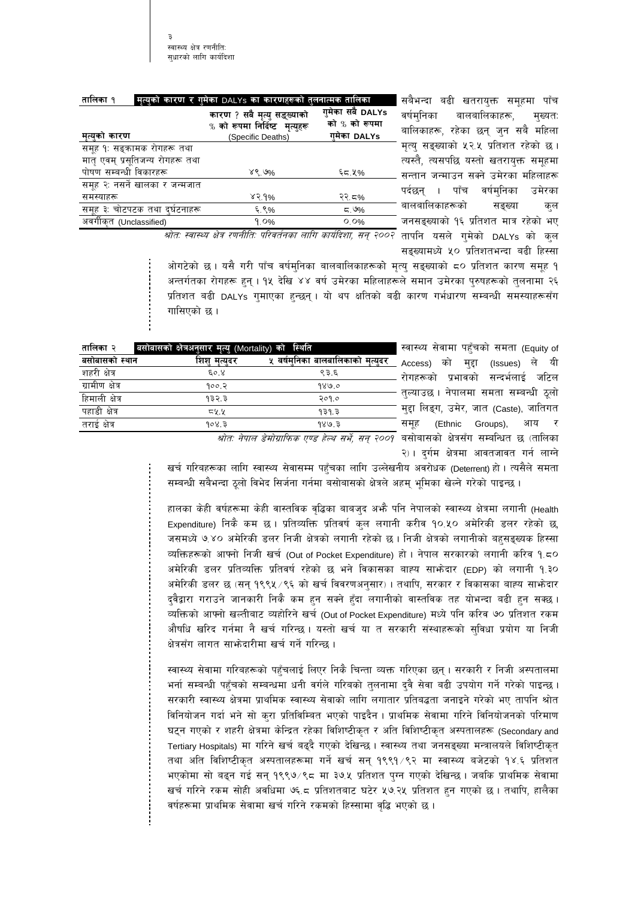**तालिका १ मृत्युको कारण र गुमेको DALYs का कारणहरुको तुलनात्मक तालिका**

| मृत्युको कारण | कारण ? सबै मृत्यु सङ्ख्याको % को रूपमा निर्दिष्ट मृत्युहरू (Specific Deaths) | गुमेका सबै DALYs को % को रूपमा गुमेका DALYs |
|---|---|---|
| समूह १: सङ्क्रामक रोगहरू तथा मातृ एवम् प्रसूतिजन्य रोगहरू तथा पोषण सम्बन्धी विकारहरू | ४९.७% | ६८.५% |
| समूह २: नसर्ने खालका र जन्मजात समस्याहरू | ४२.१% | २२.८% |
| समूह ३: चोटपटक तथा दुर्घटनाहरू | ६.९% | ८.७% |
| अवर्गीकृत (Unclassified) | १.०% | ०.०% |

*श्रोत: स्वास्थ्य क्षेत्र रणनीति: परिवर्तनका लागि कार्यदिशा, सन् २००२*

सबैभन्दा बढी खतरायुक्त समूहमा पाँच वर्षमुनिका बालबालिकाहरू, मुख्यतः बालिकाहरू, रहेका छन् जुन सबै महिला मृत्यु सङ्ख्याको ५२.५ प्रतिशत रहेको छ। त्यस्तै, त्यसपछि यस्तो खतरायुक्त समूहमा सन्तान जन्माउन सक्ने उमेरका महिलाहरू पर्दछन्। पाँच वर्षमुनिका उमेरका बालबालिकाहरूको सङ्ख्या कुल जनसङ्ख्याको १६ प्रतिशत मात्र रहेको भए तापनि यसले गुमेको DALYs को कुल सङ्ख्यामध्ये ५० प्रतिशतभन्दा बढी हिस्सा ओगटेको छ। यसै गरी पाँच वर्षमुनिका बालबालिकाहरूको मृत्यु सङ्ख्याको ८० प्रतिशत कारण समूह १ अन्तर्गतका रोगहरू हुन्। १५ देखि ४४ वर्ष उमेरका महिलाहरूले समान उमेरका पुरुषहरूको तुलनामा २६ प्रतिशत बढी DALYs गुमाएका हुन्छन्। यो थप क्षतिको बढी कारण गर्भधारण सम्बन्धी समस्याहरूसँग गासिएको छ।

**तालिका २ बसोबासको क्षेत्रअनुसार मृत्यु (Mortality) को स्थिति**

| बसोबासको स्थान | शिशु मृत्युदर | ५ वर्षमुनिका बालबालिकाको मृत्युदर |
|---|---|---|
| शहरी क्षेत्र | ६०.४ | ९३.६ |
| ग्रामीण क्षेत्र | १००.२ | १४७.० |
| हिमाली क्षेत्र | १३२.३ | २०१.० |
| पहाडी क्षेत्र | ८५.५ | १३१.३ |
| तराई क्षेत्र | १०४.३ | १४७.३ |

*श्रोत: नेपाल डेमोग्राफिक एण्ड हेल्थ सर्भे, सन् २००१*

स्वास्थ्य सेवामा पहुँचको समता (Equity of Access) को मुद्दा (Issues) ले यी रोगहरूको प्रभावको सन्दर्भलाई जटिल तुल्याउछ। नेपालमा समता सम्बन्धी ठूलो मुद्दा लिङ्ग, उमेर, जात (Caste), जातिगत समूह (Ethnic Groups), आय र बसोबासको क्षेत्रसँग सम्बन्धित छ (तालिका २)। दुर्गम क्षेत्रमा आवतजावत गर्न लाग्ने खर्च गरिबहरूका लागि स्वास्थ्य सेवासम्म पहुँचका लागि उल्लेखनीय अवरोधक (Deterrent) हो। त्यसैले समता सम्बन्धी सबैभन्दा ठूलो विभेद सिर्जना गर्नमा बसोबासको क्षेत्रले अहम् भूमिका खेल्ने गरेको पाइन्छ।

हालका केही वर्षहरूमा केही वास्तविक वृद्धिका बाबजुद अझै पनि नेपालको स्वास्थ्य क्षेत्रमा लगानी (Health Expenditure) निकै कम छ। प्रतिव्यक्ति प्रतिवर्ष कुल लगानी करीव १०.५० अमेरिकी डलर रहेको छ, जसमध्ये ७.४० अमेरिकी डलर निजी क्षेत्रको लगानी रहेको छ। निजी क्षेत्रको लगानीको बहुसङ्ख्यक हिस्सा व्यक्तिहरूको आफ्नो निजी खर्च (Out of Pocket Expenditure) हो। नेपाल सरकारको लगानी करिव १.८० अमेरिकी डलर प्रतिव्यक्ति प्रतिवर्ष रहेको छ भने विकासका बाह्य साझेदार (EDP) को लगानी १.३० अमेरिकी डलर छ (सन् १९९५/९६ को खर्च विवरणअनुसार)। तथापि, सरकार र विकासका बाह्य साझेदार दुवैद्वारा गराउने जानकारी निकै कम हुन सक्ने हुँदा लगानीको वास्तविक तह योभन्दा बढी हुन सक्छ। व्यक्तिको आफ्नो खल्तीबाट व्यहोरिने खर्च (Out of Pocket Expenditure) मध्ये पनि करिव ७० प्रतिशत रकम औषधि खरिद गर्नमा नै खर्च गरिन्छ। यस्तो खर्च या त सरकारी संस्थाहरूको सुविधा प्रयोग या निजी क्षेत्रसँग लागत साझेदारीमा खर्च गर्ने गरिन्छ।

स्वास्थ्य सेवामा गरिबहरूको पहुँचलाई लिएर निकै चिन्ता व्यक्त गरिएका छन्। सरकारी र निजी अस्पतालमा भर्ना सम्बन्धी पहुँचको सम्बन्धमा धनी वर्गले गरिबको तुलनामा दुवै सेवा बढी उपयोग गर्ने गरेको पाइन्छ। सरकारी स्वास्थ्य क्षेत्रमा प्राथमिक स्वास्थ्य सेवाको लागि लगातार प्रतिबद्धता जनाइने गरेको भए तापनि श्रोत विनियोजन गर्दा भने सो कुरा प्रतिविम्बित भएको पाइदैन। प्राथमिक सेवामा गरिने विनियोजनको परिमाण घट्न गएको र शहरी क्षेत्रमा केन्द्रित रहेका विशिष्टीकृत र अति विशिष्टीकृत अस्पतालहरू (Secondary and Tertiary Hospitals) मा गरिने खर्च बढ्दै गएको देखिन्छ। स्वास्थ्य तथा जनसङ्ख्या मन्त्रालयले विशिष्टीकृत तथा अति विशिष्टीकृत अस्पतालहरूमा गर्ने खर्च सन् १९९१/९२ मा स्वास्थ्य बजेटको १४.६ प्रतिशत भएकोमा सो बढ्न गई सन् १९९७/९८ मा ३७.५ प्रतिशत पुग्न गएको देखिन्छ। जबकि प्राथमिक सेवामा खर्च गरिने रकम सोही अवधिमा ७६.८ प्रतिशतबाट घटेर ५७.२५ प्रतिशत हुन गएको छ। तथापि, हालैका वर्षहरूमा प्राथमिक सेवामा खर्च गरिने रकमको हिस्सामा वृद्धि भएको छ।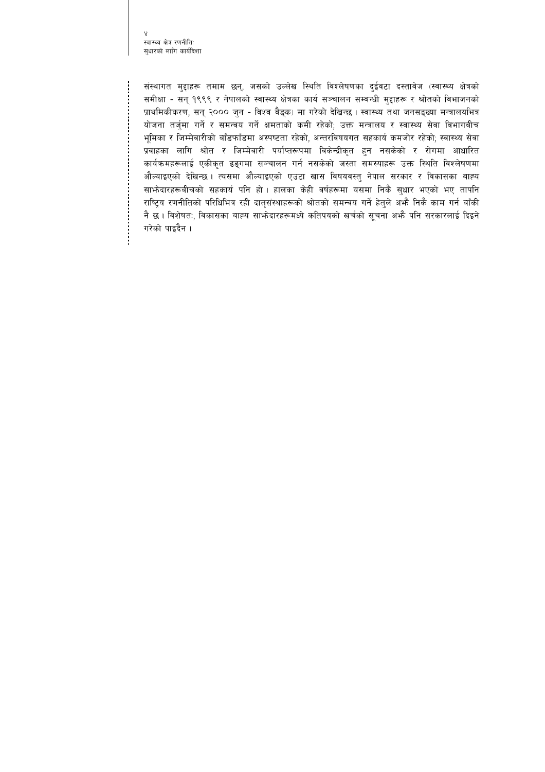संस्थागत मुद्दाहरू तमाम छन्, जसको उल्लेख स्थिति विश्लेषणका दुईवटा दस्तावेज (स्वास्थ्य क्षेत्रको समीक्षा - सन् १९९९ र नेपालको स्वास्थ्य क्षेत्रका कार्य सञ्चालन सम्बन्धी मुद्दाहरू र श्रोतको विभाजनको प्राथमिकीकरण, सन् २००० जुन - विश्व बैङ्क) मा गरेको देखिन्छ। स्वास्थ्य तथा जनसङ्ख्या मन्त्रालयभित्र योजना तर्जुमा गर्ने र समन्वय गर्ने क्षमताको कमी रहेको; उक्त मन्त्रालय र स्वास्थ्य सेवा विभागबीच भूमिका र जिम्मेवारीको बाँडफाँडमा अस्पष्टता रहेको, अन्तरविषयगत सहकार्य कमजोर रहेको; स्वास्थ्य सेवा प्रवाहका लागि श्रोत र जिम्मेवारी पर्याप्तरूपमा विकेन्द्रीकृत हुन नसकेको र रोगमा आधारित कार्यक्रमहरूलाई एकीकृत ढङ्गमा सञ्चालन गर्न नसकेको जस्ता समस्याहरू उक्त स्थिति विश्लेषणमा औल्याइएको देखिन्छ। त्यसमा औल्याइएको एउटा खास विषयवस्तु नेपाल सरकार र विकासका बाह्य साझेदारहरूबीचको सहकार्य पनि हो। हालका केही वर्षहरूमा यसमा निकै सुधार भएको भए तापनि राष्ट्रिय रणनीतिको परिधिभित्र रही दातृसंस्थाहरूको श्रोतको समन्वय गर्ने हेतुले अझै निकै काम गर्न बाँकी नै छ। विशेषत:, विकासका बाह्य साझेदारहरूमध्ये कतिपयको खर्चको सूचना अझै पनि सरकारलाई दिइने गरेको पाइदैन।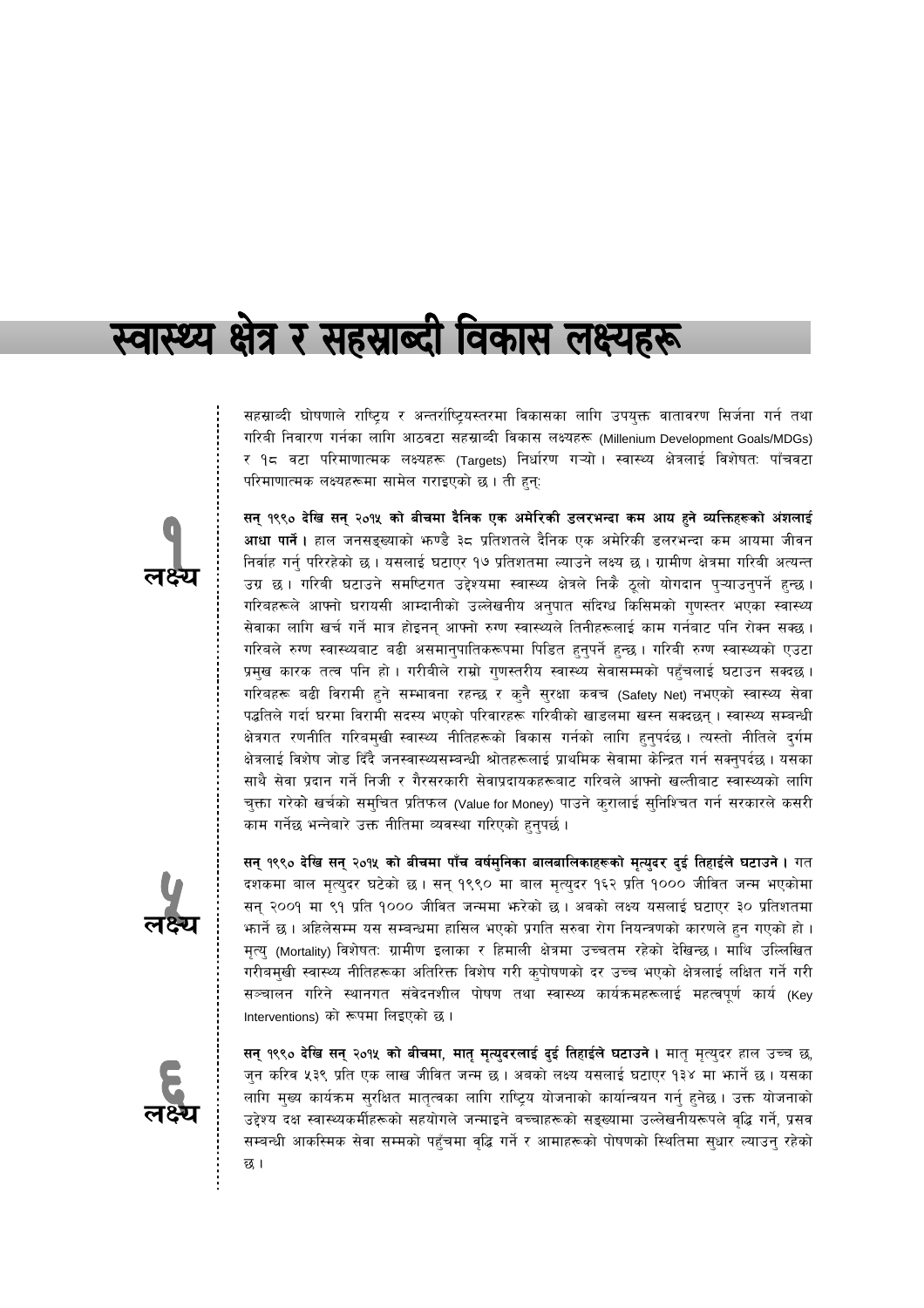# स्वास्थ्य क्षेत्र र सहस्राब्दी विकास लक्ष्यहरू

सहस्राब्दी घोषणाले राष्ट्रिय र अन्तर्राष्ट्रियस्तरमा विकासका लागि उपयुक्त वातावरण सिर्जना गर्न तथा गरिबी निवारण गर्नका लागि आठवटा सहस्राब्दी विकास लक्ष्यहरू (Millenium Development Goals/MDGs) र १८ वटा परिमाणात्मक लक्ष्यहरू (Targets) निर्धारण गर्‍यो। स्वास्थ्य क्षेत्रलाई विशेषतः पाँचवटा परिमाणात्मक लक्ष्यहरूमा सामेल गराइएको छ। ती हुन्:

**१ लक्ष्य**

**सन् १९९० देखि सन् २०१५ को बीचमा दैनिक एक अमेरिकी डलरभन्दा कम आय हुने व्यक्तिहरूको अंशलाई आधा पार्ने।** हाल जनसङ्ख्याको झण्डै ३८ प्रतिशतले दैनिक एक अमेरिकी डलरभन्दा कम आयमा जीवन निर्वाह गर्नु परिरहेको छ। यसलाई घटाएर १७ प्रतिशतमा ल्याउने लक्ष्य छ। ग्रामीण क्षेत्रमा गरिबी अत्यन्त उग्र छ। गरिबी घटाउने समष्टिगत उद्देश्यमा स्वास्थ्य क्षेत्रले निकै ठूलो योगदान पुर्‍याउनुपर्ने हुन्छ। गरिबहरूले आफ्नो घरायसी आम्दानीको उल्लेखनीय अनुपात संदिग्ध किसिमको गुणस्तर भएका स्वास्थ्य सेवाका लागि खर्च गर्ने मात्र होइनन् आफ्नो रुग्ण स्वास्थ्यले तिनीहरूलाई काम गर्नबाट पनि रोक्न सक्छ। गरिबले रुग्ण स्वास्थ्यबाट बढी असमानुपातिकरूपमा पिडित हुनुपर्ने हुन्छ। गरिबी रुग्ण स्वास्थ्यको एउटा प्रमुख कारक तत्व पनि हो। गरीबीले राम्रो गुणस्तरीय स्वास्थ्य सेवासम्मको पहुँचलाई घटाउन सक्दछ। गरिबहरू बढी विरामी हुने सम्भावना रहन्छ र कुनै सुरक्षा कवच (Safety Net) नभएको स्वास्थ्य सेवा पद्धतिले गर्दा घरमा विरामी सदस्य भएको परिवारहरू गरिबीको खाडलमा खस्न सक्दछन्। स्वास्थ्य सम्बन्धी क्षेत्रगत रणनीति गरिबमुखी स्वास्थ्य नीतिहरूको विकास गर्नको लागि हुनुपर्दछ। त्यस्तो नीतिले दुर्गम क्षेत्रलाई विशेष जोड दिँदै जनस्वास्थ्यसम्बन्धी श्रोतहरूलाई प्राथमिक सेवामा केन्द्रित गर्न सक्नुपर्दछ। यसका साथै सेवा प्रदान गर्ने निजी र गैरसरकारी सेवाप्रदायकहरूबाट गरिबले आफ्नो खल्तीबाट स्वास्थ्यको लागि चुक्ता गरेको खर्चको समुचित प्रतिफल (Value for Money) पाउने कुरालाई सुनिश्चित गर्न सरकारले कसरी काम गर्नेछ भन्नेबारे उक्त नीतिमा व्यवस्था गरिएको हुनुपर्छ।

**५ लक्ष्य**

**सन् १९९० देखि सन् २०१५ को बीचमा पाँच वर्षमुनिका बालबालिकाहरूको मृत्युदर दुई तिहाईले घटाउने।** गत दशकमा बाल मृत्युदर घटेको छ। सन् १९९० मा बाल मृत्युदर १६२ प्रति १००० जीवित जन्म भएकोमा सन् २००१ मा ९१ प्रति १००० जीवित जन्ममा झरेको छ। अबको लक्ष्य यसलाई घटाएर ३० प्रतिशतमा झार्ने छ। अहिलेसम्म यस सम्बन्धमा हासिल भएको प्रगति सरुवा रोग नियन्त्रणको कारणले हुन गएको हो। मृत्यु (Mortality) विशेषतः ग्रामीण इलाका र हिमाली क्षेत्रमा उच्चतम रहेको देखिन्छ। माथि उल्लिखित गरीबमुखी स्वास्थ्य नीतिहरूका अतिरिक्त विशेष गरी कुपोषणको दर उच्च भएको क्षेत्रलाई लक्षित गर्ने गरी सञ्चालन गरिने स्थानगत संवेदनशील पोषण तथा स्वास्थ्य कार्यक्रमहरूलाई महत्वपूर्ण कार्य (Key Interventions) को रूपमा लिइएको छ।

**६ लक्ष्य**

**सन् १९९० देखि सन् २०१५ को बीचमा, मातृ मृत्युदरलाई दुई तिहाईले घटाउने।** मातृ मृत्युदर हाल उच्च छ, जुन करिव ५३९ प्रति एक लाख जीवित जन्म छ। अबको लक्ष्य यसलाई घटाएर १३४ मा झार्ने छ। यसका लागि मुख्य कार्यक्रम सुरक्षित मातृत्वका लागि राष्ट्रिय योजनाको कार्यान्वयन गर्नु हुनेछ। उक्त योजनाको उद्देश्य दक्ष स्वास्थ्यकर्मीहरूको सहयोगले जन्माइने बच्चाहरूको सङ्ख्यामा उल्लेखनीयरूपले वृद्धि गर्ने, प्रसव सम्बन्धी आकस्मिक सेवा सम्मको पहुँचमा वृद्धि गर्ने र आमाहरूको पोषणको स्थितिमा सुधार ल्याउनु रहेको छ।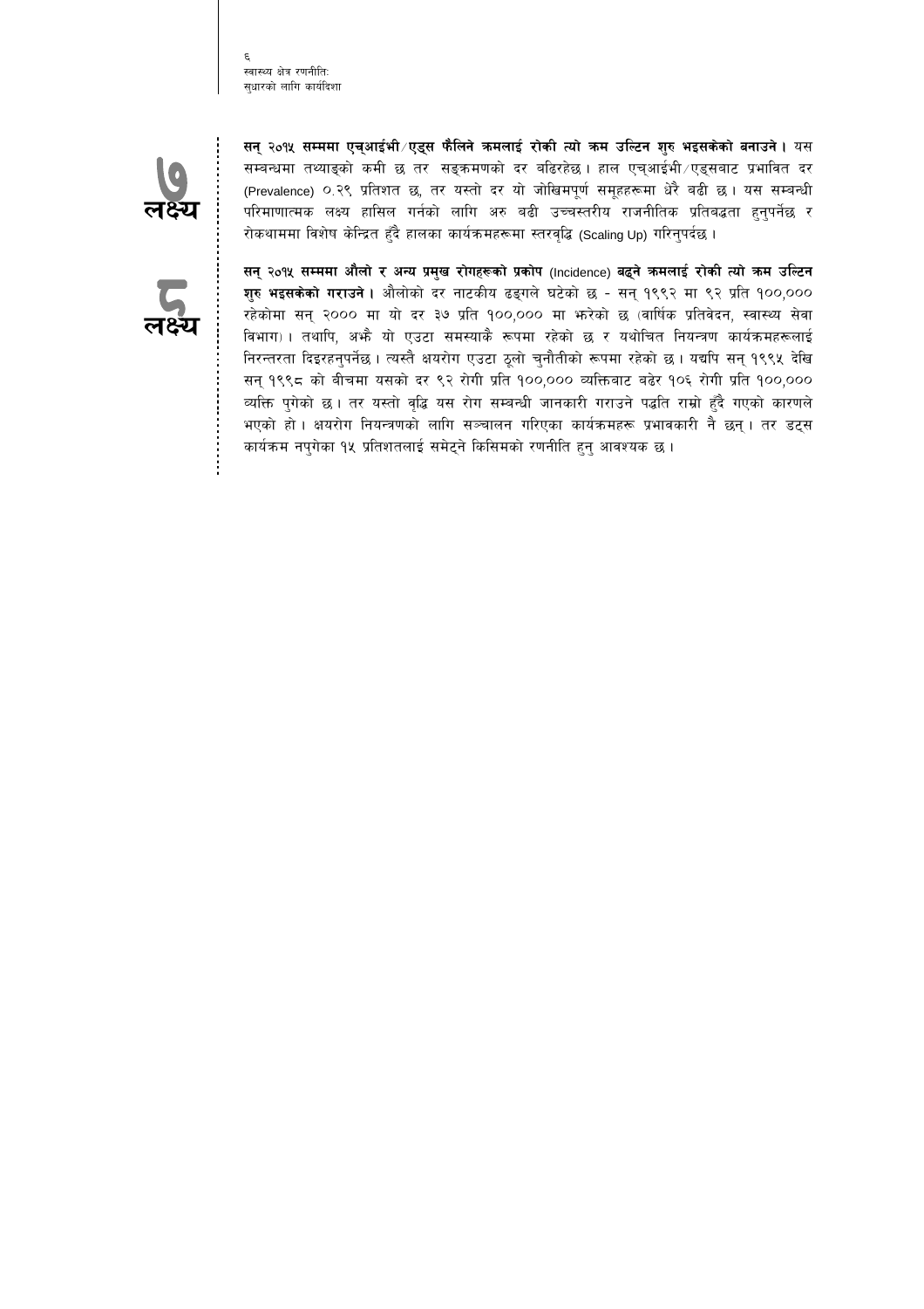## ७ लक्ष्य

**सन् २०१५ सम्ममा एच्आईभी/एड्स फैलिने क्रमलाई रोकी त्यो क्रम उल्टिन शुरु भइसकेको बनाउने।** यस सम्बन्धमा तथ्याङ्को कमी छ तर सङ्क्रमणको दर बढिरहेछ। हाल एच्आईभी/एड्सबाट प्रभावित दर (Prevalence) ०.२९ प्रतिशत छ, तर यस्तो दर यो जोखिमपूर्ण समूहहरूमा धेरै बढी छ। यस सम्बन्धी परिमाणात्मक लक्ष्य हासिल गर्नको लागि अरु बढी उच्चस्तरीय राजनीतिक प्रतिबद्धता हुनुपर्नेछ र रोकथाममा विशेष केन्द्रित हुँदै हालका कार्यक्रमहरूमा स्तरवृद्धि (Scaling Up) गरिनुपर्दछ।

## ८ लक्ष्य

**सन् २०१५ सम्ममा औलो र अन्य प्रमुख रोगहरूको प्रकोप** (Incidence) **बढ्ने क्रमलाई रोकी त्यो क्रम उल्टिन शुरु भइसकेको गराउने।** औलोको दर नाटकीय ढङ्गले घटेको छ - सन् १९९२ मा ९२ प्रति १००,००० रहेकोमा सन् २००० मा यो दर ३७ प्रति १००,००० मा झरेको छ (वार्षिक प्रतिवेदन, स्वास्थ्य सेवा विभाग)। तथापि, अझै यो एउटा समस्याकै रूपमा रहेको छ र यथोचित नियन्त्रण कार्यक्रमहरूलाई निरन्तरता दिइरहनुपर्नेछ। त्यस्तै क्षयरोग एउटा ठूलो चुनौतीको रूपमा रहेको छ। यद्यपि सन् १९९५ देखि सन् १९९८ को बीचमा यसको दर ९२ रोगी प्रति १००,००० व्यक्तिबाट बढेर १०६ रोगी प्रति १००,००० व्यक्ति पुगेको छ। तर यस्तो वृद्धि यस रोग सम्बन्धी जानकारी गराउने पद्धति राम्रो हुँदै गएको कारणले भएको हो। क्षयरोग नियन्त्रणको लागि सञ्चालन गरिएका कार्यक्रमहरू प्रभावकारी नै छन्। तर डट्स कार्यक्रम नपुगेका १५ प्रतिशतलाई समेट्ने किसिमको रणनीति हुनु आवश्यक छ।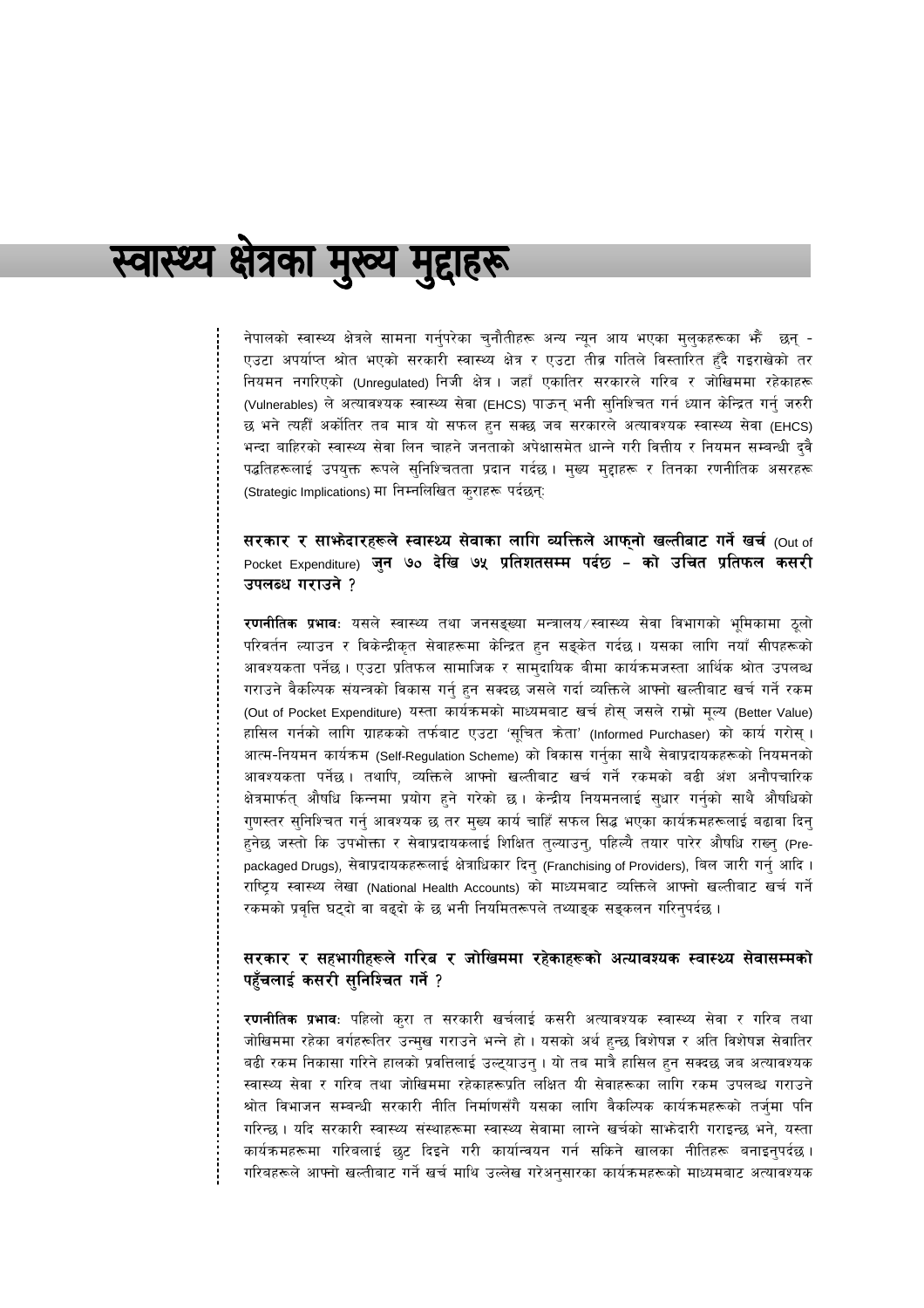# स्वास्थ्य क्षेत्रका मुख्य मुद्दाहरू

नेपालको स्वास्थ्य क्षेत्रले सामना गर्नुपरेका चुनौतीहरू अन्य न्यून आय भएका मुलुकहरूका झैं छन् - एउटा अपर्याप्त श्रोत भएको सरकारी स्वास्थ्य क्षेत्र र एउटा तीव्र गतिले विस्तारित हुँदै गइराखेको तर नियमन नगरिएको (Unregulated) निजी क्षेत्र। जहाँ एकातिर सरकारले गरिब र जोखिममा रहेकाहरू (Vulnerables) ले अत्यावश्यक स्वास्थ्य सेवा (EHCS) पाऊन् भनी सुनिश्चित गर्न ध्यान केन्द्रित गर्नु जरुरी छ भने त्यहीं अर्कोतिर तब मात्र यो सफल हुन सक्छ जब सरकारले अत्यावश्यक स्वास्थ्य सेवा (EHCS) भन्दा बाहिरको स्वास्थ्य सेवा लिन चाहने जनताको अपेक्षासमेत धान्ने गरी वित्तीय र नियमन सम्बन्धी दुवै पद्धतिहरूलाई उपयुक्त रूपले सुनिश्चितता प्रदान गर्दछ। मुख्य मुद्दाहरू र तिनका रणनीतिक असरहरू (Strategic Implications) मा निम्नलिखित कुराहरू पर्दछन्:

### सरकार र साझेदारहरूले स्वास्थ्य सेवाका लागि व्यक्तिले आफ्नो खल्तीबाट गर्ने खर्च (Out of Pocket Expenditure) जुन ७० देखि ७५ प्रतिशतसम्म पर्दछ – को उचित प्रतिफल कसरी उपलब्ध गराउने ?

**रणनीतिक प्रभावः** यसले स्वास्थ्य तथा जनसङ्ख्या मन्त्रालय/स्वास्थ्य सेवा विभागको भूमिकामा ठूलो परिवर्तन ल्याउन र विकेन्द्रीकृत सेवाहरूमा केन्द्रित हुन सङ्केत गर्दछ। यसका लागि नयाँ सीपहरूको आवश्यकता पर्नेछ। एउटा प्रतिफल सामाजिक र सामुदायिक बीमा कार्यक्रमजस्ता आर्थिक श्रोत उपलब्ध गराउने वैकल्पिक संयन्त्रको विकास गर्नु हुन सक्दछ जसले गर्दा व्यक्तिले आफ्नो खल्तीबाट खर्च गर्ने रकम (Out of Pocket Expenditure) यस्ता कार्यक्रमको माध्यमबाट खर्च होस् जसले राम्रो मूल्य (Better Value) हासिल गर्नको लागि ग्राहकको तर्फबाट एउटा 'सूचित क्रेता' (Informed Purchaser) को कार्य गरोस्। आत्म-नियमन कार्यक्रम (Self-Regulation Scheme) को विकास गर्नुका साथै सेवाप्रदायकहरूको नियमनको आवश्यकता पर्नेछ। तथापि, व्यक्तिले आफ्नो खल्तीबाट खर्च गर्ने रकमको बढी अंश अनौपचारिक क्षेत्रमार्फत् औषधि किन्नमा प्रयोग हुने गरेको छ। केन्द्रीय नियमनलाई सुधार गर्नुको साथै औषधिको गुणस्तर सुनिश्चित गर्नु आवश्यक छ तर मुख्य कार्य चाहिँ सफल सिद्ध भएका कार्यक्रमहरूलाई बढावा दिनु हुनेछ जस्तो कि उपभोक्ता र सेवाप्रदायकलाई शिक्षित तुल्याउनु, पहिल्यै तयार पारेर औषधि राख्नु (Pre-packaged Drugs), सेवाप्रदायकहरूलाई क्षेत्राधिकार दिनु (Franchising of Providers), बिल जारी गर्नु आदि। राष्ट्रिय स्वास्थ्य लेखा (National Health Accounts) को माध्यमबाट व्यक्तिले आफ्नो खल्तीबाट खर्च गर्ने रकमको प्रवृत्ति घट्दो वा बढ्दो के छ भनी नियमितरूपले तथ्याङ्क सङ्कलन गरिनुपर्दछ।

### सरकार र सहभागीहरूले गरिब र जोखिममा रहेकाहरूको अत्यावश्यक स्वास्थ्य सेवासम्मको पहुँचलाई कसरी सुनिश्चित गर्ने ?

**रणनीतिक प्रभावः** पहिलो कुरा त सरकारी खर्चलाई कसरी अत्यावश्यक स्वास्थ्य सेवा र गरिब तथा जोखिममा रहेका वर्गहरूतिर उन्मुख गराउने भन्ने हो। यसको अर्थ हुन्छ विशेषज्ञ र अति विशेषज्ञ सेवातिर बढी रकम निकासा गरिने हालको प्रवृत्तिलाई उल्ट्याउनु। यो तब मात्रै हासिल हुन सक्दछ जब अत्यावश्यक स्वास्थ्य सेवा र गरिब तथा जोखिममा रहेकाहरूप्रति लक्षित यी सेवाहरूका लागि रकम उपलब्ध गराउने श्रोत विभाजन सम्बन्धी सरकारी नीति निर्माणसँगै यसका लागि वैकल्पिक कार्यक्रमहरूको तर्जुमा पनि गरिन्छ। यदि सरकारी स्वास्थ्य संस्थाहरूमा स्वास्थ्य सेवामा लाग्ने खर्चको साझेदारी गराइन्छ भने, यस्ता कार्यक्रमहरूमा गरिबलाई छुट दिइने गरी कार्यान्वयन गर्न सकिने खालका नीतिहरू बनाइनुपर्दछ। गरिबहरूले आफ्नो खल्तीबाट गर्ने खर्च माथि उल्लेख गरेअनुसारका कार्यक्रमहरूको माध्यमबाट अत्यावश्यक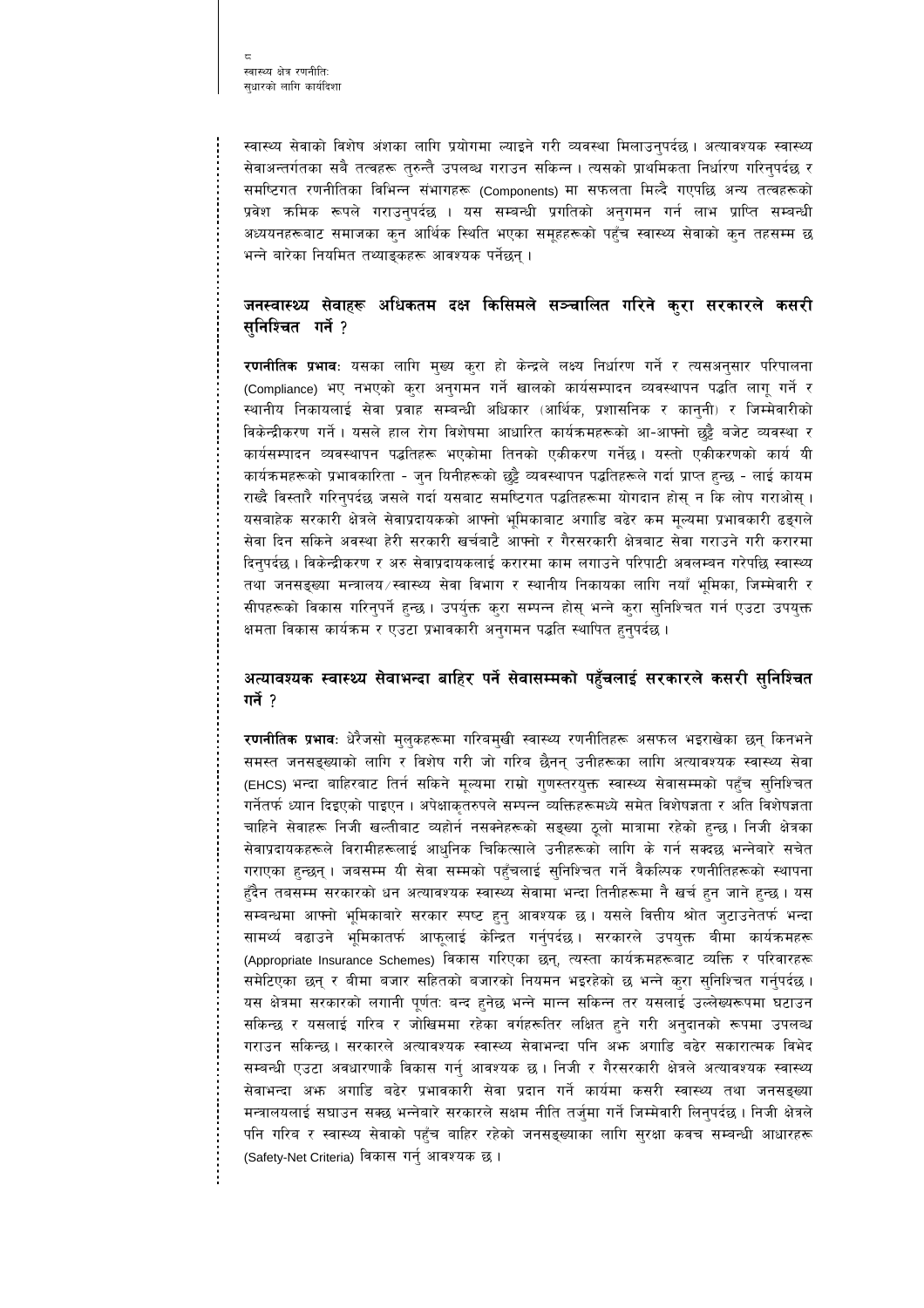स्वास्थ्य सेवाको विशेष अंशका लागि प्रयोगमा ल्याइने गरी व्यवस्था मिलाउनुपर्दछ । अत्यावश्यक स्वास्थ्य सेवाअन्तर्गतका सबै तत्वहरू तुरुन्तै उपलब्ध गराउन सकिन्न । त्यसको प्राथमिकता निर्धारण गरिनुपर्दछ र समष्टिगत रणनीतिका विभिन्न संभागहरू (Components) मा सफलता मिल्दै गएपछि अन्य तत्वहरूको प्रवेश क्रमिक रूपले गराउनुपर्दछ । यस सम्बन्धी प्रगतिको अनुगमन गर्न लाभ प्राप्ति सम्बन्धी अध्ययनहरूबाट समाजका कुन आर्थिक स्थिति भएका समूहहरूको पहुँच स्वास्थ्य सेवाको कुन तहसम्म छ भन्ने बारेका नियमित तथ्याङ्कहरू आवश्यक पर्नेछन् ।

## जनस्वास्थ्य सेवाहरू अधिकतम दक्ष किसिमले सञ्चालित गरिने कुरा सरकारले कसरी सुनिश्चित गर्ने ?

**रणनीतिक प्रभावः** यसका लागि मुख्य कुरा हो केन्द्रले लक्ष्य निर्धारण गर्ने र त्यसअनुसार परिपालना (Compliance) भए नभएको कुरा अनुगमन गर्ने खालको कार्यसम्पादन व्यवस्थापन पद्धति लागू गर्ने र स्थानीय निकायलाई सेवा प्रवाह सम्बन्धी अधिकार (आर्थिक, प्रशासनिक र कानुनी) र जिम्मेवारीको विकेन्द्रीकरण गर्ने । यसले हाल रोग विशेषमा आधारित कार्यक्रमहरूको आ-आफ्नो छुट्टै बजेट व्यवस्था र कार्यसम्पादन व्यवस्थापन पद्धतिहरू भएकोमा तिनको एकीकरण गर्नेछ । यस्तो एकीकरणको कार्य यी कार्यक्रमहरूको प्रभावकारिता - जुन यिनीहरूको छुट्टै व्यवस्थापन पद्धतिहरूले गर्दा प्राप्त हुन्छ - लाई कायम राख्दै विस्तारै गरिनुपर्दछ जसले गर्दा यसबाट समष्टिगत पद्धतिहरूमा योगदान होस् न कि लोप गराओस् । यसबाहेक सरकारी क्षेत्रले सेवाप्रदायकको आफ्नो भूमिकाबाट अगाडि बढेर कम मूल्यमा प्रभावकारी ढङ्गले सेवा दिन सकिने अवस्था हेरी सरकारी खर्चबाटै आफ्नो र गैरसरकारी क्षेत्रबाट सेवा गराउने गरी करारमा दिनुपर्दछ । विकेन्द्रीकरण र अरु सेवाप्रदायकलाई करारमा काम लगाउने परिपाटी अवलम्बन गरेपछि स्वास्थ्य तथा जनसङ्ख्या मन्त्रालय/स्वास्थ्य सेवा विभाग र स्थानीय निकायका लागि नयाँ भूमिका, जिम्मेवारी र सीपहरूको विकास गरिनुपर्ने हुन्छ । उपर्युक्त कुरा सम्पन्न होस् भन्ने कुरा सुनिश्चित गर्न एउटा उपयुक्त क्षमता विकास कार्यक्रम र एउटा प्रभावकारी अनुगमन पद्धति स्थापित हुनुपर्दछ ।

## अत्यावश्यक स्वास्थ्य सेवाभन्दा बाहिर पर्ने सेवासम्मको पहुँचलाई सरकारले कसरी सुनिश्चित गर्ने ?

**रणनीतिक प्रभावः** धेरैजसो मुलुकहरूमा गरिबमुखी स्वास्थ्य रणनीतिहरू असफल भइराखेका छन् किनभने समस्त जनसङ्ख्याको लागि र विशेष गरी जो गरिब छैनन् उनीहरूका लागि अत्यावश्यक स्वास्थ्य सेवा (EHCS) भन्दा बाहिरबाट तिर्न सकिने मूल्यमा राम्रो गुणस्तरयुक्त स्वास्थ्य सेवासम्मको पहुँच सुनिश्चित गर्नेतर्फ ध्यान दिइएको पाइएन । अपेक्षाकृतरुपले सम्पन्न व्यक्तिहरूमध्ये समेत विशेषज्ञता र अति विशेषज्ञता चाहिने सेवाहरू निजी खल्तीबाट व्यहोर्न नसक्नेहरूको सङ्ख्या ठूलो मात्रामा रहेको हुन्छ । निजी क्षेत्रका सेवाप्रदायकहरूले बिरामीहरूलाई आधुनिक चिकित्साले उनीहरूको लागि के गर्न सक्दछ भन्नेबारे सचेत गराएका हुन्छन् । जबसम्म यी सेवा सम्मको पहुँचलाई सुनिश्चित गर्ने वैकल्पिक रणनीतिहरूको स्थापना हुँदैन तबसम्म सरकारको धन अत्यावश्यक स्वास्थ्य सेवामा भन्दा तिनीहरूमा नै खर्च हुन जाने हुन्छ । यस सम्बन्धमा आफ्नो भूमिकाबारे सरकार स्पष्ट हुनु आवश्यक छ । यसले वित्तीय श्रोत जुटाउनेतर्फ भन्दा सामर्थ्य बढाउने भूमिकातर्फ आफूलाई केन्द्रित गर्नुपर्दछ । सरकारले उपयुक्त बीमा कार्यक्रमहरू (Appropriate Insurance Schemes) विकास गरिएका छन्, त्यस्ता कार्यक्रमहरूबाट व्यक्ति र परिवारहरू समेटिएका छन् र बीमा बजार सहितको बजारको नियमन भइरहेको छ भन्ने कुरा सुनिश्चित गर्नुपर्दछ । यस क्षेत्रमा सरकारको लगानी पूर्णतः बन्द हुनेछ भन्ने मान्न सकिन्न तर यसलाई उल्लेख्यरूपमा घटाउन सकिन्छ र यसलाई गरिब र जोखिममा रहेका वर्गहरूतिर लक्षित हुने गरी अनुदानको रूपमा उपलब्ध गराउन सकिन्छ । सरकारले अत्यावश्यक स्वास्थ्य सेवाभन्दा पनि अझ अगाडि बढेर सकारात्मक विभेद सम्बन्धी एउटा अवधारणाकै विकास गर्नु आवश्यक छ । निजी र गैरसरकारी क्षेत्रले अत्यावश्यक स्वास्थ्य सेवाभन्दा अझ अगाडि बढेर प्रभावकारी सेवा प्रदान गर्ने कार्यमा कसरी स्वास्थ्य तथा जनसङ्ख्या मन्त्रालयलाई सघाउन सक्छ भन्नेबारे सरकारले सक्षम नीति तर्जुमा गर्ने जिम्मेवारी लिनुपर्दछ । निजी क्षेत्रले पनि गरिब र स्वास्थ्य सेवाको पहुँच बाहिर रहेको जनसङ्ख्याका लागि सुरक्षा कवच सम्बन्धी आधारहरू (Safety-Net Criteria) विकास गर्नु आवश्यक छ ।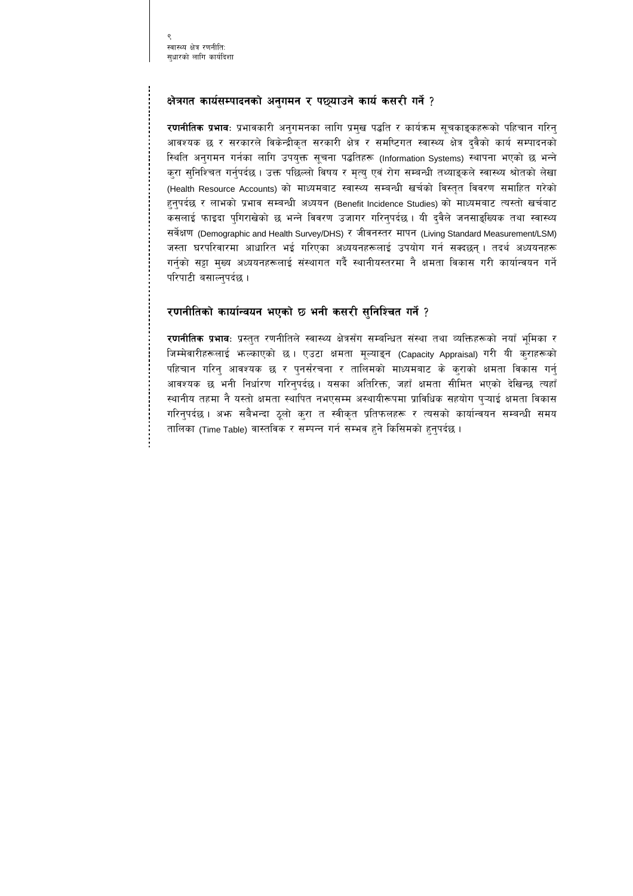## क्षेत्रगत कार्यसम्पादनको अनुगमन र पछ्याउने कार्य कसरी गर्ने ?

**रणनीतिक प्रभावः** प्रभावकारी अनुगमनका लागि प्रमुख पद्धति र कार्यक्रम सूचकाङ्कहरूको पहिचान गरिनु आवश्यक छ र सरकारले विकेन्द्रीकृत सरकारी क्षेत्र र समष्टिगत स्वास्थ्य क्षेत्र दुवैको कार्य सम्पादनको स्थिति अनुगमन गर्नका लागि उपयुक्त सूचना पद्धतिहरू (Information Systems) स्थापना भएको छ भन्ने कुरा सुनिश्चित गर्नुपर्दछ। उक्त पछिल्लो विषय र मृत्यु एवं रोग सम्बन्धी तथ्याङ्कले स्वास्थ्य श्रोतको लेखा (Health Resource Accounts) को माध्यमबाट स्वास्थ्य सम्बन्धी खर्चको विस्तृत विवरण समाहित गरेको हुनुपर्दछ र लाभको प्रभाव सम्बन्धी अध्ययन (Benefit Incidence Studies) को माध्यमबाट त्यस्तो खर्चबाट कसलाई फाइदा पुगिराखेको छ भन्ने विवरण उजागर गरिनुपर्दछ। यी दुवैले जनसाङ्ख्यिक तथा स्वास्थ्य सर्वेक्षण (Demographic and Health Survey/DHS) र जीवनस्तर मापन (Living Standard Measurement/LSM) जस्ता घरपरिवारमा आधारित भई गरिएका अध्ययनहरूलाई उपयोग गर्न सक्दछन्। तदर्थ अध्ययनहरू गर्नुको सट्टा मुख्य अध्ययनहरूलाई संस्थागत गर्दै स्थानीयस्तरमा नै क्षमता विकास गरी कार्यान्वयन गर्ने परिपाटी बसाल्नुपर्दछ।

## रणनीतिको कार्यान्वयन भएको छ भनी कसरी सुनिश्चित गर्ने ?

**रणनीतिक प्रभावः** प्रस्तुत रणनीतिले स्वास्थ्य क्षेत्रसँग सम्बन्धित संस्था तथा व्यक्तिहरूको नयाँ भूमिका र जिम्मेवारीहरूलाई झल्काएको छ। एउटा क्षमता मूल्याङ्कन (Capacity Appraisal) गरी यी कुराहरूको पहिचान गरिनु आवश्यक छ र पुनर्संरचना र तालिमको माध्यमबाट के कुराको क्षमता विकास गर्नु आवश्यक छ भनी निर्धारण गरिनुपर्दछ। यसका अतिरिक्त, जहाँ क्षमता सीमित भएको देखिन्छ त्यहाँ स्थानीय तहमा नै यस्तो क्षमता स्थापित नभएसम्म अस्थायीरूपमा प्राविधिक सहयोग पुऱ्याई क्षमता विकास गरिनुपर्दछ। अझ सबैभन्दा ठूलो कुरा त स्वीकृत प्रतिफलहरू र त्यसको कार्यान्वयन सम्बन्धी समय तालिका (Time Table) वास्तविक र सम्पन्न गर्न सम्भव हुने किसिमको हुनुपर्दछ।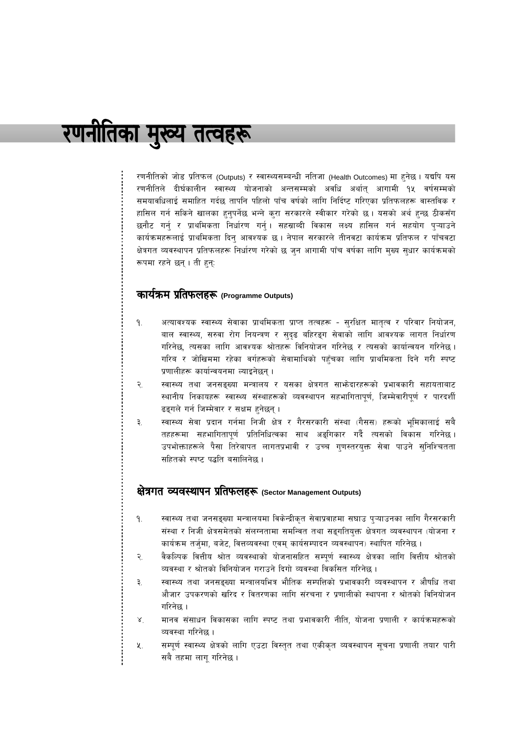# रणनीतिका मुख्य तत्वहरू

रणनीतिको जोड प्रतिफल (Outputs) र स्वास्थ्यसम्बन्धी नतिजा (Health Outcomes) मा हुनेछ । यद्यपि यस रणनीतिले दीर्घकालीन स्वास्थ्य योजनाको अन्तसम्मको अवधि अर्थात् आगामी १५ वर्षसम्मको समयावधिलाई समाहित गर्दछ तापनि पहिलो पाँच वर्षको लागि निर्दिष्ट गरिएका प्रतिफलहरू वास्तविक र हासिल गर्न सकिने खालका हुनुपर्नेछ भन्ने कुरा सरकारले स्वीकार गरेको छ । यसको अर्थ हुन्छ ठीकसँग छनौट गर्नु र प्राथमिकता निर्धारण गर्नु । सहस्राब्दी विकास लक्ष्य हासिल गर्न सहयोग पुऱ्याउने कार्यक्रमहरूलाई प्राथमिकता दिनु आवश्यक छ । नेपाल सरकारले तीनवटा कार्यक्रम प्रतिफल र पाँचवटा क्षेत्रगत व्यवस्थापन प्रतिफलहरू निर्धारण गरेको छ जुन आगामी पाँच वर्षका लागि मुख्य सुधार कार्यक्रमको रूपमा रहने छन् । ती हुन्:

## कार्यक्रम प्रतिफलहरू (Programme Outputs)

१. अत्यावश्यक स्वास्थ्य सेवाका प्राथमिकता प्राप्त तत्वहरू - सुरक्षित मातृत्व र परिवार नियोजन, बाल स्वास्थ्य, सरुवा रोग नियन्त्रण र सुदृढ बहिरङ्ग सेवाको लागि आवश्यक लागत निर्धारण गरिनेछ, त्यसका लागि आवश्यक श्रोतहरू विनियोजन गरिनेछ र त्यसको कार्यान्वयन गरिनेछ । गरिब र जोखिममा रहेका वर्गहरूको सेवामाथिको पहुँचका लागि प्राथमिकता दिने गरी स्पष्ट प्रणालीहरू कार्यान्वयनमा ल्याइनेछन् ।

२. स्वास्थ्य तथा जनसङ्ख्या मन्त्रालय र यसका क्षेत्रगत साझेदारहरूको प्रभावकारी सहायताबाट स्थानीय निकायहरू स्वास्थ्य संस्थाहरूको व्यवस्थापन सहभागितापूर्ण, जिम्मेवारीपूर्ण र पारदर्शी ढङ्गले गर्न जिम्मेवार र सक्षम हुनेछन् ।

३. स्वास्थ्य सेवा प्रदान गर्नमा निजी क्षेत्र र गैरसरकारी संस्था (गैसस) हरूको भूमिकालाई सबै तहहरूमा सहभागितापूर्ण प्रतिनिधित्वका साथ अङ्गिकार गर्दै त्यसको विकास गरिनेछ । उपभोक्ताहरूले पैसा तिरेबापत लागतप्रभावी र उच्च गुणस्तरयुक्त सेवा पाउने सुनिश्चितता सहितको स्पष्ट पद्धति बसालिनेछ ।

## क्षेत्रगत व्यवस्थापन प्रतिफलहरू (Sector Management Outputs)

१. स्वास्थ्य तथा जनसङ्ख्या मन्त्रालयमा विकेन्द्रीकृत सेवाप्रवाहमा सघाउ पुऱ्याउनका लागि गैरसरकारी संस्था र निजी क्षेत्रसमेतको संलग्नतामा समन्वित तथा सङ्गतियुक्त क्षेत्रगत व्यवस्थापन (योजना र कार्यक्रम तर्जुमा, बजेट, वित्तव्यवस्था एवम् कार्यसम्पादन व्यवस्थापन) स्थापित गरिनेछ ।

२. वैकल्पिक वित्तीय श्रोत व्यवस्थाको योजनासहित सम्पूर्ण स्वास्थ्य क्षेत्रका लागि वित्तीय श्रोतको व्यवस्था र श्रोतको विनियोजन गराउने दिगो व्यवस्था विकसित गरिनेछ ।

३. स्वास्थ्य तथा जनसङ्ख्या मन्त्रालयभित्र भौतिक सम्पत्तिको प्रभावकारी व्यवस्थापन र औषधि तथा औजार उपकरणको खरिद र वितरणका लागि संरचना र प्रणालीको स्थापना र श्रोतको विनियोजन गरिनेछ ।

४. मानव संसाधन विकासका लागि स्पष्ट तथा प्रभावकारी नीति, योजना प्रणाली र कार्यक्रमहरूको व्यवस्था गरिनेछ ।

५. सम्पूर्ण स्वास्थ्य क्षेत्रको लागि एउटा विस्तृत तथा एकीकृत व्यवस्थापन सूचना प्रणाली तयार पारी सबै तहमा लागू गरिनेछ ।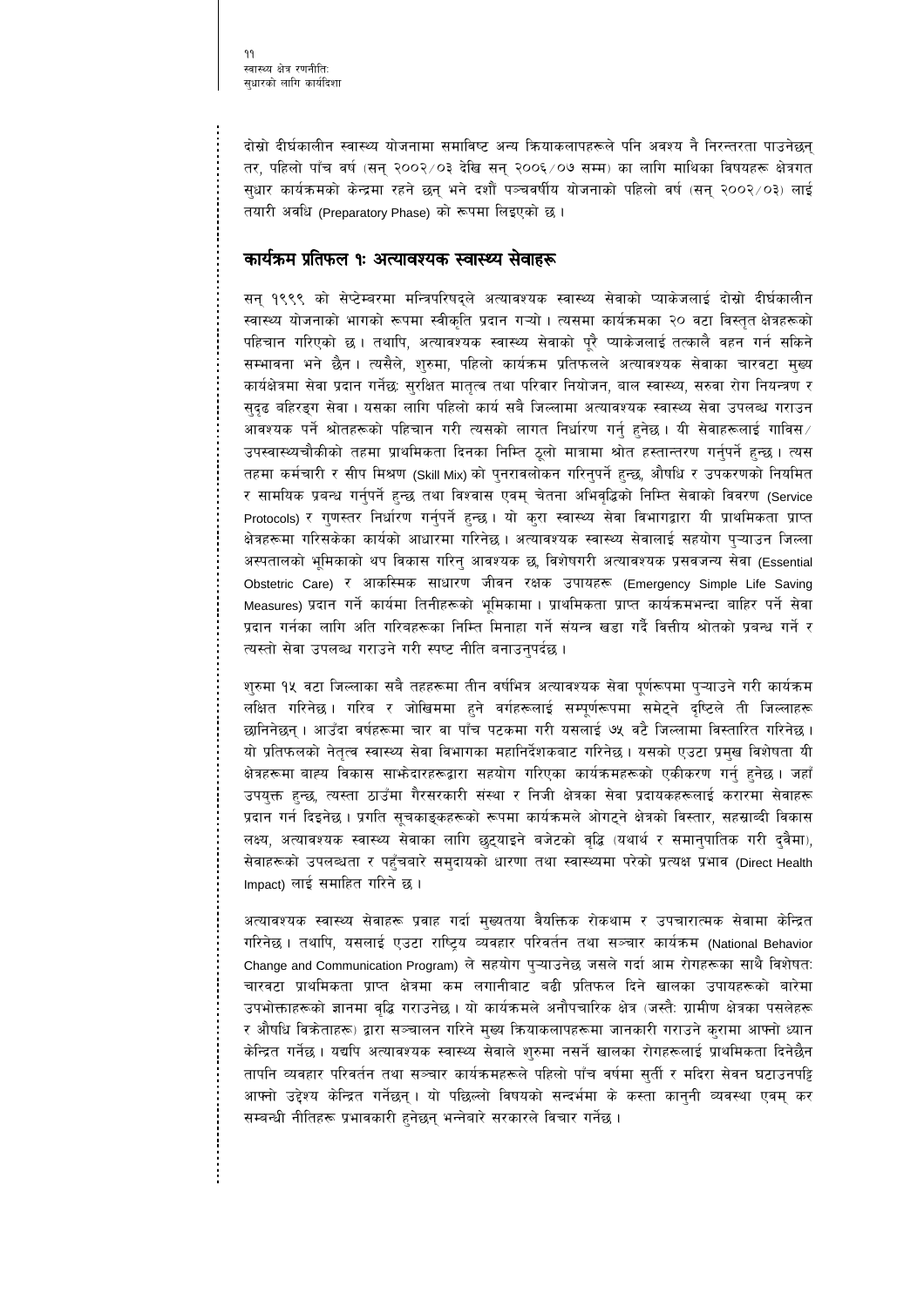दोस्रो दीर्घकालीन स्वास्थ्य योजनामा समाविष्ट अन्य क्रियाकलापहरूले पनि अवश्य नै निरन्तरता पाउनेछन् तर, पहिलो पाँच वर्ष (सन् २००२/०३ देखि सन् २००६/०७ सम्म) का लागि माथिका विषयहरू क्षेत्रगत सुधार कार्यक्रमको केन्द्रमा रहने छन् भने दशौं पञ्चवर्षीय योजनाको पहिलो वर्ष (सन् २००२/०३) लाई तयारी अवधि (Preparatory Phase) को रूपमा लिइएको छ।

## कार्यक्रम प्रतिफल १: अत्यावश्यक स्वास्थ्य सेवाहरू

सन् १९९९ को सेप्टेम्बरमा मन्त्रिपरिषद्ले अत्यावश्यक स्वास्थ्य सेवाको प्याकेजलाई दोस्रो दीर्घकालीन स्वास्थ्य योजनाको भागको रूपमा स्वीकृति प्रदान गर्‍यो। त्यसमा कार्यक्रमका २० वटा विस्तृत क्षेत्रहरूको पहिचान गरिएको छ। तथापि, अत्यावश्यक स्वास्थ्य सेवाको पूरै प्याकेजलाई तत्काल वहन गर्न सकिने सम्भावना भने छैन। त्यसैले, शुरुमा, पहिलो कार्यक्रम प्रतिफलले अत्यावश्यक सेवाका चारवटा मुख्य कार्यक्षेत्रमा सेवा प्रदान गर्नेछः सुरक्षित मातृत्व तथा परिवार नियोजन, बाल स्वास्थ्य, सरुवा रोग नियन्त्रण र सुदृढ बहिरङ्ग सेवा। यसका लागि पहिलो कार्य सबै जिल्लामा अत्यावश्यक स्वास्थ्य सेवा उपलब्ध गराउन आवश्यक पर्ने श्रोतहरूको पहिचान गरी त्यसको लागत निर्धारण गर्नु हुनेछ। यी सेवाहरूलाई गाविस/उपस्वास्थ्यचौकीको तहमा प्राथमिकता दिनका निम्ति ठूलो मात्रामा श्रोत हस्तान्तरण गर्नुपर्ने हुन्छ। त्यस तहमा कर्मचारी र सीप मिश्रण (Skill Mix) को पुनरावलोकन गरिनुपर्ने हुन्छ, औषधि र उपकरणको नियमित र सामयिक प्रबन्ध गर्नुपर्ने हुन्छ तथा विश्वास एवम् चेतना अभिवृद्धिको निम्ति सेवाको विवरण (Service Protocols) र गुणस्तर निर्धारण गर्नुपर्ने हुन्छ। यो कुरा स्वास्थ्य सेवा विभागद्वारा यी प्राथमिकता प्राप्त क्षेत्रहरूमा गरिसकेका कार्यको आधारमा गरिनेछ। अत्यावश्यक स्वास्थ्य सेवालाई सहयोग पुर्‍याउन जिल्ला अस्पतालको भूमिकाको थप विकास गरिनु आवश्यक छ, विशेषगरी अत्यावश्यक प्रसवजन्य सेवा (Essential Obstetric Care) र आकस्मिक साधारण जीवन रक्षक उपायहरू (Emergency Simple Life Saving Measures) प्रदान गर्ने कार्यमा तिनीहरूको भूमिकामा। प्राथमिकता प्राप्त कार्यक्रमभन्दा बाहिर पर्ने सेवा प्रदान गर्नका लागि अति गरिबहरूका निम्ति मिनाहा गर्ने संयन्त्र खडा गर्दै वित्तीय श्रोतको प्रबन्ध गर्ने र त्यस्तो सेवा उपलब्ध गराउने गरी स्पष्ट नीति बनाउनुपर्दछ।

शुरुमा १५ वटा जिल्लाका सबै तहहरूमा तीन वर्षभित्र अत्यावश्यक सेवा पूर्णरूपमा पुर्‍याउने गरी कार्यक्रम लक्षित गरिनेछ। गरिब र जोखिममा हुने वर्गहरूलाई सम्पूर्णरूपमा समेट्ने दृष्टिले ती जिल्लाहरू छानिनेछन्। आउँदा वर्षहरूमा चार वा पाँच पटकमा गरी यसलाई ७५ वटै जिल्लामा विस्तारित गरिनेछ। यो प्रतिफलको नेतृत्व स्वास्थ्य सेवा विभागका महानिर्देशकबाट गरिनेछ। यसको एउटा प्रमुख विशेषता यी क्षेत्रहरूमा बाह्य विकास साझेदारहरूद्वारा सहयोग गरिएका कार्यक्रमहरूको एकीकरण गर्नु हुनेछ। जहाँ उपयुक्त हुन्छ, त्यस्ता ठाउँमा गैरसरकारी संस्था र निजी क्षेत्रका सेवा प्रदायकहरूलाई करारमा सेवाहरू प्रदान गर्न दिइनेछ। प्रगति सूचकाङ्कहरूको रूपमा कार्यक्रमले ओगट्ने क्षेत्रको विस्तार, सहस्राब्दी विकास लक्ष्य, अत्यावश्यक स्वास्थ्य सेवाका लागि छुट्याइने बजेटको वृद्धि (यथार्थ र समानुपातिक गरी दुवैमा), सेवाहरूको उपलब्धता र पहुँचबारे समुदायको धारणा तथा स्वास्थ्यमा परेको प्रत्यक्ष प्रभाव (Direct Health Impact) लाई समाहित गरिने छ।

अत्यावश्यक स्वास्थ्य सेवाहरू प्रवाह गर्दा मुख्यतया वैयक्तिक रोकथाम र उपचारात्मक सेवामा केन्द्रित गरिनेछ। तथापि, यसलाई एउटा राष्ट्रिय व्यवहार परिवर्तन तथा सञ्चार कार्यक्रम (National Behavior Change and Communication Program) ले सहयोग पुर्‍याउनेछ जसले गर्दा आम रोगहरूका साथै विशेषतः चारवटा प्राथमिकता प्राप्त क्षेत्रमा कम लगानीबाट बढी प्रतिफल दिने खालका उपायहरूको बारेमा उपभोक्ताहरूको ज्ञानमा वृद्धि गराउनेछ। यो कार्यक्रमले अनौपचारिक क्षेत्र (जस्तैः ग्रामीण क्षेत्रका पसलेहरू र औषधि विक्रेताहरू) द्वारा सञ्चालन गरिने मुख्य क्रियाकलापहरूमा जानकारी गराउने कुरामा आफ्नो ध्यान केन्द्रित गर्नेछ। यद्यपि अत्यावश्यक स्वास्थ्य सेवाले शुरुमा नसर्ने खालका रोगहरूलाई प्राथमिकता दिनेछैन तापनि व्यवहार परिवर्तन तथा सञ्चार कार्यक्रमहरूले पहिलो पाँच वर्षमा सुर्ती र मदिरा सेवन घटाउनपट्टि आफ्नो उद्देश्य केन्द्रित गर्नेछन्। यो पछिल्लो विषयको सन्दर्भमा के कस्ता कानुनी व्यवस्था एवम् कर सम्बन्धी नीतिहरू प्रभावकारी हुनेछन् भन्नेबारे सरकारले विचार गर्नेछ।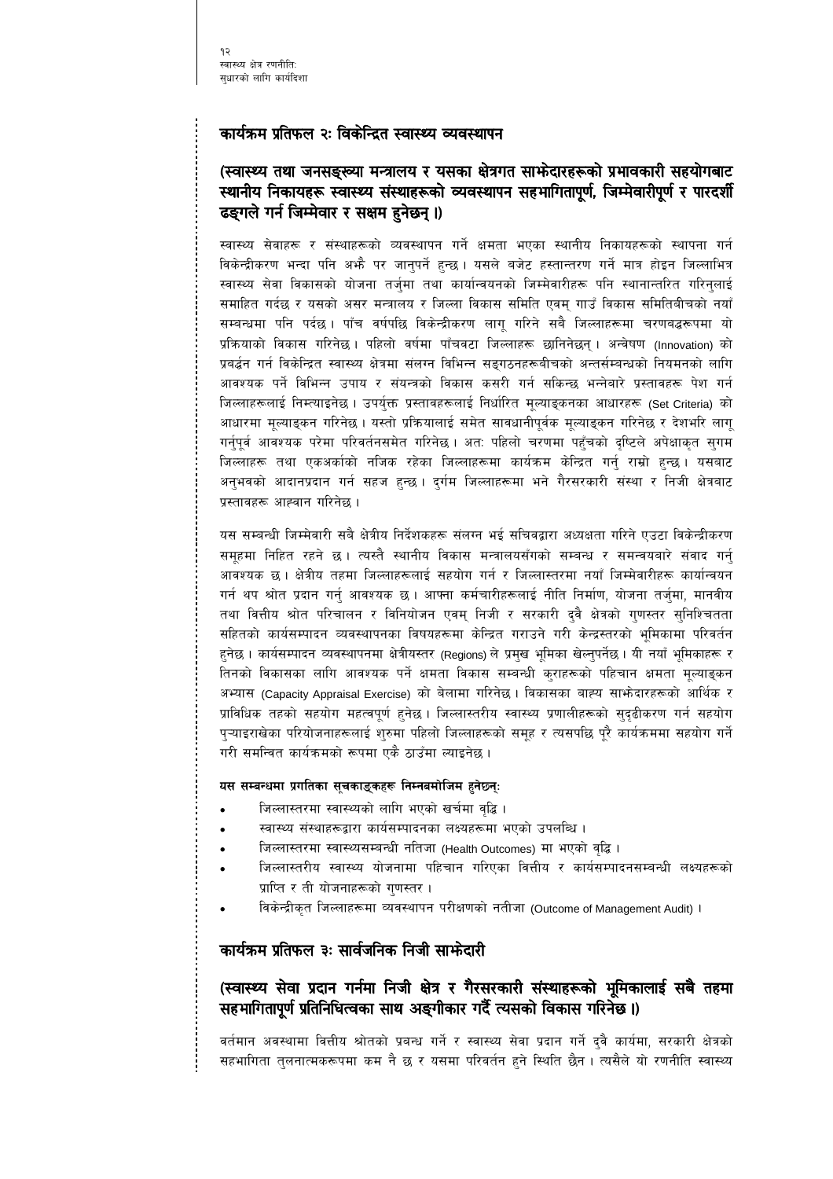## कार्यक्रम प्रतिफल २ः विकेन्द्रित स्वास्थ्य व्यवस्थापन

### (स्वास्थ्य तथा जनसङ्ख्या मन्त्रालय र यसका क्षेत्रगत साझेदारहरूको प्रभावकारी सहयोगबाट स्थानीय निकायहरू स्वास्थ्य संस्थाहरूको व्यवस्थापन सहभागितापूर्ण, जिम्मेवारीपूर्ण र पारदर्शी ढङ्गले गर्न जिम्मेवार र सक्षम हुनेछन् ।)

स्वास्थ्य सेवाहरू र संस्थाहरूको व्यवस्थापन गर्ने क्षमता भएका स्थानीय निकायहरूको स्थापना गर्न विकेन्द्रीकरण भन्दा पनि अझै पर जानुपर्ने हुन्छ । यसले बजेट हस्तान्तरण गर्ने मात्र होइन जिल्लाभित्र स्वास्थ्य सेवा विकासको योजना तर्जुमा तथा कार्यान्वयनको जिम्मेवारीहरू पनि स्थानान्तरित गरिनुलाई समाहित गर्दछ र यसको असर मन्त्रालय र जिल्ला विकास समिति एवम् गाउँ विकास समितिबीचको नयाँ सम्बन्धमा पनि पर्दछ । पाँच वर्षपछि विकेन्द्रीकरण लागू गरिने सबै जिल्लाहरूमा चरणबद्धरूपमा यो प्रक्रियाको विकास गरिनेछ । पहिलो वर्षमा पाँचवटा जिल्लाहरू छानिनेछन् । अन्वेषण (Innovation) को प्रवर्द्धन गर्न विकेन्द्रित स्वास्थ्य क्षेत्रमा संलग्न विभिन्न सङ्गठनहरूबीचको अन्तर्सम्बन्धको नियमनको लागि आवश्यक पर्ने विभिन्न उपाय र संयन्त्रको विकास कसरी गर्न सकिन्छ भन्नेबारे प्रस्तावहरू पेश गर्न जिल्लाहरूलाई निम्त्याइनेछ । उपर्युक्त प्रस्तावहरूलाई निर्धारित मूल्याङ्कनका आधारहरू (Set Criteria) को आधारमा मूल्याङ्कन गरिनेछ । यस्तो प्रक्रियालाई समेत सावधानीपूर्वक मूल्याङ्कन गरिनेछ र देशभरि लागू गर्नुपूर्व आवश्यक परेमा परिवर्तनसमेत गरिनेछ । अतः पहिलो चरणमा पहुँचको दृष्टिले अपेक्षाकृत सुगम जिल्लाहरू तथा एकअर्काको नजिक रहेका जिल्लाहरूमा कार्यक्रम केन्द्रित गर्नु राम्रो हुन्छ । यसबाट अनुभवको आदानप्रदान गर्न सहज हुन्छ । दुर्गम जिल्लाहरूमा भने गैरसरकारी संस्था र निजी क्षेत्रबाट प्रस्तावहरू आह्वान गरिनेछ ।

यस सम्बन्धी जिम्मेवारी सबै क्षेत्रीय निर्देशकहरू संलग्न भई सचिवद्वारा अध्यक्षता गरिने एउटा विकेन्द्रीकरण समूहमा निहित रहने छ । त्यस्तै स्थानीय विकास मन्त्रालयसँगको सम्बन्ध र समन्वयबारे संवाद गर्नु आवश्यक छ । क्षेत्रीय तहमा जिल्लाहरूलाई सहयोग गर्न र जिल्लास्तरमा नयाँ जिम्मेवारीहरू कार्यान्वयन गर्न थप श्रोत प्रदान गर्नु आवश्यक छ । आफ्ना कर्मचारीहरूलाई नीति निर्माण, योजना तर्जुमा, मानवीय तथा वित्तीय श्रोत परिचालन र विनियोजन एवम् निजी र सरकारी दुवै क्षेत्रको गुणस्तर सुनिश्चितता सहितको कार्यसम्पादन व्यवस्थापनका विषयहरूमा केन्द्रित गराउने गरी केन्द्रस्तरको भूमिकामा परिवर्तन हुनेछ । कार्यसम्पादन व्यवस्थापनमा क्षेत्रीयस्तर (Regions) ले प्रमुख भूमिका खेल्नुपर्नेछ । यी नयाँ भूमिकाहरू र तिनको विकासका लागि आवश्यक पर्ने क्षमता विकास सम्बन्धी कुराहरूको पहिचान क्षमता मूल्याङ्कन अभ्यास (Capacity Appraisal Exercise) को बेलामा गरिनेछ । विकासका बाह्य साझेदारहरूको आर्थिक र प्राविधिक तहको सहयोग महत्वपूर्ण हुनेछ । जिल्लास्तरीय स्वास्थ्य प्रणालीहरूको सुदृढीकरण गर्न सहयोग पुऱ्याइराखेका परियोजनाहरूलाई शुरुमा पहिलो जिल्लाहरूको समूह र त्यसपछि पूरै कार्यक्रममा सहयोग गर्ने गरी समन्वित कार्यक्रमको रूपमा एकै ठाउँमा ल्याइनेछ ।

**यस सम्बन्धमा प्रगतिका सूचकाङ्कहरू निम्नबमोजिम हुनेछन्:**

- जिल्लास्तरमा स्वास्थ्यको लागि भएको खर्चमा वृद्धि ।
- स्वास्थ्य संस्थाहरूद्वारा कार्यसम्पादनका लक्ष्यहरूमा भएको उपलब्धि ।
- जिल्लास्तरमा स्वास्थ्यसम्बन्धी नतिजा (Health Outcomes) मा भएको वृद्धि ।
- जिल्लास्तरीय स्वास्थ्य योजनामा पहिचान गरिएका वित्तीय र कार्यसम्पादनसम्बन्धी लक्ष्यहरूको प्राप्ति र ती योजनाहरूको गुणस्तर ।
- विकेन्द्रीकृत जिल्लाहरूमा व्यवस्थापन परीक्षणको नतीजा (Outcome of Management Audit) ।

## कार्यक्रम प्रतिफल ३ः सार्वजनिक निजी साझेदारी

### (स्वास्थ्य सेवा प्रदान गर्नमा निजी क्षेत्र र गैरसरकारी संस्थाहरूको भूमिकालाई सबै तहमा सहभागितापूर्ण प्रतिनिधित्वका साथ अङ्गीकार गर्दै त्यसको विकास गरिनेछ ।)

वर्तमान अवस्थामा वित्तीय श्रोतको प्रवन्ध गर्ने र स्वास्थ्य सेवा प्रदान गर्ने दुवै कार्यमा, सरकारी क्षेत्रको सहभागिता तुलनात्मकरूपमा कम नै छ र यसमा परिवर्तन हुने स्थिति छैन । त्यसैले यो रणनीति स्वास्थ्य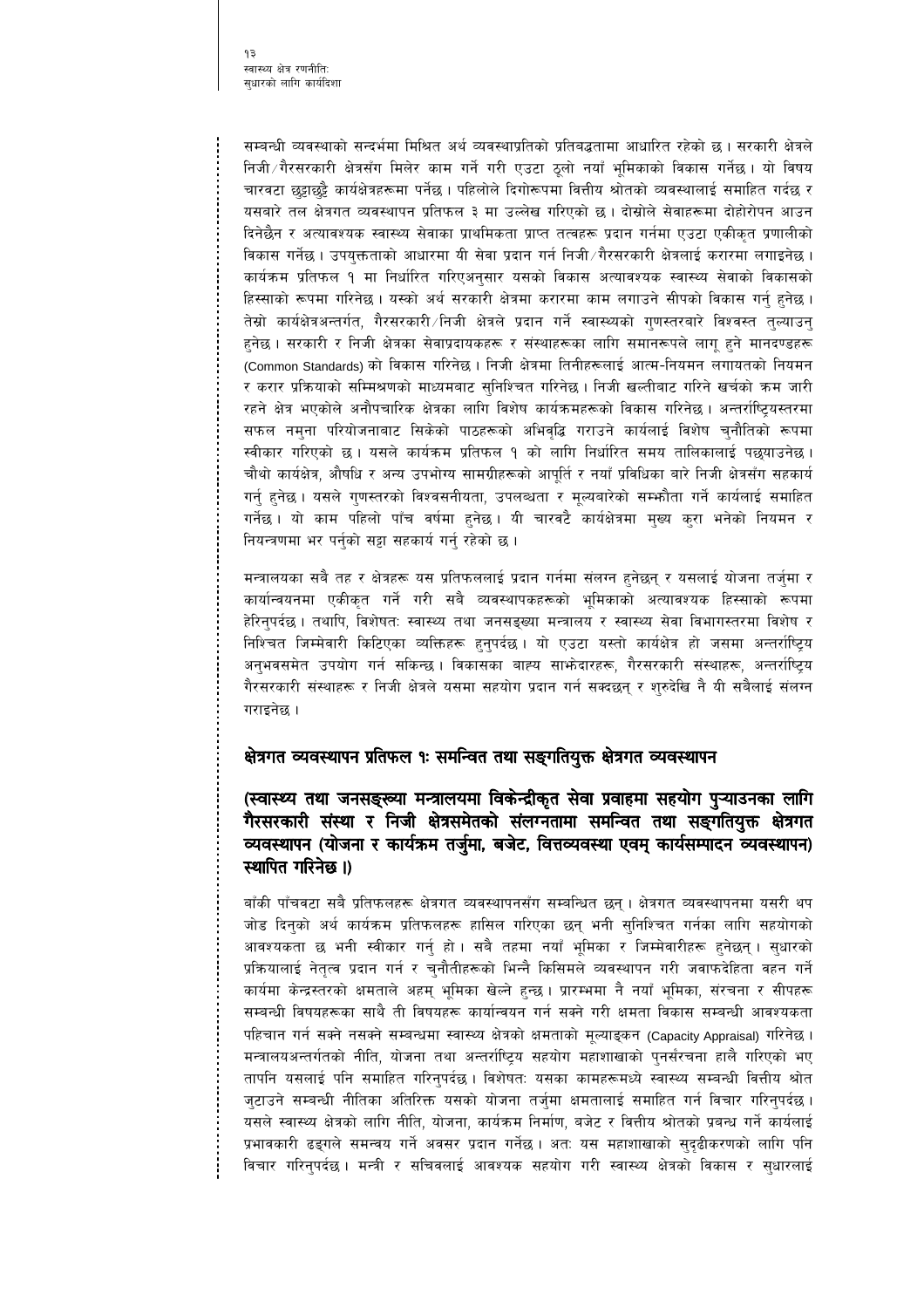सम्बन्धी व्यवस्थाको सन्दर्भमा मिश्रित अर्थ व्यवस्थाप्रतिको प्रतिबद्धतामा आधारित रहेको छ । सरकारी क्षेत्रले निजी ∕ गैरसरकारी क्षेत्रसँग मिलेर काम गर्ने गरी एउटा ठूलो नयाँ भूमिकाको विकास गर्नेछ । यो विषय चारवटा छुट्टाछुट्टै कार्यक्षेत्रहरूमा पर्नेछ । पहिलोले दिगोरूपमा वित्तीय श्रोतको व्यवस्थालाई समाहित गर्दछ र यसबारे तल क्षेत्रगत व्यवस्थापन प्रतिफल ३ मा उल्लेख गरिएको छ । दोस्रोले सेवाहरूमा दोहोरोपन आउन दिनेछैन र अत्यावश्यक स्वास्थ्य सेवाका प्राथमिकता प्राप्त तत्वहरू प्रदान गर्नमा एउटा एकीकृत प्रणालीको विकास गर्नेछ । उपयुक्तताको आधारमा यी सेवा प्रदान गर्न निजी ∕ गैरसरकारी क्षेत्रलाई करारमा लगाइनेछ । कार्यक्रम प्रतिफल १ मा निर्धारित गरिएअनुसार यसको विकास अत्यावश्यक स्वास्थ्य सेवाको विकासको हिस्साको रूपमा गरिनेछ । यस्को अर्थ सरकारी क्षेत्रमा करारमा काम लगाउने सीपको विकास गर्नु हुनेछ । तेस्रो कार्यक्षेत्रअन्तर्गत, गैरसरकारी ∕ निजी क्षेत्रले प्रदान गर्ने स्वास्थ्यको गुणस्तरबारे विश्वस्त तुल्याउनु हुनेछ । सरकारी र निजी क्षेत्रका सेवाप्रदायकहरू र संस्थाहरूका लागि समानरूपले लागू हुने मानदण्डहरू (Common Standards) को विकास गरिनेछ । निजी क्षेत्रमा तिनीहरूलाई आत्म-नियमन लगायतको नियमन र करार प्रक्रियाको सम्मिश्रणको माध्यमबाट सुनिश्चित गरिनेछ । निजी खल्तीबाट गरिने खर्चको क्रम जारी रहने क्षेत्र भएकोले अनौपचारिक क्षेत्रका लागि विशेष कार्यक्रमहरूको विकास गरिनेछ । अन्तर्राष्ट्रियस्तरमा सफल नमुना परियोजनाबाट सिकेको पाठहरूको अभिवृद्धि गराउने कार्यलाई विशेष चुनौतिको रूपमा स्वीकार गरिएको छ । यसले कार्यक्रम प्रतिफल १ को लागि निर्धारित समय तालिकालाई पछ्याउनेछ । चौथो कार्यक्षेत्र, औषधि र अन्य उपभोग्य सामग्रीहरूको आपूर्ति र नयाँ प्रविधिका बारे निजी क्षेत्रसँग सहकार्य गर्नु हुनेछ । यसले गुणस्तरको विश्वसनीयता, उपलब्धता र मूल्यबारेको सम्झौता गर्ने कार्यलाई समाहित गर्नेछ । यो काम पहिलो पाँच वर्षमा हुनेछ । यी चारवटै कार्यक्षेत्रमा मुख्य कुरा भनेको नियमन र नियन्त्रणमा भर पर्नुको सट्टा सहकार्य गर्नु रहेको छ ।

मन्त्रालयका सबै तह र क्षेत्रहरू यस प्रतिफललाई प्रदान गर्नमा संलग्न हुनेछन् र यसलाई योजना तर्जुमा र कार्यान्वयनमा एकीकृत गर्ने गरी सबै व्यवस्थापकहरूको भूमिकाको अत्यावश्यक हिस्साको रूपमा हेरिनुपर्दछ । तथापि, विशेषतः स्वास्थ्य तथा जनसङ्ख्या मन्त्रालय र स्वास्थ्य सेवा विभागस्तरमा विशेष र निश्चित जिम्मेवारी किटिएका व्यक्तिहरू हुनुपर्दछ । यो एउटा यस्तो कार्यक्षेत्र हो जसमा अन्तर्राष्ट्रिय अनुभवसमेत उपयोग गर्न सकिन्छ । विकासका बाह्य साझेदारहरू, गैरसरकारी संस्थाहरू, अन्तर्राष्ट्रिय गैरसरकारी संस्थाहरू र निजी क्षेत्रले यसमा सहयोग प्रदान गर्न सक्दछन् र शुरुदेखि नै यी सबैलाई संलग्न गराइनेछ ।

## क्षेत्रगत व्यवस्थापन प्रतिफल १ः समन्वित तथा सङ्गतियुक्त क्षेत्रगत व्यवस्थापन

### (स्वास्थ्य तथा जनसङ्ख्या मन्त्रालयमा विकेन्द्रीकृत सेवा प्रवाहमा सहयोग पुऱ्याउनका लागि गैरसरकारी संस्था र निजी क्षेत्रसमेतको संलग्नतामा समन्वित तथा सङ्गतियुक्त क्षेत्रगत व्यवस्थापन (योजना र कार्यक्रम तर्जुमा, बजेट, वित्तव्यवस्था एवम् कार्यसम्पादन व्यवस्थापन) स्थापित गरिनेछ ।)

बाँकी पाँचवटा सबै प्रतिफलहरू क्षेत्रगत व्यवस्थापनसँग सम्बन्धित छन् । क्षेत्रगत व्यवस्थापनमा यसरी थप जोड दिनुको अर्थ कार्यक्रम प्रतिफलहरू हासिल गरिएका छन् भनी सुनिश्चित गर्नका लागि सहयोगको आवश्यकता छ भनी स्वीकार गर्नु हो । सबै तहमा नयाँ भूमिका र जिम्मेवारीहरू हुनेछन् । सुधारको प्रक्रियालाई नेतृत्व प्रदान गर्न र चुनौतीहरूको भिन्नै किसिमले व्यवस्थापन गरी जवाफदेहिता वहन गर्ने कार्यमा केन्द्रस्तरको क्षमताले अहम् भूमिका खेल्ने हुन्छ । प्रारम्भमा नै नयाँ भूमिका, संरचना र सीपहरू सम्बन्धी विषयहरूका साथै ती विषयहरू कार्यान्वयन गर्न सक्ने गरी क्षमता विकास सम्बन्धी आवश्यकता पहिचान गर्न सक्ने नसक्ने सम्बन्धमा स्वास्थ्य क्षेत्रको क्षमताको मूल्याङ्कन (Capacity Appraisal) गरिनेछ । मन्त्रालयअन्तर्गतको नीति, योजना तथा अन्तर्राष्ट्रिय सहयोग महाशाखाको पुनर्संरचना हालै गरिएको भए तापनि यसलाई पनि समाहित गरिनुपर्दछ । विशेषतः यसका कामहरूमध्ये स्वास्थ्य सम्बन्धी वित्तीय श्रोत जुटाउने सम्बन्धी नीतिका अतिरिक्त यसको योजना तर्जुमा क्षमतालाई समाहित गर्न विचार गरिनुपर्दछ । यसले स्वास्थ्य क्षेत्रको लागि नीति, योजना, कार्यक्रम निर्माण, बजेट र वित्तीय श्रोतको प्रबन्ध गर्ने कार्यलाई प्रभावकारी ढङ्गले समन्वय गर्ने अवसर प्रदान गर्नेछ । अतः यस महाशाखाको सुदृढीकरणको लागि पनि विचार गरिनुपर्दछ । मन्त्री र सचिवलाई आवश्यक सहयोग गरी स्वास्थ्य क्षेत्रको विकास र सुधारलाई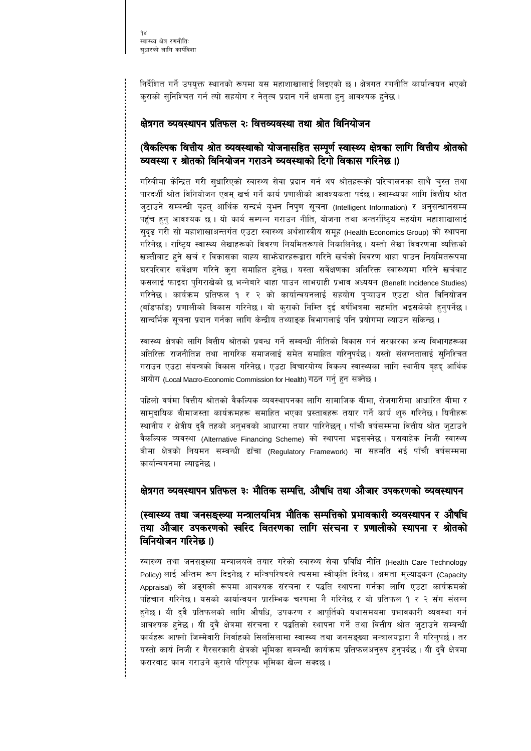निर्देशित गर्ने उपयुक्त स्थानको रूपमा यस महाशाखालाई लिइएको छ। क्षेत्रगत रणनीति कार्यान्वयन भएको कुराको सुनिश्चित गर्न त्यो सहयोग र नेतृत्व प्रदान गर्ने क्षमता हुनु आवश्यक हुनेछ।

## क्षेत्रगत व्यवस्थापन प्रतिफल २ः वित्तव्यवस्था तथा श्रोत विनियोजन

### (वैकल्पिक वित्तीय श्रोत व्यवस्थाको योजनासहित सम्पूर्ण स्वास्थ्य क्षेत्रका लागि वित्तीय श्रोतको व्यवस्था र श्रोतको विनियोजन गराउने व्यवस्थाको दिगो विकास गरिनेछ।)

गरिबीमा केन्द्रित गरी सुधारिएको स्वास्थ्य सेवा प्रदान गर्न थप श्रोतहरूको परिचालनका साथै चुस्त तथा पारदर्शी श्रोत विनियोजन एवम् खर्च गर्ने कार्य प्रणालीको आवश्यकता पर्दछ। स्वास्थ्यका लागि वित्तीय श्रोत जुटाउने सम्बन्धी बृहत् आर्थिक सन्दर्भ बुझ्न निपुण सूचना (Intelligent Information) र अनुसन्धानसम्म पहुँच हुनु आवश्यक छ। यो कार्य सम्पन्न गराउन नीति, योजना तथा अन्तर्राष्ट्रिय सहयोग महाशाखालाई सुदृढ गरी सो महाशाखाअन्तर्गत एउटा स्वास्थ्य अर्थशास्त्रीय समूह (Health Economics Group) को स्थापना गरिनेछ। राष्ट्रिय स्वास्थ्य लेखाहरूको विवरण नियमितरूपले निकालिनेछ। यस्तो लेखा विवरणमा व्यक्तिको खल्तीबाट हुने खर्च र विकासका बाह्य साझेदारहरूद्वारा गरिने खर्चको विवरण थाहा पाउन नियमितरूपमा घरपरिवार सर्वेक्षण गरिने कुरा समाहित हुनेछ। यस्ता सर्वेक्षणका अतिरिक्त स्वास्थ्यमा गरिने खर्चबाट कसलाई फाइदा पुगिराखेको छ भन्नेबारे थाहा पाउन लाभग्राही प्रभाव अध्ययन (Benefit Incidence Studies) गरिनेछ। कार्यक्रम प्रतिफल १ र २ को कार्यान्वयनलाई सहयोग पुऱ्याउन एउटा श्रोत विनियोजन (बाँडफाँड) प्रणालीको विकास गरिनेछ। यो कुराको निम्ति दुई वर्षभित्रमा सहमति भइसकेको हुनुपर्नेछ। सान्दर्भिक सूचना प्रदान गर्नका लागि केन्द्रीय तथ्याङ्क विभागलाई पनि प्रयोगमा ल्याउन सकिन्छ।

स्वास्थ्य क्षेत्रको लागि वित्तीय श्रोतको प्रबन्ध गर्ने सम्बन्धी नीतिको विकास गर्न सरकारका अन्य विभागहरूका अतिरिक्त राजनीतिज्ञ तथा नागरिक समाजलाई समेत समाहित गरिनुपर्दछ। यस्तो संलग्नतालाई सुनिश्चित गराउन एउटा संयन्त्रको विकास गरिनेछ। एउटा विचारयोग्य विकल्प स्वास्थ्यका लागि स्थानीय बृहद् आर्थिक आयोग (Local Macro-Economic Commission for Health) गठन गर्नु हुन सक्नेछ।

पहिलो वर्षमा वित्तीय श्रोतको वैकल्पिक व्यवस्थापनका लागि सामाजिक बीमा, रोजगारीमा आधारित बीमा र सामुदायिक बीमाजस्ता कार्यक्रमहरू समाहित भएका प्रस्तावहरू तयार गर्ने कार्य शुरु गरिनेछ। यिनीहरू स्थानीय र क्षेत्रीय दुवै तहको अनुभवको आधारमा तयार पारिनेछन्। पाँचौ वर्षसम्ममा वित्तीय श्रोत जुटाउने वैकल्पिक व्यवस्था (Alternative Financing Scheme) को स्थापना भइसक्नेछ। यसबाहेक निजी स्वास्थ्य बीमा क्षेत्रको नियमन सम्बन्धी ढाँचा (Regulatory Framework) मा सहमति भई पाँचौ वर्षसम्ममा कार्यान्वयनमा ल्याइनेछ।

## क्षेत्रगत व्यवस्थापन प्रतिफल ३ः भौतिक सम्पत्ति, औषधि तथा औजार उपकरणको व्यवस्थापन

### (स्वास्थ्य तथा जनसङ्ख्या मन्त्रालयभित्र भौतिक सम्पत्तिको प्रभावकारी व्यवस्थापन र औषधि तथा औजार उपकरणको खरिद वितरणका लागि संरचना र प्रणालीको स्थापना र श्रोतको विनियोजन गरिनेछ।)

स्वास्थ्य तथा जनसङ्ख्या मन्त्रालयले तयार गरेको स्वास्थ्य सेवा प्रविधि नीति (Health Care Technology Policy) लाई अन्तिम रूप दिइनेछ र मन्त्रिपरिषदले त्यसमा स्वीकृति दिनेछ। क्षमता मूल्याङ्कन (Capacity Appraisal) को अङ्गको रूपमा आवश्यक संरचना र पद्धति स्थापना गर्नका लागि एउटा कार्यक्रमको पहिचान गरिनेछ। यसको कार्यान्वयन प्रारम्भिक चरणमा नै गरिनेछ र यो प्रतिफल १ र २ सँग संलग्न हुनेछ। यी दुवै प्रतिफलको लागि औषधि, उपकरण र आपूर्तिको यथासमयमा प्रभावकारी व्यवस्था गर्न आवश्यक हुनेछ। यी दुवै क्षेत्रमा संरचना र पद्धतिको स्थापना गर्ने तथा वित्तीय श्रोत जुटाउने सम्बन्धी कार्यहरू आफ्नो जिम्मेवारी निर्वाहको सिलसिलामा स्वास्थ्य तथा जनसङ्ख्या मन्त्रालयद्वारा नै गरिनुपर्छ। तर यस्तो कार्य निजी र गैरसरकारी क्षेत्रको भूमिका सम्बन्धी कार्यक्रम प्रतिफलअनुरुप हुनुपर्दछ। यी दुवै क्षेत्रमा करारबाट काम गराउने कुराले परिपूरक भूमिका खेल्न सक्दछ।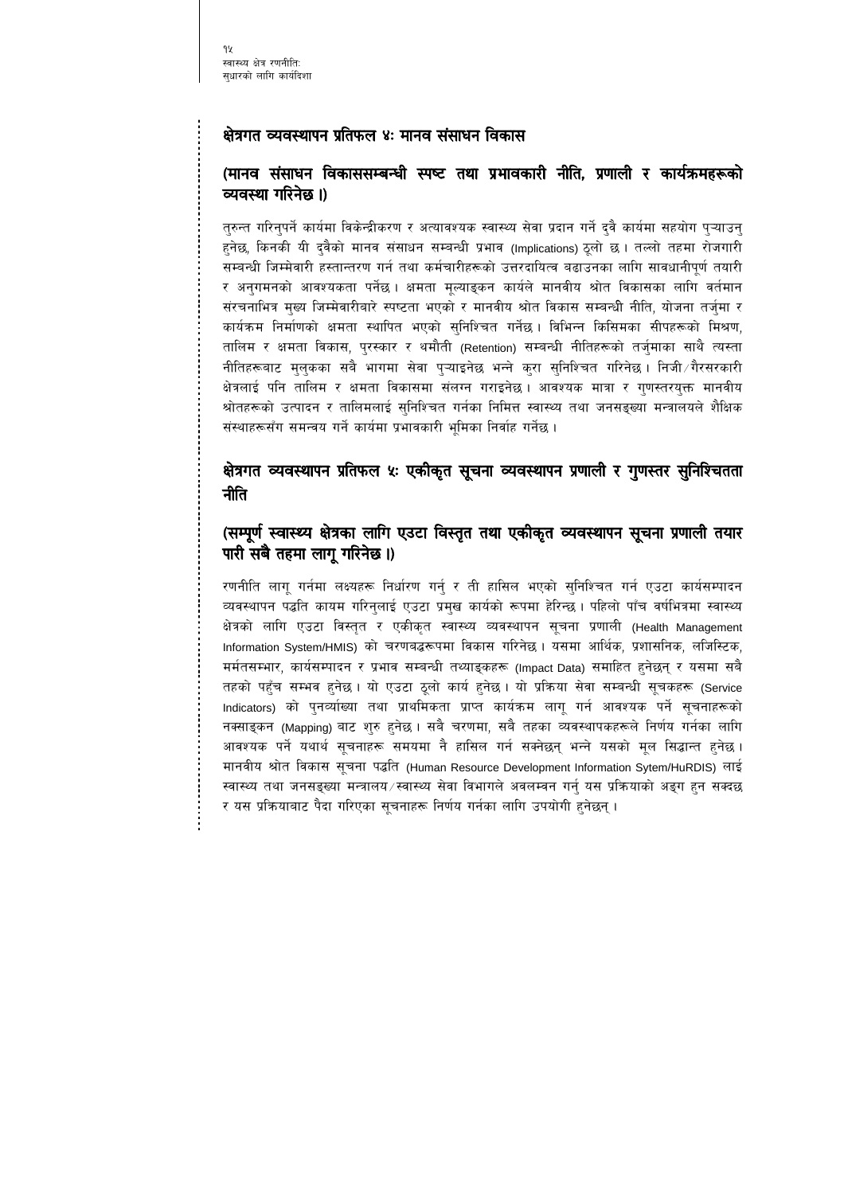## क्षेत्रगत व्यवस्थापन प्रतिफल ४ः मानव संसाधन विकास

### (मानव संसाधन विकाससम्बन्धी स्पष्ट तथा प्रभावकारी नीति, प्रणाली र कार्यक्रमहरूको व्यवस्था गरिनेछ ।)

तुरुन्त गरिनुपर्ने कार्यमा विकेन्द्रीकरण र अत्यावश्यक स्वास्थ्य सेवा प्रदान गर्ने दुवै कार्यमा सहयोग पुऱ्याउनु हुनेछ, किनकी यी दुवैको मानव संसाधन सम्बन्धी प्रभाव (Implications) ठूलो छ । तल्लो तहमा रोजगारी सम्बन्धी जिम्मेवारी हस्तान्तरण गर्न तथा कर्मचारीहरूको उत्तरदायित्व बढाउनका लागि सावधानीपूर्ण तयारी र अनुगमनको आवश्यकता पर्नेछ । क्षमता मूल्याङ्कन कार्यले मानवीय श्रोत विकासका लागि वर्तमान संरचनाभित्र मुख्य जिम्मेवारीबारे स्पष्टता भएको र मानवीय श्रोत विकास सम्बन्धी नीति, योजना तर्जुमा र कार्यक्रम निर्माणको क्षमता स्थापित भएको सुनिश्चित गर्नेछ । विभिन्न किसिमका सीपहरूको मिश्रण, तालिम र क्षमता विकास, पुरस्कार र थमौती (Retention) सम्बन्धी नीतिहरूको तर्जुमाका साथै त्यस्ता नीतिहरूबाट मुलुकका सबै भागमा सेवा पुऱ्याइनेछ भन्ने कुरा सुनिश्चित गरिनेछ । निजी/गैरसरकारी क्षेत्रलाई पनि तालिम र क्षमता विकासमा संलग्न गराइनेछ । आवश्यक मात्रा र गुणस्तरयुक्त मानवीय श्रोतहरूको उत्पादन र तालिमलाई सुनिश्चित गर्नका निमित्त स्वास्थ्य तथा जनसङ्ख्या मन्त्रालयले शैक्षिक संस्थाहरूसँग समन्वय गर्ने कार्यमा प्रभावकारी भूमिका निर्वाह गर्नेछ ।

## क्षेत्रगत व्यवस्थापन प्रतिफल ५ः एकीकृत सूचना व्यवस्थापन प्रणाली र गुणस्तर सुनिश्चितता नीति

### (सम्पूर्ण स्वास्थ्य क्षेत्रका लागि एउटा विस्तृत तथा एकीकृत व्यवस्थापन सूचना प्रणाली तयार पारी सबै तहमा लागू गरिनेछ ।)

रणनीति लागू गर्नमा लक्ष्यहरू निर्धारण गर्नु र ती हासिल भएको सुनिश्चित गर्न एउटा कार्यसम्पादन व्यवस्थापन पद्धति कायम गरिनुलाई एउटा प्रमुख कार्यको रूपमा हेरिन्छ । पहिलो पाँच वर्षभित्रमा स्वास्थ्य क्षेत्रको लागि एउटा विस्तृत र एकीकृत स्वास्थ्य व्यवस्थापन सूचना प्रणाली (Health Management Information System/HMIS) को चरणबद्धरूपमा विकास गरिनेछ । यसमा आर्थिक, प्रशासनिक, लजिस्टिक, मर्मतसम्भार, कार्यसम्पादन र प्रभाव सम्बन्धी तथ्याङ्कहरू (Impact Data) समाहित हुनेछन् र यसमा सबै तहको पहुँच सम्भव हुनेछ । यो एउटा ठूलो कार्य हुनेछ । यो प्रक्रिया सेवा सम्बन्धी सूचकहरू (Service Indicators) को पुनर्व्याख्या तथा प्राथमिकता प्राप्त कार्यक्रम लागू गर्न आवश्यक पर्ने सूचनाहरूको नक्साङ्कन (Mapping) बाट शुरु हुनेछ । सबै चरणमा, सबै तहका व्यवस्थापकहरूले निर्णय गर्नका लागि आवश्यक पर्ने यथार्थ सूचनाहरू समयमा नै हासिल गर्न सक्नेछन् भन्ने यसको मूल सिद्धान्त हुनेछ । मानवीय श्रोत विकास सूचना पद्धति (Human Resource Development Information Sytem/HuRDIS) लाई स्वास्थ्य तथा जनसङ्ख्या मन्त्रालय/स्वास्थ्य सेवा विभागले अवलम्बन गर्नु यस प्रक्रियाको अङ्ग हुन सक्दछ र यस प्रक्रियाबाट पैदा गरिएका सूचनाहरू निर्णय गर्नका लागि उपयोगी हुनेछन् ।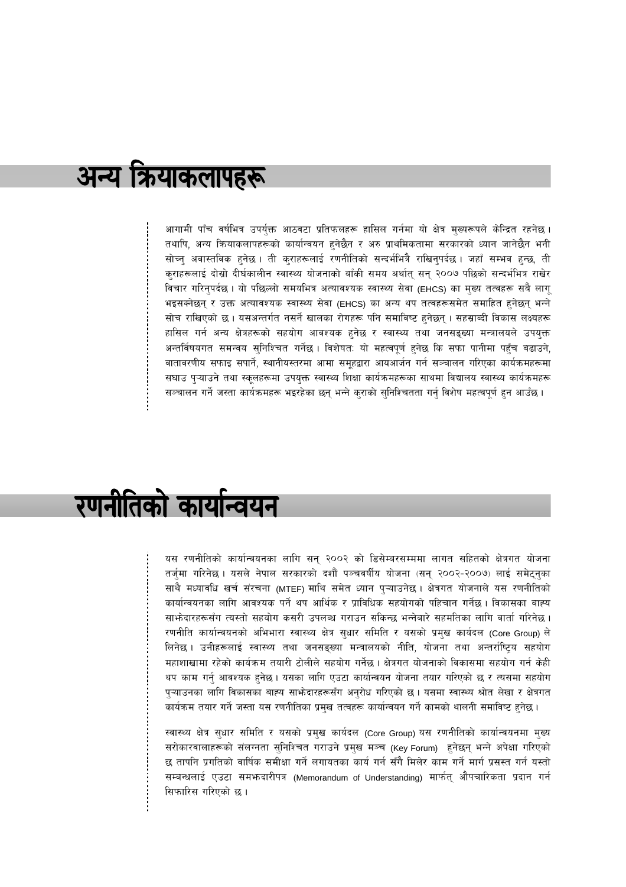# अन्य क्रियाकलापहरू

आगामी पाँच वर्षभित्र उपर्युक्त आठवटा प्रतिफलहरू हासिल गर्नमा यो क्षेत्र मुख्यरूपले केन्द्रित रहनेछ। तथापि, अन्य क्रियाकलापहरूको कार्यान्वयन हुनेछैन र अरु प्राथमिकतामा सरकारको ध्यान जानेछैन भनी सोच्नु अवास्तविक हुनेछ। ती कुराहरूलाई रणनीतिको सन्दर्भभित्रै राखिनुपर्दछ। जहाँ सम्भव हुन्छ, ती कुराहरूलाई दोस्रो दीर्घकालीन स्वास्थ्य योजनाको बाँकी समय अर्थात् सन् २००७ पछिको सन्दर्भभित्र राखेर विचार गरिनुपर्दछ। यो पछिल्लो समयभित्र अत्यावश्यक स्वास्थ्य सेवा (EHCS) का मुख्य तत्वहरू सबै लागू भइसक्नेछन् र उक्त अत्यावश्यक स्वास्थ्य सेवा (EHCS) का अन्य थप तत्वहरूसमेत समाहित हुनेछन् भन्ने सोच राखिएको छ। यसअन्तर्गत नसर्ने खालका रोगहरू पनि समाविष्ट हुनेछन्। सहस्राब्दी विकास लक्ष्यहरू हासिल गर्न अन्य क्षेत्रहरूको सहयोग आवश्यक हुनेछ र स्वास्थ्य तथा जनसङ्ख्या मन्त्रालयले उपयुक्त अन्तर्विषयगत समन्वय सुनिश्चित गर्नेछ। विशेषत: यो महत्वपूर्ण हुनेछ कि सफा पानीमा पहुँच बढाउने, वातावरणीय सफाइ सपार्ने, स्थानीयस्तरमा आमा समूहद्वारा आयआर्जन गर्न सञ्चालन गरिएका कार्यक्रमहरूमा सघाउ पुऱ्याउने तथा स्कूलहरूमा उपयुक्त स्वास्थ्य शिक्षा कार्यक्रमहरूका साथमा विद्यालय स्वास्थ्य कार्यक्रमहरू सञ्चालन गर्ने जस्ता कार्यक्रमहरू भइरहेका छन् भन्ने कुराको सुनिश्चितता गर्नु विशेष महत्वपूर्ण हुन आउँछ।

# रणनीतिको कार्यान्वयन

यस रणनीतिको कार्यान्वयनका लागि सन् २००२ को डिसेम्बरसम्ममा लागत सहितको क्षेत्रगत योजना तर्जुमा गरिनेछ। यसले नेपाल सरकारको दशौं पञ्चवर्षीय योजना (सन् २००२-२००७) लाई समेट्नुका साथै मध्यावधि खर्च संरचना (MTEF) माथि समेत ध्यान पुऱ्याउनेछ। क्षेत्रगत योजनाले यस रणनीतिको कार्यान्वयनका लागि आवश्यक पर्ने थप आर्थिक र प्राविधिक सहयोगको पहिचान गर्नेछ। विकासका बाह्य साझेदारहरूसँग त्यस्तो सहयोग कसरी उपलब्ध गराउन सकिन्छ भन्नेबारे सहमतिका लागि वार्ता गरिनेछ। रणनीति कार्यान्वयनको अभिभारा स्वास्थ्य क्षेत्र सुधार समिति र यसको प्रमुख कार्यदल (Core Group) ले लिनेछ। उनीहरूलाई स्वास्थ्य तथा जनसङ्ख्या मन्त्रालयको नीति, योजना तथा अन्तर्राष्ट्रिय सहयोग महाशाखामा रहेको कार्यक्रम तयारी टोलीले सहयोग गर्नेछ। क्षेत्रगत योजनाको विकासमा सहयोग गर्न केही थप काम गर्नु आवश्यक हुनेछ। यसका लागि एउटा कार्यान्वयन योजना तयार गरिएको छ र त्यसमा सहयोग पुऱ्याउनका लागि विकासका बाह्य साझेदारहरूसँग अनुरोध गरिएको छ। यसमा स्वास्थ्य श्रोत लेखा र क्षेत्रगत कार्यक्रम तयार गर्ने जस्ता यस रणनीतिका प्रमुख तत्वहरू कार्यान्वयन गर्ने कामको थालनी समाविष्ट हुनेछ।

स्वास्थ्य क्षेत्र सुधार समिति र यसको प्रमुख कार्यदल (Core Group) यस रणनीतिको कार्यान्वयनमा मुख्य सरोकारवालाहरूको संलग्नता सुनिश्चित गराउने प्रमुख मञ्च (Key Forum) हुनेछन् भन्ने अपेक्षा गरिएको छ तापनि प्रगतिको वार्षिक समीक्षा गर्ने लगायतका कार्य गर्न सँगै मिलेर काम गर्ने मार्ग प्रसस्त गर्न यस्तो सम्बन्धलाई एउटा समझदारीपत्र (Memorandum of Understanding) मार्फत् औपचारिकता प्रदान गर्न सिफारिस गरिएको छ।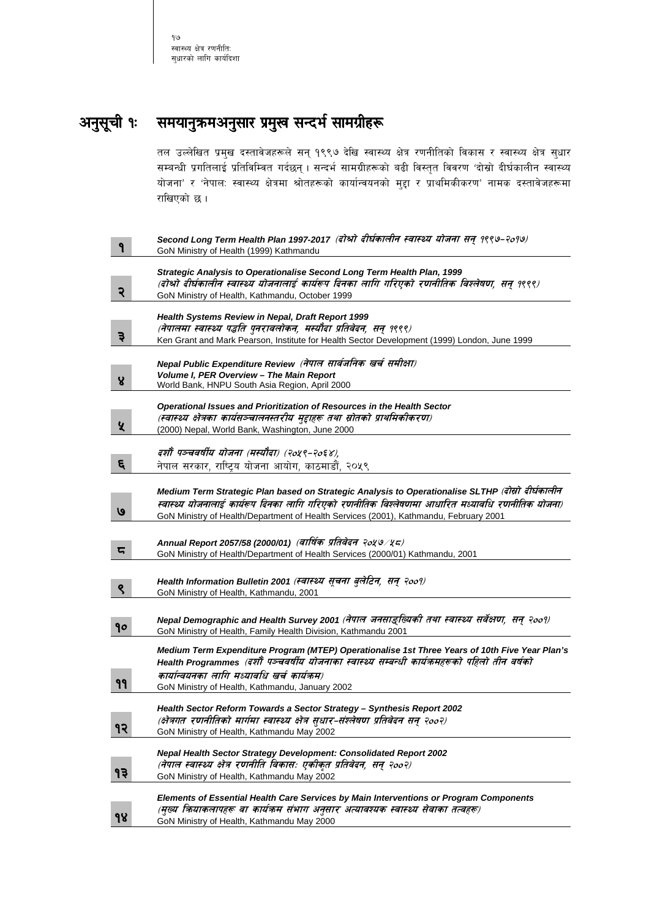# अनुसूची १: समयानुक्रमअनुसार प्रमुख सन्दर्भ सामग्रीहरू

तल उल्लेखित प्रमुख दस्तावेजहरूले सन् १९९७ देखि स्वास्थ्य क्षेत्र रणनीतिको विकास र स्वास्थ्य क्षेत्र सुधार सम्बन्धी प्रगतिलाई प्रतिबिम्बित गर्दछन् । सन्दर्भ सामग्रीहरूको बढी विस्तृत विवरण 'दोस्रो दीर्घकालीन स्वास्थ्य योजना' र 'नेपालः स्वास्थ्य क्षेत्रमा श्रोतहरूको कार्यान्वयनको मुद्दा र प्राथमिकीकरण' नामक दस्तावेजहरूमा राखिएको छ ।

| | |
|---|---|
| १ | ***Second Long Term Health Plan 1997-2017*** *(दोश्रो दीर्घकालीन स्वास्थ्य योजना सन् १९९७–२०१७)*<br>GoN Ministry of Health (1999) Kathmandu |
| २ | ***Strategic Analysis to Operationalise Second Long Term Health Plan, 1999***<br>*(दोश्रो दीर्घकालीन स्वास्थ्य योजनालाई कार्यरूप दिनका लागि गरिएको रणनीतिक विश्लेषण, सन् १९९९)*<br>GoN Ministry of Health, Kathmandu, October 1999 |
| ३ | ***Health Systems Review in Nepal, Draft Report 1999***<br>*(नेपालमा स्वास्थ्य पद्धति पुनरावलोकन, मस्यौदा प्रतिवेदन, सन् १९९९)*<br>Ken Grant and Mark Pearson, Institute for Health Sector Development (1999) London, June 1999 |
| ४ | ***Nepal Public Expenditure Review*** *(नेपाल सार्वजनिक खर्च समीक्षा)*<br>***Volume I, PER Overview – The Main Report***<br>World Bank, HNPU South Asia Region, April 2000 |
| ५ | ***Operational Issues and Prioritization of Resources in the Health Sector***<br>*(स्वास्थ्य क्षेत्रका कार्यसञ्चालनस्तरीय मुद्दाहरू तथा स्रोतको प्राथमिकीकरण)*<br>(2000) Nepal, World Bank, Washington, June 2000 |
| ६ | *दशौं पञ्चवर्षीय योजना (मस्यौदा) (२०५९–२०६४),*<br>नेपाल सरकार, राष्ट्रिय योजना आयोग, काठमाडौं, २०५९ |
| ७ | ***Medium Term Strategic Plan based on Strategic Analysis to Operationalise SLTHP*** *(दोस्रो दीर्घकालीन स्वास्थ्य योजनालाई कार्यरूप दिनका लागि गरिएको रणनीतिक विश्लेषणमा आधारित मध्यावधि रणनीतिक योजना)*<br>GoN Ministry of Health/Department of Health Services (2001), Kathmandu, February 2001 |
| ८ | ***Annual Report 2057/58 (2000/01)*** *(वार्षिक प्रतिवेदन २०५७/५८)*<br>GoN Ministry of Health/Department of Health Services (2000/01) Kathmandu, 2001 |
| ९ | ***Health Information Bulletin 2001*** *(स्वास्थ्य सूचना बुलेटिन, सन् २००१)*<br>GoN Ministry of Health, Kathmandu, 2001 |
| १० | ***Nepal Demographic and Health Survey 2001*** *(नेपाल जनसाङ्ख्यिकी तथा स्वास्थ्य सर्वेक्षण, सन् २००१)*<br>GoN Ministry of Health, Family Health Division, Kathmandu 2001 |
| ११ | ***Medium Term Expenditure Program (MTEP) Operationalise 1st Three Years of 10th Five Year Plan's Health Programmes*** *(दशौं पञ्चवर्षीय योजनाका स्वास्थ्य सम्बन्धी कार्यक्रमहरूको पहिलो तीन वर्षको कार्यान्वयनका लागि मध्यावधि खर्च कार्यक्रम)*<br>GoN Ministry of Health, Kathmandu, January 2002 |
| १२ | ***Health Sector Reform Towards a Sector Strategy – Synthesis Report 2002***<br>*(क्षेत्रगत रणनीतिको मार्गमा स्वास्थ्य क्षेत्र सुधार–संश्लेषण प्रतिवेदन सन् २००२)*<br>GoN Ministry of Health, Kathmandu May 2002 |
| १३ | ***Nepal Health Sector Strategy Development: Consolidated Report 2002***<br>*(नेपाल स्वास्थ्य क्षेत्र रणनीति विकासः एकीकृत प्रतिवेदन, सन् २००२)*<br>GoN Ministry of Health, Kathmandu May 2002 |
| १४ | ***Elements of Essential Health Care Services by Main Interventions or Program Components***<br>*(मुख्य क्रियाकलापहरू वा कार्यक्रम संभाग अनुसार अत्यावश्यक स्वास्थ्य सेवाका तत्वहरू)*<br>GoN Ministry of Health, Kathmandu May 2000 |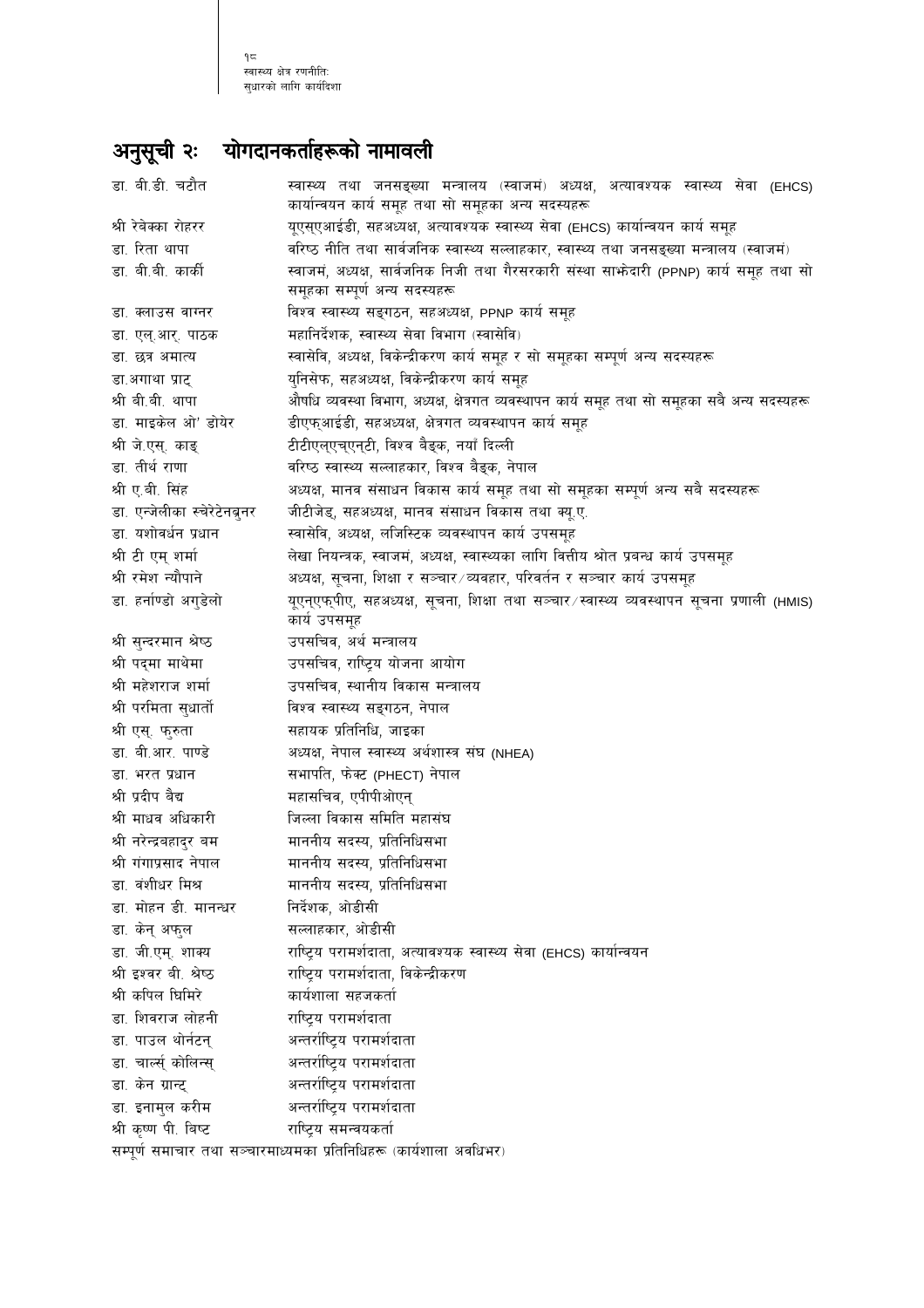## अनुसूची २ः योगदानकर्ताहरूको नामावली

| | |
|---|---|
| डा. बी.डी. चटौत | स्वास्थ्य तथा जनसङ्ख्या मन्त्रालय (स्वाजमं) अध्यक्ष, अत्यावश्यक स्वास्थ्य सेवा (EHCS) कार्यान्वयन कार्य समूह तथा सो समूहका अन्य सदस्यहरू |
| श्री रेबेक्का रोहरर | यूएस्एआईडी, सहअध्यक्ष, अत्यावश्यक स्वास्थ्य सेवा (EHCS) कार्यान्वयन कार्य समूह |
| डा. रिता थापा | वरिष्ठ नीति तथा सार्वजनिक स्वास्थ्य सल्लाहकार, स्वास्थ्य तथा जनसङ्ख्या मन्त्रालय (स्वाजमं) |
| डा. बी.बी. कार्की | स्वाजमं, अध्यक्ष, सार्वजनिक निजी तथा गैरसरकारी संस्था साझेदारी (PPNP) कार्य समूह तथा सो समूहका सम्पूर्ण अन्य सदस्यहरू |
| डा. क्लाउस वाग्नर | विश्व स्वास्थ्य सङ्गठन, सहअध्यक्ष, PPNP कार्य समूह |
| डा. एल्.आर्. पाठक | महानिर्देशक, स्वास्थ्य सेवा विभाग (स्वासेवि) |
| डा. छत्र अमात्य | स्वासेवि, अध्यक्ष, विकेन्द्रीकरण कार्य समूह र सो समूहका सम्पूर्ण अन्य सदस्यहरू |
| डा.अगाथा प्राट् | युनिसेफ, सहअध्यक्ष, विकेन्द्रीकरण कार्य समूह |
| श्री बी.बी. थापा | औषधि व्यवस्था विभाग, अध्यक्ष, क्षेत्रगत व्यवस्थापन कार्य समूह तथा सो समूहका सबै अन्य सदस्यहरू |
| डा. माइकेल ओ' डोयेर | डीएफ्आईडी, सहअध्यक्ष, क्षेत्रगत व्यवस्थापन कार्य समूह |
| श्री जे.एस्. काङ् | टीटीएल्एच्एन्टी, विश्व बैङ्क, नयाँ दिल्ली |
| डा. तीर्थ राणा | वरिष्ठ स्वास्थ्य सल्लाहकार, विश्व बैङ्क, नेपाल |
| श्री ए.बी. सिंह | अध्यक्ष, मानव संसाधन विकास कार्य समूह तथा सो समूहका सम्पूर्ण अन्य सबै सदस्यहरू |
| डा. एन्जेलीका स्चेरेटेनब्रुनर | जीटीजेड्, सहअध्यक्ष, मानव संसाधन विकास तथा क्यू.ए. |
| डा. यशोवर्धन प्रधान | स्वासेवि, अध्यक्ष, लजिस्टिक व्यवस्थापन कार्य उपसमूह |
| श्री टी एम् शर्मा | लेखा नियन्त्रक, स्वाजमं, अध्यक्ष, स्वास्थ्यका लागि वित्तीय श्रोत प्रबन्ध कार्य उपसमूह |
| श्री रमेश न्यौपाने | अध्यक्ष, सूचना, शिक्षा र सञ्चार/व्यवहार, परिवर्तन र सञ्चार कार्य उपसमूह |
| डा. हर्नाण्डो अगुडेलो | यूएन्एफ्पीए, सहअध्यक्ष, सूचना, शिक्षा तथा सञ्चार/स्वास्थ्य व्यवस्थापन सूचना प्रणाली (HMIS) कार्य उपसमूह |
| श्री सुन्दरमान श्रेष्ठ | उपसचिव, अर्थ मन्त्रालय |
| श्री पद्मा माथेमा | उपसचिव, राष्ट्रिय योजना आयोग |
| श्री महेशराज शर्मा | उपसचिव, स्थानीय विकास मन्त्रालय |
| श्री परमिता सुधार्तो | विश्व स्वास्थ्य सङ्गठन, नेपाल |
| श्री एस्. फुरुता | सहायक प्रतिनिधि, जाइका |
| डा. बी.आर. पाण्डे | अध्यक्ष, नेपाल स्वास्थ्य अर्थशास्त्र संघ (NHEA) |
| डा. भरत प्रधान | सभापति, फेक्ट (PHECT) नेपाल |
| श्री प्रदीप वैद्य | महासचिव, एपीपीओएन् |
| श्री माधव अधिकारी | जिल्ला विकास समिति महासंघ |
| श्री नरेन्द्रबहादुर बम | माननीय सदस्य, प्रतिनिधिसभा |
| श्री गंगाप्रसाद नेपाल | माननीय सदस्य, प्रतिनिधिसभा |
| डा. वंशीधर मिश्र | माननीय सदस्य, प्रतिनिधिसभा |
| डा. मोहन डी. मानन्धर | निर्देशक, ओडीसी |
| डा. केन् अफुल | सल्लाहकार, ओडीसी |
| डा. जी.एम्. शाक्य | राष्ट्रिय परामर्शदाता, अत्यावश्यक स्वास्थ्य सेवा (EHCS) कार्यान्वयन |
| श्री इश्वर बी. श्रेष्ठ | राष्ट्रिय परामर्शदाता, विकेन्द्रीकरण |
| श्री कपिल घिमिरे | कार्यशाला सहजकर्ता |
| डा. शिवराज लोहनी | राष्ट्रिय परामर्शदाता |
| डा. पाउल थोर्नटन् | अन्तर्राष्ट्रिय परामर्शदाता |
| डा. चार्ल्स् कोलिन्स् | अन्तर्राष्ट्रिय परामर्शदाता |
| डा. केन ग्रान्ट् | अन्तर्राष्ट्रिय परामर्शदाता |
| डा. इनामुल करीम | अन्तर्राष्ट्रिय परामर्शदाता |
| श्री कृष्ण पी. बिष्ट | राष्ट्रिय समन्वयकर्ता |

सम्पूर्ण समाचार तथा सञ्चारमाध्यमका प्रतिनिधिहरू (कार्यशाला अवधिभर)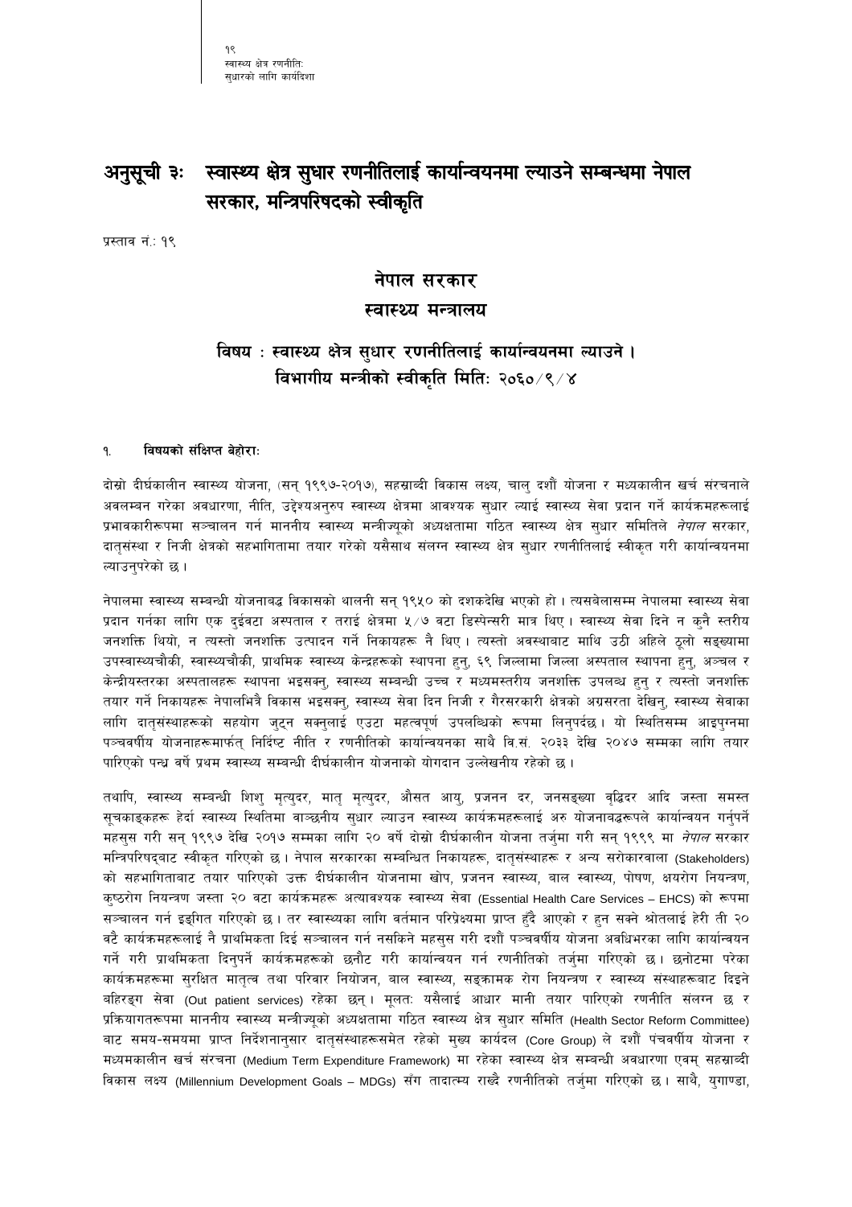# अनुसूची ३ः स्वास्थ्य क्षेत्र सुधार रणनीतिलाई कार्यान्वयनमा ल्याउने सम्बन्धमा नेपाल सरकार, मन्त्रिपरिषदको स्वीकृति

प्रस्ताव नं.: १९

## नेपाल सरकार
## स्वास्थ्य मन्त्रालय

### विषय : स्वास्थ्य क्षेत्र सुधार रणनीतिलाई कार्यान्वयनमा ल्याउने ।
### विभागीय मन्त्रीको स्वीकृति मितिः २०६०/९/४

**१. विषयको संक्षिप्त बेहोराः**

दोस्रो दीर्घकालीन स्वास्थ्य योजना, (सन् १९९७-२०१७), सहस्राब्दी विकास लक्ष्य, चालु दशौं योजना र मध्यकालीन खर्च संरचनाले अवलम्बन गरेका अवधारणा, नीति, उद्देश्यअनुरुप स्वास्थ्य क्षेत्रमा आवश्यक सुधार ल्याई स्वास्थ्य सेवा प्रदान गर्ने कार्यक्रमहरूलाई प्रभावकारीरूपमा सञ्चालन गर्न माननीय स्वास्थ्य मन्त्रीज्यूको अध्यक्षतामा गठित स्वास्थ्य क्षेत्र सुधार समितिले *नेपाल* सरकार, दातृसंस्था र निजी क्षेत्रको सहभागितामा तयार गरेको यसैसाथ संलग्न स्वास्थ्य क्षेत्र सुधार रणनीतिलाई स्वीकृत गरी कार्यान्वयनमा ल्याउनुपरेको छ ।

नेपालमा स्वास्थ्य सम्बन्धी योजनाबद्ध विकासको थालनी सन् १९५० को दशकदेखि भएको हो । त्यसबेलासम्म नेपालमा स्वास्थ्य सेवा प्रदान गर्नका लागि एक दुईवटा अस्पताल र तराई क्षेत्रमा ५/७ वटा डिस्पेन्सरी मात्र थिए । स्वास्थ्य सेवा दिने न कुनै स्तरीय जनशक्ति थियो, न त्यस्तो जनशक्ति उत्पादन गर्ने निकायहरू नै थिए । त्यस्तो अवस्थाबाट माथि उठी अहिले ठूलो सङ्ख्यामा उपस्वास्थ्यचौकी, स्वास्थ्यचौकी, प्राथमिक स्वास्थ्य केन्द्रहरूको स्थापना हुनु, ६९ जिल्लामा जिल्ला अस्पताल स्थापना हुनु, अञ्चल र केन्द्रीयस्तरका अस्पतालहरू स्थापना भइसक्नु, स्वास्थ्य सम्बन्धी उच्च र मध्यमस्तरीय जनशक्ति उपलब्ध हुनु र त्यस्तो जनशक्ति तयार गर्ने निकायहरू नेपालभित्रै विकास भइसक्नु, स्वास्थ्य सेवा दिन निजी र गैरसरकारी क्षेत्रको अग्रसरता देखिनु, स्वास्थ्य सेवाका लागि दातृसंस्थाहरूको सहयोग जुट्न सक्नुलाई एउटा महत्वपूर्ण उपलब्धिको रूपमा लिनुपर्दछ । यो स्थितिसम्म आइपुग्नमा पञ्चवर्षीय योजनाहरूमार्फत् निर्दिष्ट नीति र रणनीतिको कार्यान्वयनका साथै वि.सं. २०३३ देखि २०४७ सम्मका लागि तयार पारिएको पन्ध्र वर्षे प्रथम स्वास्थ्य सम्बन्धी दीर्घकालीन योजनाको योगदान उल्लेखनीय रहेको छ ।

तथापि, स्वास्थ्य सम्बन्धी शिशु मृत्युदर, मातृ मृत्युदर, औसत आयु, प्रजनन दर, जनसङ्ख्या वृद्धिदर आदि जस्ता समस्त सूचकाङ्कहरू हेर्दा स्वास्थ्य स्थितिमा वाञ्छनीय सुधार ल्याउन स्वास्थ्य कार्यक्रमहरूलाई अरु योजनाबद्धरूपले कार्यान्वयन गर्नुपर्ने महसुस गरी सन् १९९७ देखि २०१७ सम्मका लागि २० वर्षे दोस्रो दीर्घकालीन योजना तर्जुमा गरी सन् १९९९ मा *नेपाल* सरकार मन्त्रिपरिषद्बाट स्वीकृत गरिएको छ । नेपाल सरकारका सम्बन्धित निकायहरू, दातृसंस्थाहरू र अन्य सरोकारवाला (Stakeholders) को सहभागिताबाट तयार पारिएको उक्त दीर्घकालीन योजनामा खोप, प्रजनन स्वास्थ्य, बाल स्वास्थ्य, पोषण, क्षयरोग नियन्त्रण, कुष्ठरोग नियन्त्रण जस्ता २० वटा कार्यक्रमहरू अत्यावश्यक स्वास्थ्य सेवा (Essential Health Care Services – EHCS) को रूपमा सञ्चालन गर्न इङ्गित गरिएको छ । तर स्वास्थ्यका लागि वर्तमान परिप्रेक्ष्यमा प्राप्त हुँदै आएको र हुन सक्ने श्रोतलाई हेरी ती २० वटै कार्यक्रमहरूलाई नै प्राथमिकता दिई सञ्चालन गर्न नसकिने महसुस गरी दशौं पञ्चवर्षीय योजना अवधिभरका लागि कार्यान्वयन गर्ने गरी प्राथमिकता दिनुपर्ने कार्यक्रमहरूको छनौट गरी कार्यान्वयन गर्न रणनीतिको तर्जुमा गरिएको छ । छनोटमा परेका कार्यक्रमहरूमा सुरक्षित मातृत्व तथा परिवार नियोजन, बाल स्वास्थ्य, सङ्क्रामक रोग नियन्त्रण र स्वास्थ्य संस्थाहरूबाट दिइने बहिरङ्ग सेवा (Out patient services) रहेका छन् । मूलतः यसैलाई आधार मानी तयार पारिएको रणनीति संलग्न छ र प्रक्रियागतरूपमा माननीय स्वास्थ्य मन्त्रीज्यूको अध्यक्षतामा गठित स्वास्थ्य क्षेत्र सुधार समिति (Health Sector Reform Committee) बाट समय-समयमा प्राप्त निर्देशनानुसार दातृसंस्थाहरूसमेत रहेको मुख्य कार्यदल (Core Group) ले दशौं पंचवर्षीय योजना र मध्यमकालीन खर्च संरचना (Medium Term Expenditure Framework) मा रहेका स्वास्थ्य क्षेत्र सम्बन्धी अवधारणा एवम् सहस्राब्दी विकास लक्ष्य (Millennium Development Goals – MDGs) सँग तादात्म्य राख्दै रणनीतिको तर्जुमा गरिएको छ । साथै, युगाण्डा,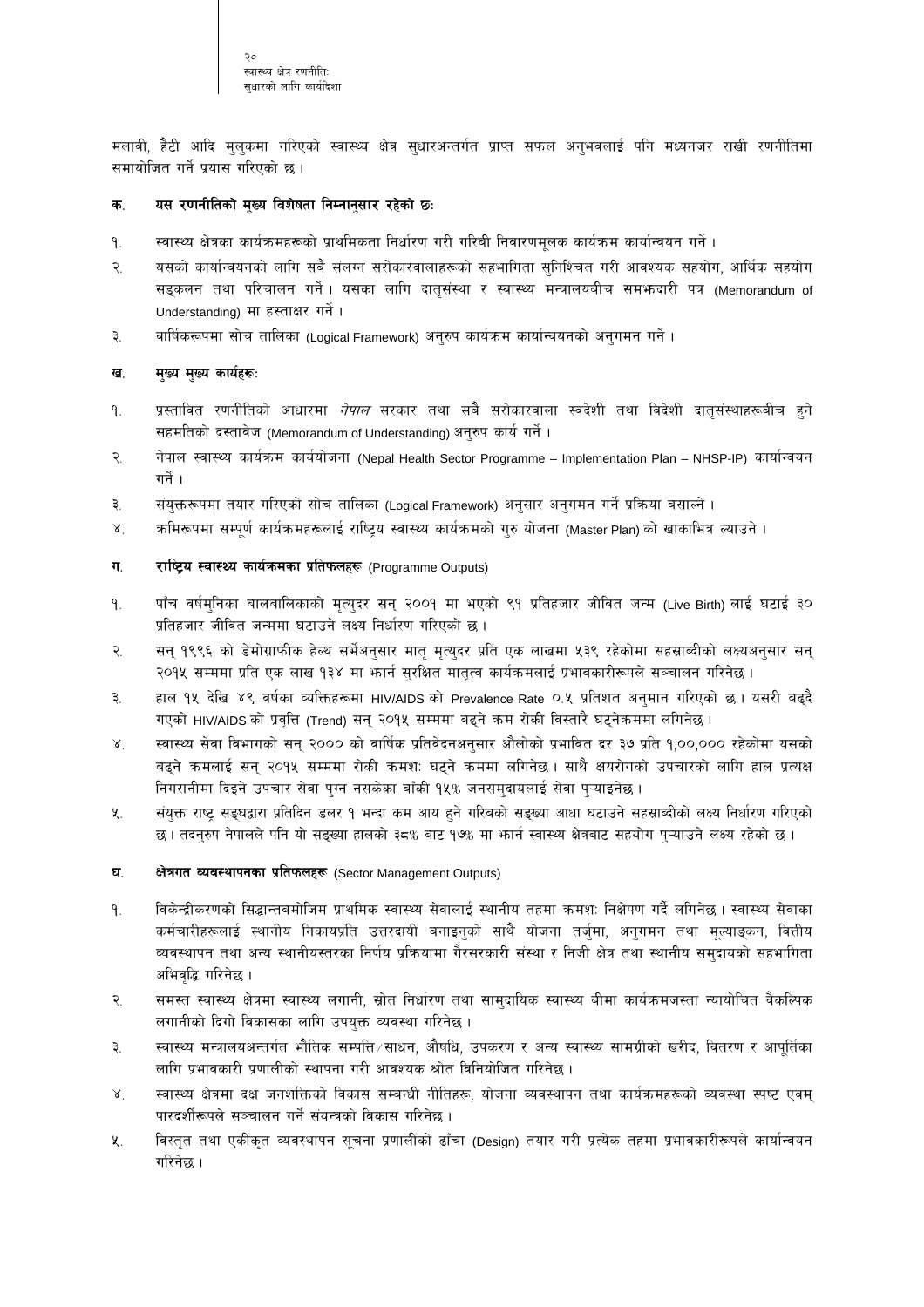मलावी, हैटी आदि मुलुकमा गरिएको स्वास्थ्य क्षेत्र सुधारअन्तर्गत प्राप्त सफल अनुभवलाई पनि मध्यनजर राखी रणनीतिमा समायोजित गर्ने प्रयास गरिएको छ ।

### क. यस रणनीतिको मुख्य विशेषता निम्नानुसार रहेको छः

१. स्वास्थ्य क्षेत्रका कार्यक्रमहरूको प्राथमिकता निर्धारण गरी गरिबी निवारणमूलक कार्यक्रम कार्यान्वयन गर्ने ।

२. यसको कार्यान्वयनको लागि सबै संलग्न सरोकारवालाहरूको सहभागिता सुनिश्चित गरी आवश्यक सहयोग, आर्थिक सहयोग सङ्कलन तथा परिचालन गर्ने । यसका लागि दातृसंस्था र स्वास्थ्य मन्त्रालयबीच समझदारी पत्र (Memorandum of Understanding) मा हस्ताक्षर गर्ने ।

३. वार्षिकरूपमा सोच तालिका (Logical Framework) अनुरुप कार्यक्रम कार्यान्वयनको अनुगमन गर्ने ।

### ख. मुख्य मुख्य कार्यहरूः

१. प्रस्तावित रणनीतिको आधारमा *नेपाल* सरकार तथा सबै सरोकारवाला स्वदेशी तथा विदेशी दातृसंस्थाहरूबीच हुने सहमतिको दस्तावेज (Memorandum of Understanding) अनुरुप कार्य गर्ने ।

२. नेपाल स्वास्थ्य कार्यक्रम कार्ययोजना (Nepal Health Sector Programme – Implementation Plan – NHSP-IP) कार्यान्वयन गर्ने ।

३. संयुक्तरूपमा तयार गरिएको सोच तालिका (Logical Framework) अनुसार अनुगमन गर्ने प्रक्रिया बसाल्ने ।

४. क्रमिकरूपमा सम्पूर्ण कार्यक्रमहरूलाई राष्ट्रिय स्वास्थ्य कार्यक्रमको गुरु योजना (Master Plan) को खाकाभित्र ल्याउने ।

### ग. राष्ट्रिय स्वास्थ्य कार्यक्रमका प्रतिफलहरू (Programme Outputs)

१. पाँच वर्षमुनिका बालबालिकाको मृत्युदर सन् २००१ मा भएको ९१ प्रतिहजार जीवित जन्म (Live Birth) लाई घटाई ३० प्रतिहजार जीवित जन्ममा घटाउने लक्ष्य निर्धारण गरिएको छ ।

२. सन् १९९६ को डेमोग्राफीक हेल्थ सर्भेअनुसार मातृ मृत्युदर प्रति एक लाखमा ५३९ रहेकोमा सहस्राब्दीको लक्ष्यअनुसार सन् २०१५ सम्ममा प्रति एक लाख १३४ मा झार्न सुरक्षित मातृत्व कार्यक्रमलाई प्रभावकारीरूपले सञ्चालन गरिनेछ ।

३. हाल १५ देखि ४९ वर्षका व्यक्तिहरूमा HIV/AIDS को Prevalence Rate ०.५ प्रतिशत अनुमान गरिएको छ । यसरी बढ्दै गएको HIV/AIDS को प्रवृत्ति (Trend) सन् २०१५ सम्ममा बढ्ने क्रम रोकी विस्तारै घट्नेक्रममा लगिनेछ ।

४. स्वास्थ्य सेवा विभागको सन् २००० को वार्षिक प्रतिवेदनअनुसार औलोको प्रभावित दर ३७ प्रति १,००,००० रहेकोमा यसको बढ्ने क्रमलाई सन् २०१५ सम्ममा रोकी क्रमशः घट्ने क्रममा लगिनेछ । साथै क्षयरोगको उपचारको लागि हाल प्रत्यक्ष निगरानीमा दिइने उपचार सेवा पुग्न नसकेका बाँकी १५% जनसमुदायलाई सेवा पुऱ्याइनेछ ।

५. संयुक्त राष्ट्र सङ्घद्वारा प्रतिदिन डलर १ भन्दा कम आय हुने गरिबको सङ्ख्या आधा घटाउने सहस्राब्दीको लक्ष्य निर्धारण गरिएको छ । तदनुरुप नेपालले पनि यो सङ्ख्या हालको ३८% बाट १७% मा झार्न स्वास्थ्य क्षेत्रबाट सहयोग पुऱ्याउने लक्ष्य रहेको छ ।

### घ. क्षेत्रगत व्यवस्थापनका प्रतिफलहरू (Sector Management Outputs)

१. विकेन्द्रीकरणको सिद्धान्तबमोजिम प्राथमिक स्वास्थ्य सेवालाई स्थानीय तहमा क्रमशः निक्षेपण गर्दै लगिनेछ । स्वास्थ्य सेवाका कर्मचारीहरूलाई स्थानीय निकायप्रति उत्तरदायी बनाइनुको साथै योजना तर्जुमा, अनुगमन तथा मूल्याङ्कन, वित्तीय व्यवस्थापन तथा अन्य स्थानीयस्तरका निर्णय प्रक्रियामा गैरसरकारी संस्था र निजी क्षेत्र तथा स्थानीय समुदायको सहभागिता अभिवृद्धि गरिनेछ ।

२. समस्त स्वास्थ्य क्षेत्रमा स्वास्थ्य लगानी, स्रोत निर्धारण तथा सामुदायिक स्वास्थ्य बीमा कार्यक्रमजस्ता न्यायोचित वैकल्पिक लगानीको दिगो विकासका लागि उपयुक्त व्यवस्था गरिनेछ ।

३. स्वास्थ्य मन्त्रालयअन्तर्गत भौतिक सम्पत्ति/साधन, औषधि, उपकरण र अन्य स्वास्थ्य सामग्रीको खरीद, वितरण र आपूर्तिका लागि प्रभावकारी प्रणालीको स्थापना गरी आवश्यक श्रोत विनियोजित गरिनेछ ।

४. स्वास्थ्य क्षेत्रमा दक्ष जनशक्तिको विकास सम्बन्धी नीतिहरू, योजना व्यवस्थापन तथा कार्यक्रमहरूको व्यवस्था स्पष्ट एवम् पारदर्शीरूपले सञ्चालन गर्ने संयन्त्रको विकास गरिनेछ ।

५. विस्तृत तथा एकीकृत व्यवस्थापन सूचना प्रणालीको ढाँचा (Design) तयार गरी प्रत्येक तहमा प्रभावकारीरूपले कार्यान्वयन गरिनेछ ।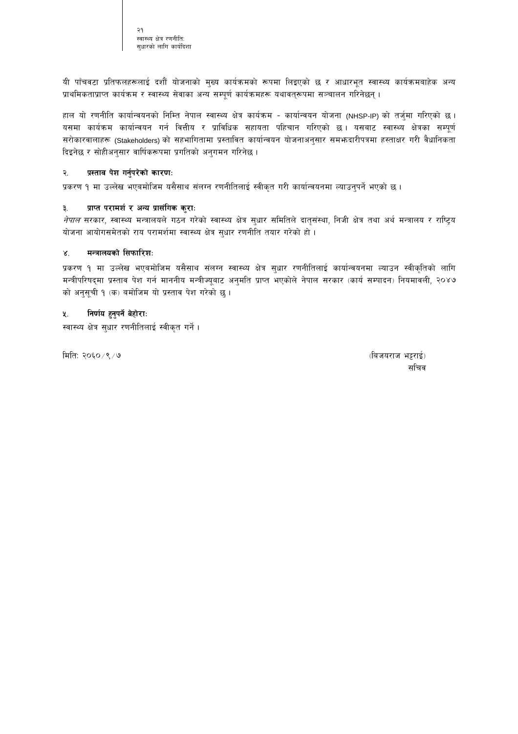यी पाँचवटा प्रतिफलहरूलाई दशौं योजनाको मुख्य कार्यक्रमको रूपमा लिइएको छ र आधारभूत स्वास्थ्य कार्यक्रमबाहेक अन्य प्राथमिकताप्राप्त कार्यक्रम र स्वास्थ्य सेवाका अन्य सम्पूर्ण कार्यक्रमहरू यथावत्‌रूपमा सञ्चालन गरिनेछन् ।

हाल यो रणनीति कार्यान्वयनको निम्ति नेपाल स्वास्थ्य क्षेत्र कार्यक्रम - कार्यान्वयन योजना (NHSP-IP) को तर्जुमा गरिएको छ । यसमा कार्यक्रम कार्यान्वयन गर्न वित्तीय र प्राविधिक सहायता पहिचान गरिएको छ । यसबाट स्वास्थ्य क्षेत्रका सम्पूर्ण सरोकारवालाहरू (Stakeholders) को सहभागितामा प्रस्तावित कार्यान्वयन योजनाअनुसार समझदारीपत्रमा हस्ताक्षर गरी वैधानिकता दिइनेछ र सोहीअनुसार वार्षिकरूपमा प्रगतिको अनुगमन गरिनेछ ।

### २. प्रस्ताव पेश गर्नुपरेको कारणः

प्रकरण १ मा उल्लेख भएबमोजिम यसैसाथ संलग्न रणनीतिलाई स्वीकृत गरी कार्यान्वयनमा ल्याउनुपर्ने भएको छ ।

### ३. प्राप्त परामर्श र अन्य प्रासंगिक कुराः

*नेपाल* सरकार, स्वास्थ्य मन्त्रालयले गठन गरेको स्वास्थ्य क्षेत्र सुधार समितिले दातृसंस्था, निजी क्षेत्र तथा अर्थ मन्त्रालय र राष्ट्रिय योजना आयोगसमेतको राय परामर्शमा स्वास्थ्य क्षेत्र सुधार रणनीति तयार गरेको हो ।

### ४. मन्त्रालयको सिफारिशः

प्रकरण १ मा उल्लेख भएबमोजिम यसैसाथ संलग्न स्वास्थ्य क्षेत्र सुधार रणनीतिलाई कार्यान्वयनमा ल्याउन स्वीकृतिको लागि मन्त्रीपरिषद्मा प्रस्ताव पेश गर्न माननीय मन्त्रीज्यूबाट अनुमति प्राप्त भएकोले नेपाल सरकार (कार्य सम्पादन) नियमावली, २०४७ को अनुसूची १ (क) बमोजिम यो प्रस्ताव पेश गरेको छु ।

### ५. निर्णय हुनुपर्ने बेहोराः

स्वास्थ्य क्षेत्र सुधार रणनीतिलाई स्वीकृत गर्ने ।

मितिः २०६०/९/७

(विजयराज भट्टराई)
सचिव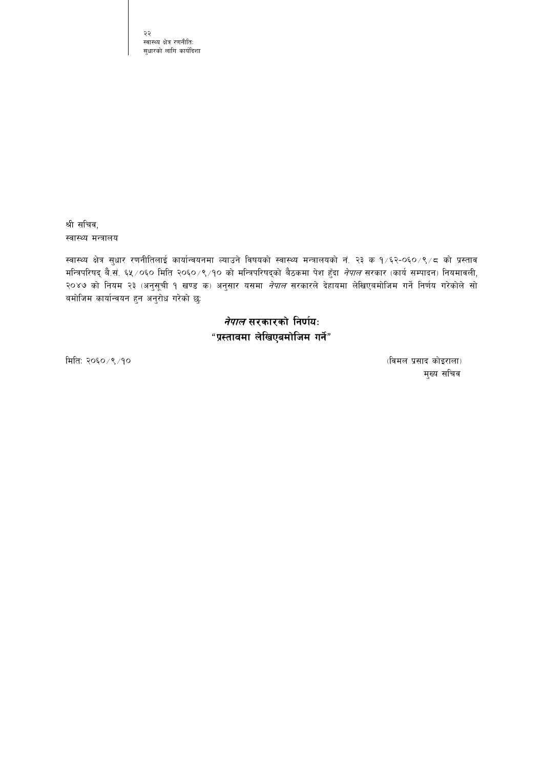श्री सचिव,
स्वास्थ्य मन्त्रालय

स्वास्थ्य क्षेत्र सुधार रणनीतिलाई कार्यान्वयनमा ल्याउने विषयको स्वास्थ्य मन्त्रालयको नं. २३ क १/६२-०६०/९/८ को प्रस्ताव मन्त्रिपरिषद् बै.सं. ६५/०६० मिति २०६०/९/१० को मन्त्रिपरिषद्को बैठकमा पेश हुँदा *नेपाल* सरकार (कार्य सम्पादन) नियमावली, २०४७ को नियम २३ (अनुसूची १ खण्ड क) अनुसार यसमा *नेपाल* सरकारले देहायमा लेखिएबमोजिम गर्ने निर्णय गरेकोले सो बमोजिम कार्यान्वयन हुन अनुरोध गरेको छु:

**_नेपाल_ सरकारको निर्णयः**
**"प्रस्तावमा लेखिएबमोजिम गर्ने"**

मिति: २०६०/९/१०

(विमल प्रसाद कोइराला)
मुख्य सचिव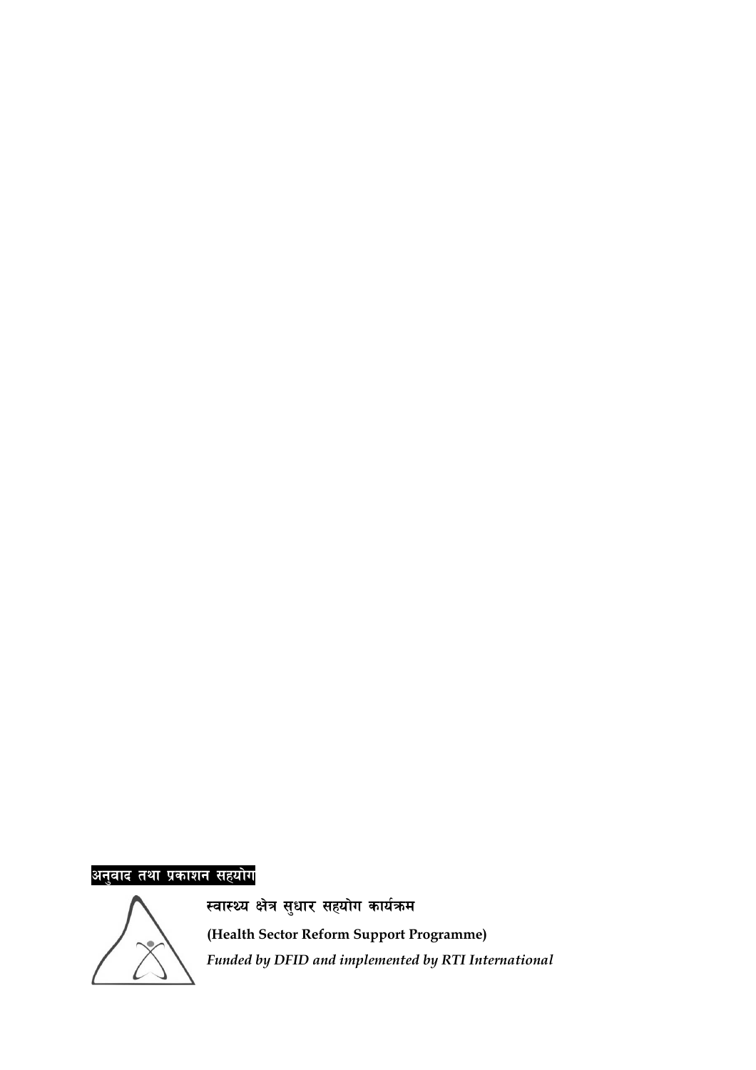**अनुवाद तथा प्रकाशन सहयोग**

स्वास्थ्य क्षेत्र सुधार सहयोग कार्यक्रम

**(Health Sector Reform Support Programme)**

*Funded by DFID and implemented by RTI International*